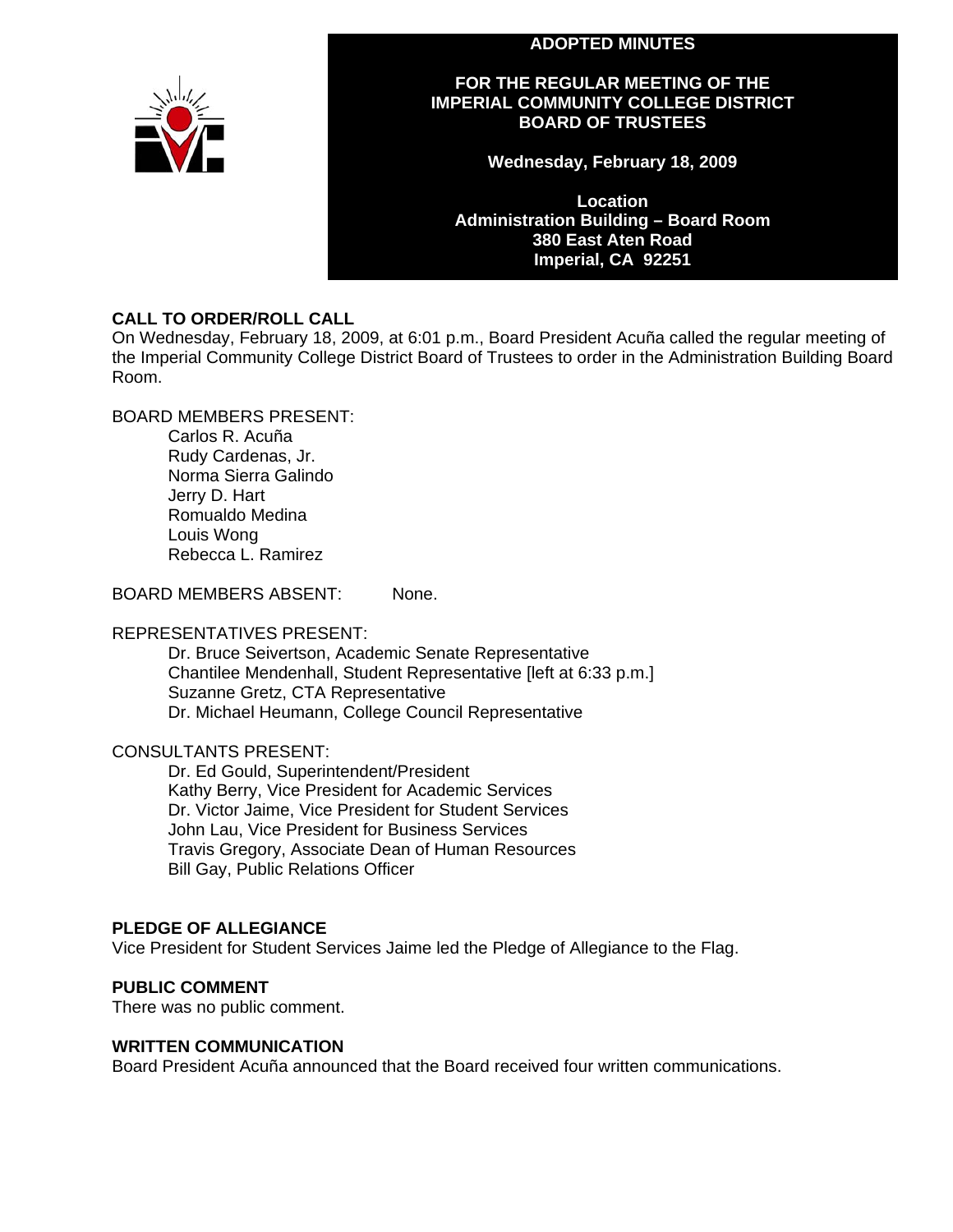# ADOPTED MINUTES

## FOR THE REGULAR MEETING OF THE IMPERIAL COMMUNITY COLLEGE DISTRICT BOARD OF TRUSTEES

**Wednesday, February 18, 2009**

**Location**
**Administration Building – Board Room**
**380 East Aten Road**
**Imperial, CA 92251**

### CALL TO ORDER/ROLL CALL

On Wednesday, February 18, 2009, at 6:01 p.m., Board President Acuña called the regular meeting of the Imperial Community College District Board of Trustees to order in the Administration Building Board Room.

BOARD MEMBERS PRESENT:

- Carlos R. Acuña
- Rudy Cardenas, Jr.
- Norma Sierra Galindo
- Jerry D. Hart
- Romualdo Medina
- Louis Wong
- Rebecca L. Ramirez

BOARD MEMBERS ABSENT: None.

REPRESENTATIVES PRESENT:

- Dr. Bruce Seivertson, Academic Senate Representative
- Chantilee Mendenhall, Student Representative [left at 6:33 p.m.]
- Suzanne Gretz, CTA Representative
- Dr. Michael Heumann, College Council Representative

CONSULTANTS PRESENT:

- Dr. Ed Gould, Superintendent/President
- Kathy Berry, Vice President for Academic Services
- Dr. Victor Jaime, Vice President for Student Services
- John Lau, Vice President for Business Services
- Travis Gregory, Associate Dean of Human Resources
- Bill Gay, Public Relations Officer

### PLEDGE OF ALLEGIANCE

Vice President for Student Services Jaime led the Pledge of Allegiance to the Flag.

### PUBLIC COMMENT

There was no public comment.

### WRITTEN COMMUNICATION

Board President Acuña announced that the Board received four written communications.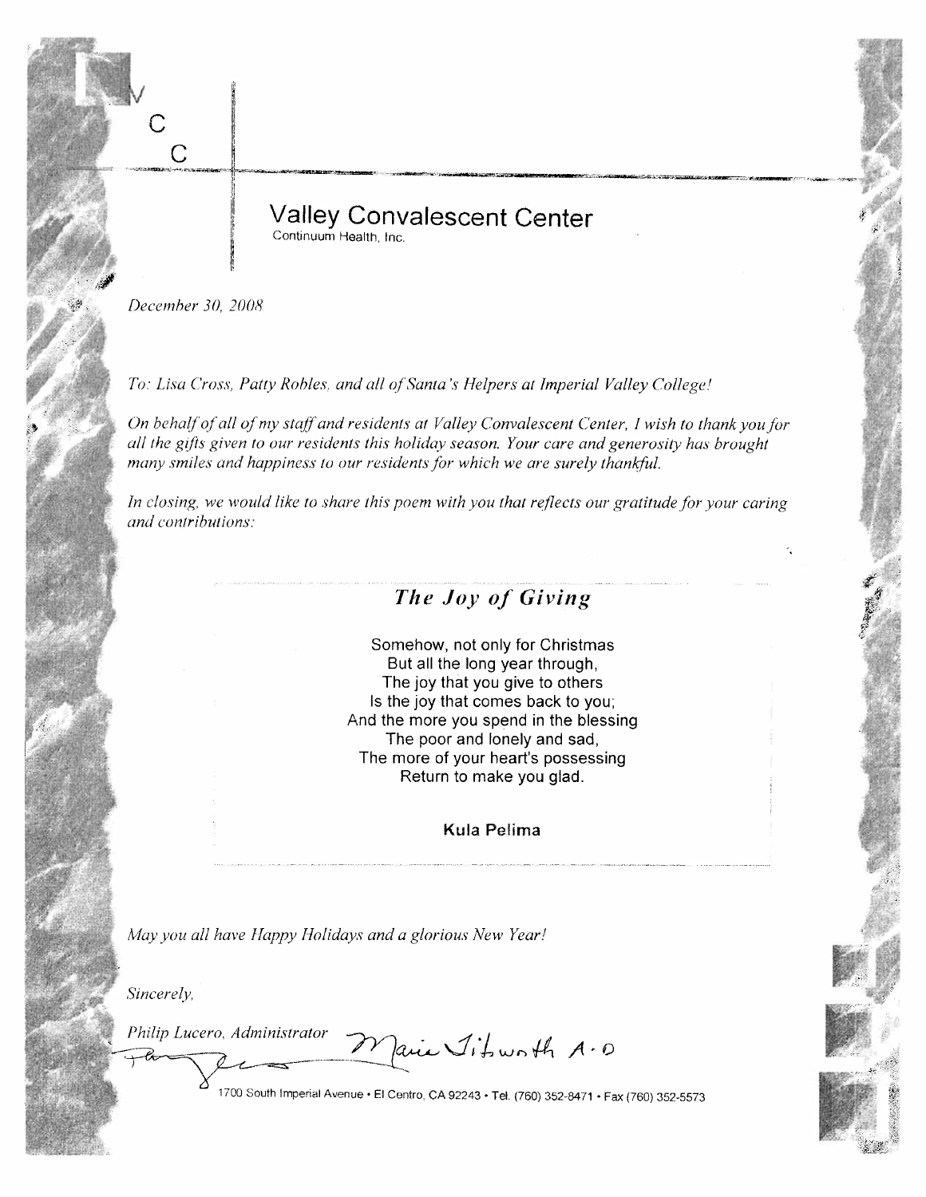V
C
C

# Valley Convalescent Center

Continuum Health, Inc.

*December 30, 2008*

*To: Lisa Cross, Patty Robles, and all of Santa's Helpers at Imperial Valley College!*

*On behalf of all of my staff and residents at Valley Convalescent Center, I wish to thank you for all the gifts given to our residents this holiday season. Your care and generosity has brought many smiles and happiness to our residents for which we are surely thankful.*

*In closing, we would like to share this poem with you that reflects our gratitude for your caring and contributions:*

## *The Joy of Giving*

Somehow, not only for Christmas
But all the long year through,
The joy that you give to others
Is the joy that comes back to you;
And the more you spend in the blessing
The poor and lonely and sad,
The more of your heart's possessing
Return to make you glad.

**Kula Pelima**

*May you all have Happy Holidays and a glorious New Year!*

*Sincerely,*

*Philip Lucero, Administrator*

Marie Titsworth A.D

1700 South Imperial Avenue • El Centro, CA 92243 • Tel. (760) 352-8471 • Fax (760) 352-5573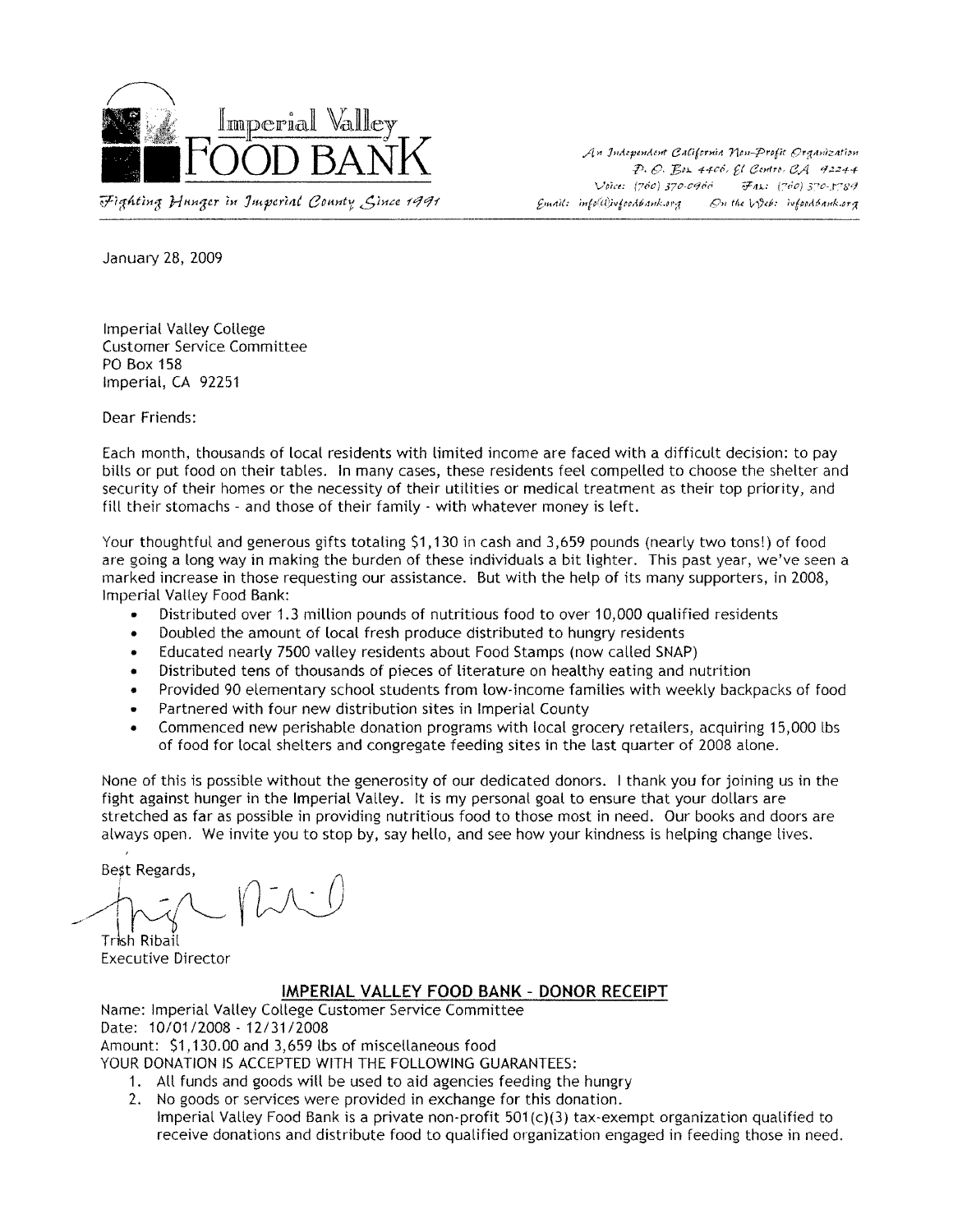# Imperial Valley FOOD BANK

*Fighting Hunger in Imperial County Since 1991*

*An Independent California Non-Profit Organization*
*P. O. Box 4406, El Centro, CA 92244*
*Voice: (760) 370-0966 Fax: (760) 370-3789*
*Email: info@ivfoodbank.org On the Web: ivfoodbank.org*

January 28, 2009

Imperial Valley College
Customer Service Committee
PO Box 158
Imperial, CA 92251

Dear Friends:

Each month, thousands of local residents with limited income are faced with a difficult decision: to pay bills or put food on their tables. In many cases, these residents feel compelled to choose the shelter and security of their homes or the necessity of their utilities or medical treatment as their top priority, and fill their stomachs - and those of their family - with whatever money is left.

Your thoughtful and generous gifts totaling $1,130 in cash and 3,659 pounds (nearly two tons!) of food are going a long way in making the burden of these individuals a bit lighter. This past year, we've seen a marked increase in those requesting our assistance. But with the help of its many supporters, in 2008, Imperial Valley Food Bank:

- Distributed over 1.3 million pounds of nutritious food to over 10,000 qualified residents
- Doubled the amount of local fresh produce distributed to hungry residents
- Educated nearly 7500 valley residents about Food Stamps (now called SNAP)
- Distributed tens of thousands of pieces of literature on healthy eating and nutrition
- Provided 90 elementary school students from low-income families with weekly backpacks of food
- Partnered with four new distribution sites in Imperial County
- Commenced new perishable donation programs with local grocery retailers, acquiring 15,000 lbs of food for local shelters and congregate feeding sites in the last quarter of 2008 alone.

None of this is possible without the generosity of our dedicated donors. I thank you for joining us in the fight against hunger in the Imperial Valley. It is my personal goal to ensure that your dollars are stretched as far as possible in providing nutritious food to those most in need. Our books and doors are always open. We invite you to stop by, say hello, and see how your kindness is helping change lives.

Best Regards,

Trish Ribail
Executive Director

## IMPERIAL VALLEY FOOD BANK - DONOR RECEIPT

Name: Imperial Valley College Customer Service Committee
Date: 10/01/2008 - 12/31/2008
Amount: $1,130.00 and 3,659 lbs of miscellaneous food
YOUR DONATION IS ACCEPTED WITH THE FOLLOWING GUARANTEES:

1. All funds and goods will be used to aid agencies feeding the hungry
2. No goods or services were provided in exchange for this donation.
   Imperial Valley Food Bank is a private non-profit 501(c)(3) tax-exempt organization qualified to receive donations and distribute food to qualified organization engaged in feeding those in need.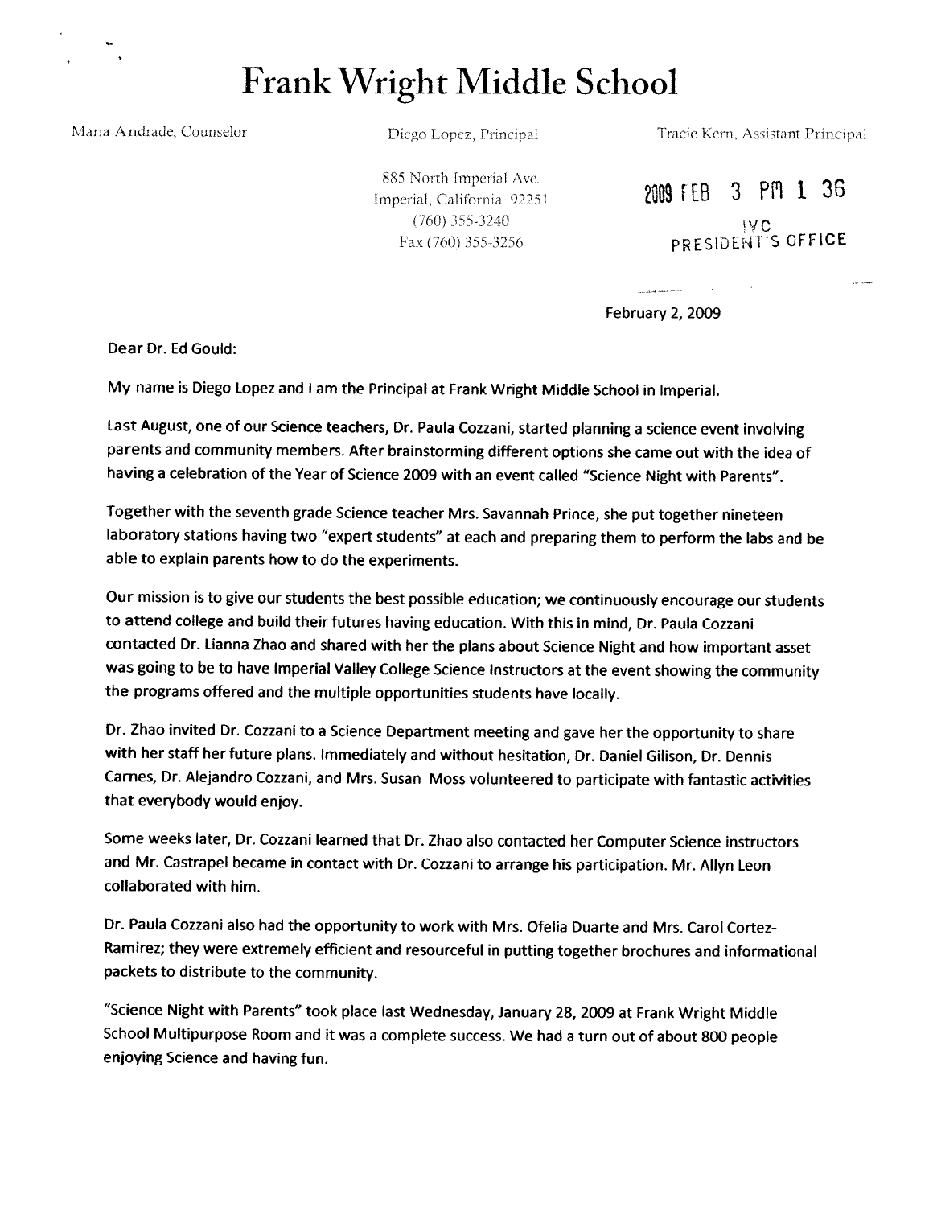# Frank Wright Middle School

Maria Andrade, Counselor

Diego Lopez, Principal

Tracie Kern, Assistant Principal

885 North Imperial Ave.
Imperial, California 92251
(760) 355-3240
Fax (760) 355-3256

2009 FEB 3 PM 1 36
IVC
PRESIDENT'S OFFICE

February 2, 2009

Dear Dr. Ed Gould:

My name is Diego Lopez and I am the Principal at Frank Wright Middle School in Imperial.

Last August, one of our Science teachers, Dr. Paula Cozzani, started planning a science event involving parents and community members. After brainstorming different options she came out with the idea of having a celebration of the Year of Science 2009 with an event called "Science Night with Parents".

Together with the seventh grade Science teacher Mrs. Savannah Prince, she put together nineteen laboratory stations having two "expert students" at each and preparing them to perform the labs and be able to explain parents how to do the experiments.

Our mission is to give our students the best possible education; we continuously encourage our students to attend college and build their futures having education. With this in mind, Dr. Paula Cozzani contacted Dr. Lianna Zhao and shared with her the plans about Science Night and how important asset was going to be to have Imperial Valley College Science Instructors at the event showing the community the programs offered and the multiple opportunities students have locally.

Dr. Zhao invited Dr. Cozzani to a Science Department meeting and gave her the opportunity to share with her staff her future plans. Immediately and without hesitation, Dr. Daniel Gilison, Dr. Dennis Carnes, Dr. Alejandro Cozzani, and Mrs. Susan Moss volunteered to participate with fantastic activities that everybody would enjoy.

Some weeks later, Dr. Cozzani learned that Dr. Zhao also contacted her Computer Science instructors and Mr. Castrapel became in contact with Dr. Cozzani to arrange his participation. Mr. Allyn Leon collaborated with him.

Dr. Paula Cozzani also had the opportunity to work with Mrs. Ofelia Duarte and Mrs. Carol Cortez-Ramirez; they were extremely efficient and resourceful in putting together brochures and informational packets to distribute to the community.

"Science Night with Parents" took place last Wednesday, January 28, 2009 at Frank Wright Middle School Multipurpose Room and it was a complete success. We had a turn out of about 800 people enjoying Science and having fun.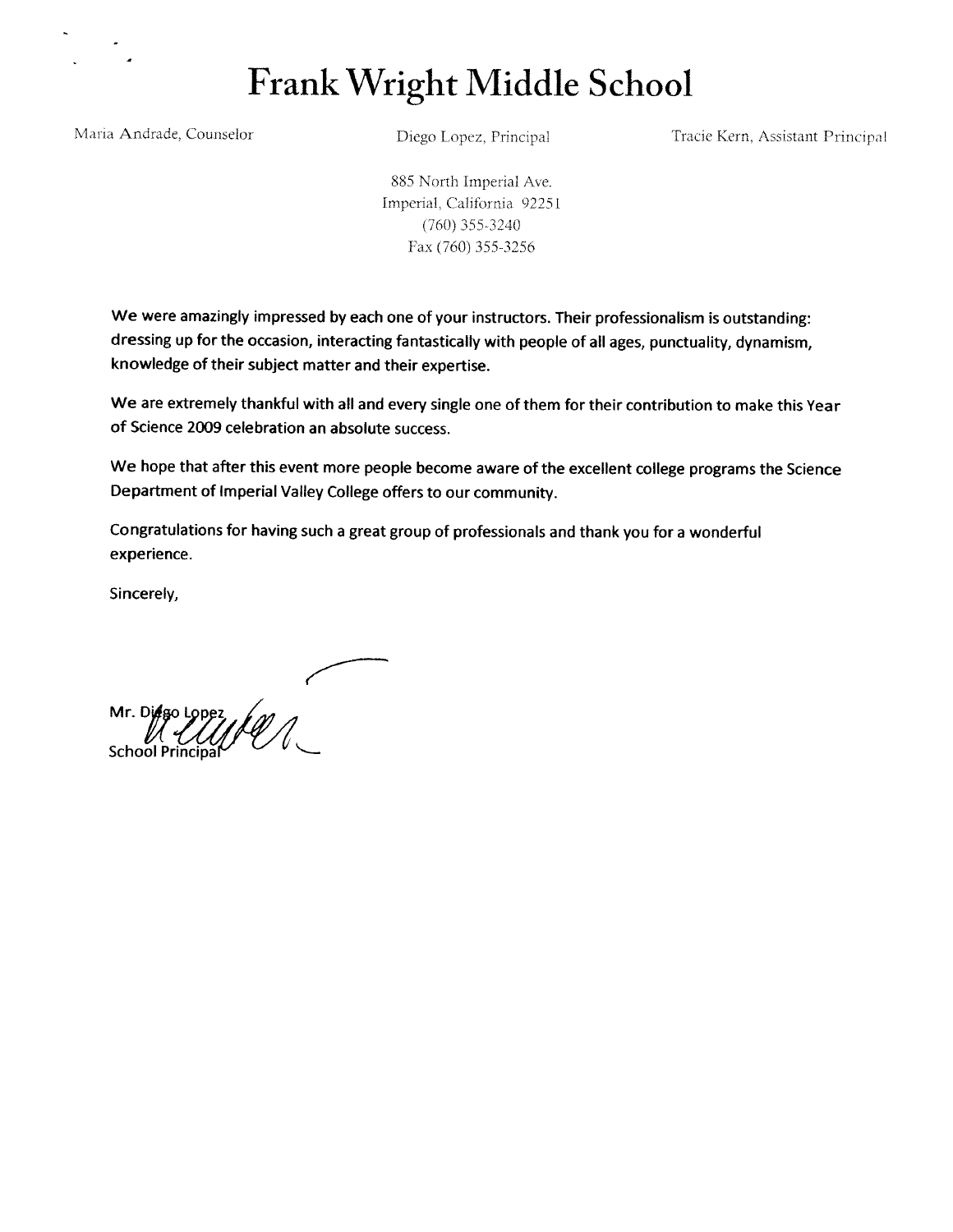# Frank Wright Middle School

Maria Andrade, Counselor

Diego Lopez, Principal

Tracie Kern, Assistant Principal

885 North Imperial Ave.
Imperial, California 92251
(760) 355-3240
Fax (760) 355-3256

**We were amazingly impressed by each one of your instructors. Their professionalism is outstanding: dressing up for the occasion, interacting fantastically with people of all ages, punctuality, dynamism, knowledge of their subject matter and their expertise.**

**We are extremely thankful with all and every single one of them for their contribution to make this Year of Science 2009 celebration an absolute success.**

We hope that after this event more people become aware of the excellent college programs the Science Department of Imperial Valley College offers to our community.

Congratulations for having such a great group of professionals and thank you for a wonderful experience.

Sincerely,

Mr. Diego Lopez
School Principal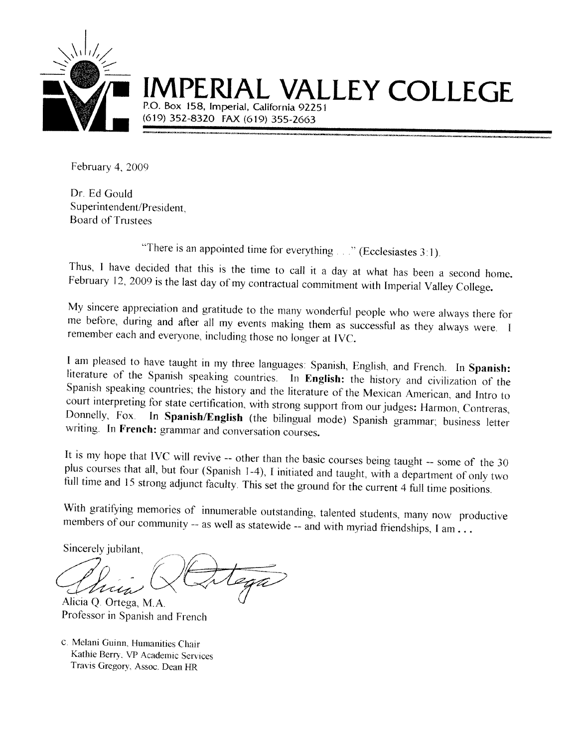# IMPERIAL VALLEY COLLEGE

P.O. Box 158, Imperial, California 92251
(619) 352-8320 FAX (619) 355-2663

February 4, 2009

Dr. Ed Gould
Superintendent/President,
Board of Trustees

"There is an appointed time for everything . . ." (Ecclesiastes 3:1).

Thus, I have decided that this is the time to call it a day at what has been a second home. February 12, 2009 is the last day of my contractual commitment with Imperial Valley College.

My sincere appreciation and gratitude to the many wonderful people who were always there for me before, during and after all my events making them as successful as they always were. I remember each and everyone, including those no longer at IVC.

I am pleased to have taught in my three languages: Spanish, English, and French. In **Spanish:** literature of the Spanish speaking countries. In **English:** the history and civilization of the Spanish speaking countries; the history and the literature of the Mexican American, and Intro to court interpreting for state certification, with strong support from our judges: Harmon, Contreras, Donnelly, Fox. In **Spanish/English** (the bilingual mode) Spanish grammar; business letter writing. In **French:** grammar and conversation courses.

It is my hope that IVC will revive -- other than the basic courses being taught -- some of the 30 plus courses that all, but four (Spanish 1-4), I initiated and taught, with a department of only two full time and 15 strong adjunct faculty. This set the ground for the current 4 full time positions.

With gratifying memories of innumerable outstanding, talented students, many now productive members of our community -- as well as statewide -- and with myriad friendships, I am **. . .**

Sincerely jubilant,

Alicia Q. Ortega, M.A.
Professor in Spanish and French

c. Melani Guinn, Humanities Chair
Kathie Berry, VP Academic Services
Travis Gregory, Assoc. Dean HR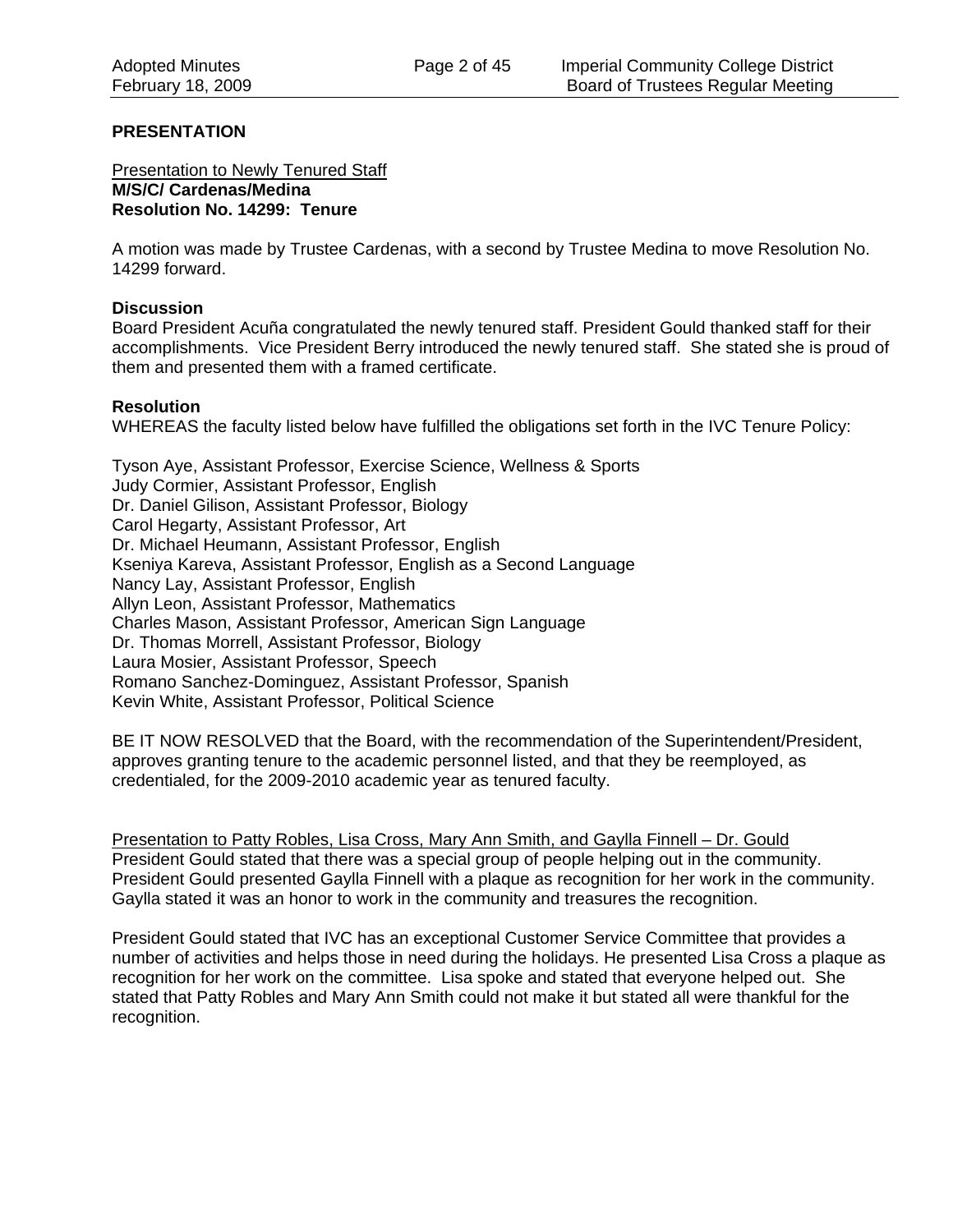## PRESENTATION

Presentation to Newly Tenured Staff
**M/S/C/ Cardenas/Medina**
**Resolution No. 14299: Tenure**

A motion was made by Trustee Cardenas, with a second by Trustee Medina to move Resolution No. 14299 forward.

**Discussion**
Board President Acuña congratulated the newly tenured staff. President Gould thanked staff for their accomplishments. Vice President Berry introduced the newly tenured staff. She stated she is proud of them and presented them with a framed certificate.

**Resolution**
WHEREAS the faculty listed below have fulfilled the obligations set forth in the IVC Tenure Policy:

Tyson Aye, Assistant Professor, Exercise Science, Wellness & Sports
Judy Cormier, Assistant Professor, English
Dr. Daniel Gilison, Assistant Professor, Biology
Carol Hegarty, Assistant Professor, Art
Dr. Michael Heumann, Assistant Professor, English
Kseniya Kareva, Assistant Professor, English as a Second Language
Nancy Lay, Assistant Professor, English
Allyn Leon, Assistant Professor, Mathematics
Charles Mason, Assistant Professor, American Sign Language
Dr. Thomas Morrell, Assistant Professor, Biology
Laura Mosier, Assistant Professor, Speech
Romano Sanchez-Dominguez, Assistant Professor, Spanish
Kevin White, Assistant Professor, Political Science

BE IT NOW RESOLVED that the Board, with the recommendation of the Superintendent/President, approves granting tenure to the academic personnel listed, and that they be reemployed, as credentialed, for the 2009-2010 academic year as tenured faculty.

Presentation to Patty Robles, Lisa Cross, Mary Ann Smith, and Gaylla Finnell – Dr. Gould
President Gould stated that there was a special group of people helping out in the community. President Gould presented Gaylla Finnell with a plaque as recognition for her work in the community. Gaylla stated it was an honor to work in the community and treasures the recognition.

President Gould stated that IVC has an exceptional Customer Service Committee that provides a number of activities and helps those in need during the holidays. He presented Lisa Cross a plaque as recognition for her work on the committee. Lisa spoke and stated that everyone helped out. She stated that Patty Robles and Mary Ann Smith could not make it but stated all were thankful for the recognition.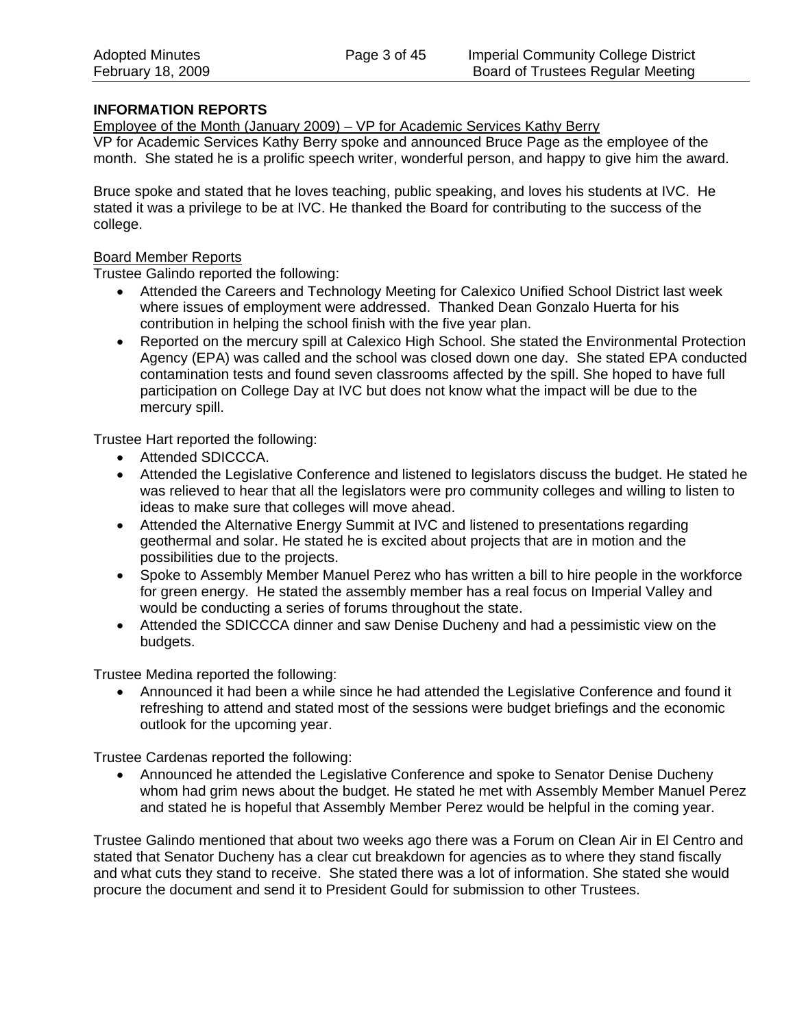## INFORMATION REPORTS

Employee of the Month (January 2009) – VP for Academic Services Kathy Berry

VP for Academic Services Kathy Berry spoke and announced Bruce Page as the employee of the month. She stated he is a prolific speech writer, wonderful person, and happy to give him the award.

Bruce spoke and stated that he loves teaching, public speaking, and loves his students at IVC. He stated it was a privilege to be at IVC. He thanked the Board for contributing to the success of the college.

Board Member Reports

Trustee Galindo reported the following:

- Attended the Careers and Technology Meeting for Calexico Unified School District last week where issues of employment were addressed. Thanked Dean Gonzalo Huerta for his contribution in helping the school finish with the five year plan.
- Reported on the mercury spill at Calexico High School. She stated the Environmental Protection Agency (EPA) was called and the school was closed down one day. She stated EPA conducted contamination tests and found seven classrooms affected by the spill. She hoped to have full participation on College Day at IVC but does not know what the impact will be due to the mercury spill.

Trustee Hart reported the following:

- Attended SDICCCA.
- Attended the Legislative Conference and listened to legislators discuss the budget. He stated he was relieved to hear that all the legislators were pro community colleges and willing to listen to ideas to make sure that colleges will move ahead.
- Attended the Alternative Energy Summit at IVC and listened to presentations regarding geothermal and solar. He stated he is excited about projects that are in motion and the possibilities due to the projects.
- Spoke to Assembly Member Manuel Perez who has written a bill to hire people in the workforce for green energy. He stated the assembly member has a real focus on Imperial Valley and would be conducting a series of forums throughout the state.
- Attended the SDICCCA dinner and saw Denise Ducheny and had a pessimistic view on the budgets.

Trustee Medina reported the following:

- Announced it had been a while since he had attended the Legislative Conference and found it refreshing to attend and stated most of the sessions were budget briefings and the economic outlook for the upcoming year.

Trustee Cardenas reported the following:

- Announced he attended the Legislative Conference and spoke to Senator Denise Ducheny whom had grim news about the budget. He stated he met with Assembly Member Manuel Perez and stated he is hopeful that Assembly Member Perez would be helpful in the coming year.

Trustee Galindo mentioned that about two weeks ago there was a Forum on Clean Air in El Centro and stated that Senator Ducheny has a clear cut breakdown for agencies as to where they stand fiscally and what cuts they stand to receive. She stated there was a lot of information. She stated she would procure the document and send it to President Gould for submission to other Trustees.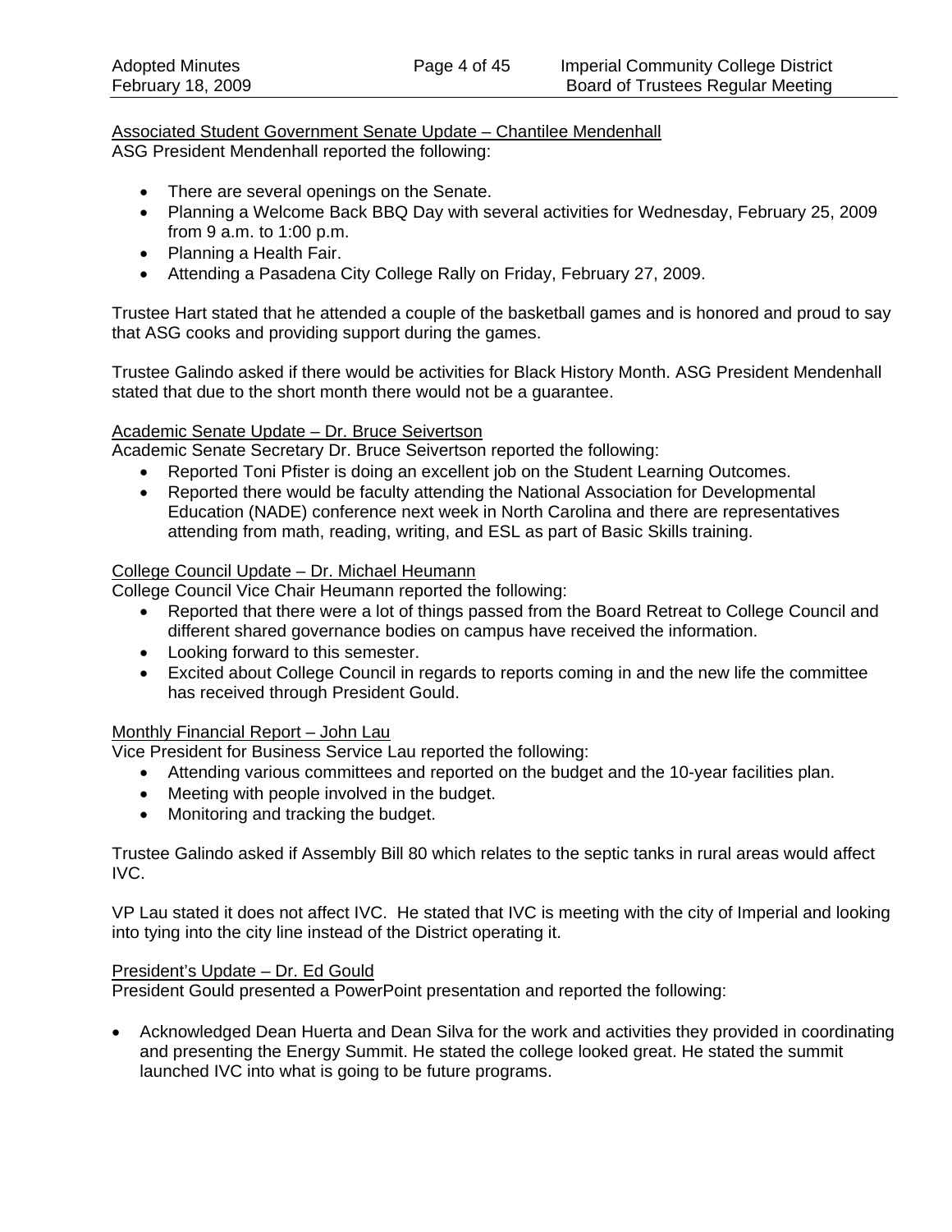Associated Student Government Senate Update – Chantilee Mendenhall

ASG President Mendenhall reported the following:

- There are several openings on the Senate.
- Planning a Welcome Back BBQ Day with several activities for Wednesday, February 25, 2009 from 9 a.m. to 1:00 p.m.
- Planning a Health Fair.
- Attending a Pasadena City College Rally on Friday, February 27, 2009.

Trustee Hart stated that he attended a couple of the basketball games and is honored and proud to say that ASG cooks and providing support during the games.

Trustee Galindo asked if there would be activities for Black History Month. ASG President Mendenhall stated that due to the short month there would not be a guarantee.

Academic Senate Update – Dr. Bruce Seivertson

Academic Senate Secretary Dr. Bruce Seivertson reported the following:

- Reported Toni Pfister is doing an excellent job on the Student Learning Outcomes.
- Reported there would be faculty attending the National Association for Developmental Education (NADE) conference next week in North Carolina and there are representatives attending from math, reading, writing, and ESL as part of Basic Skills training.

College Council Update – Dr. Michael Heumann

College Council Vice Chair Heumann reported the following:

- Reported that there were a lot of things passed from the Board Retreat to College Council and different shared governance bodies on campus have received the information.
- Looking forward to this semester.
- Excited about College Council in regards to reports coming in and the new life the committee has received through President Gould.

Monthly Financial Report – John Lau

Vice President for Business Service Lau reported the following:

- Attending various committees and reported on the budget and the 10-year facilities plan.
- Meeting with people involved in the budget.
- Monitoring and tracking the budget.

Trustee Galindo asked if Assembly Bill 80 which relates to the septic tanks in rural areas would affect IVC.

VP Lau stated it does not affect IVC. He stated that IVC is meeting with the city of Imperial and looking into tying into the city line instead of the District operating it.

President's Update – Dr. Ed Gould

President Gould presented a PowerPoint presentation and reported the following:

- Acknowledged Dean Huerta and Dean Silva for the work and activities they provided in coordinating and presenting the Energy Summit. He stated the college looked great. He stated the summit launched IVC into what is going to be future programs.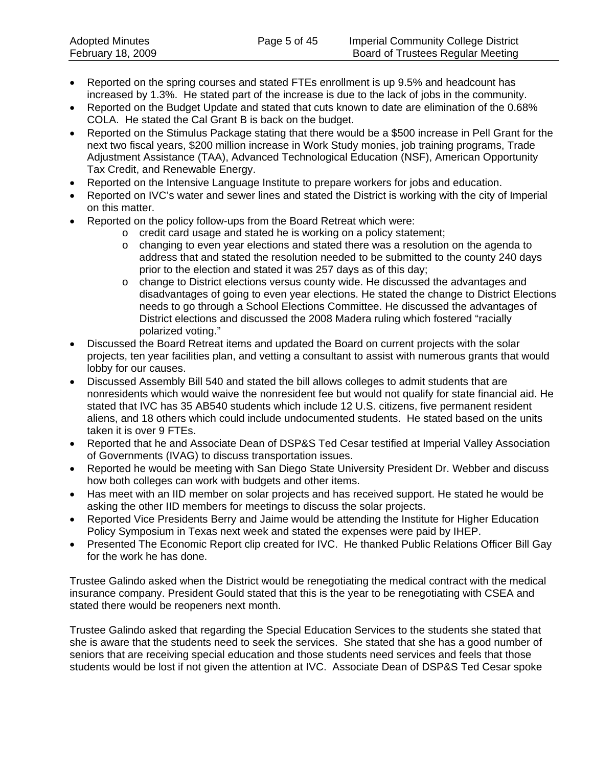- Reported on the spring courses and stated FTEs enrollment is up 9.5% and headcount has increased by 1.3%. He stated part of the increase is due to the lack of jobs in the community.
- Reported on the Budget Update and stated that cuts known to date are elimination of the 0.68% COLA. He stated the Cal Grant B is back on the budget.
- Reported on the Stimulus Package stating that there would be a $500 increase in Pell Grant for the next two fiscal years, $200 million increase in Work Study monies, job training programs, Trade Adjustment Assistance (TAA), Advanced Technological Education (NSF), American Opportunity Tax Credit, and Renewable Energy.
- Reported on the Intensive Language Institute to prepare workers for jobs and education.
- Reported on IVC's water and sewer lines and stated the District is working with the city of Imperial on this matter.
- Reported on the policy follow-ups from the Board Retreat which were:
    - credit card usage and stated he is working on a policy statement;
    - changing to even year elections and stated there was a resolution on the agenda to address that and stated the resolution needed to be submitted to the county 240 days prior to the election and stated it was 257 days as of this day;
    - change to District elections versus county wide. He discussed the advantages and disadvantages of going to even year elections. He stated the change to District Elections needs to go through a School Elections Committee. He discussed the advantages of District elections and discussed the 2008 Madera ruling which fostered "racially polarized voting."
- Discussed the Board Retreat items and updated the Board on current projects with the solar projects, ten year facilities plan, and vetting a consultant to assist with numerous grants that would lobby for our causes.
- Discussed Assembly Bill 540 and stated the bill allows colleges to admit students that are nonresidents which would waive the nonresident fee but would not qualify for state financial aid. He stated that IVC has 35 AB540 students which include 12 U.S. citizens, five permanent resident aliens, and 18 others which could include undocumented students. He stated based on the units taken it is over 9 FTEs.
- Reported that he and Associate Dean of DSP&S Ted Cesar testified at Imperial Valley Association of Governments (IVAG) to discuss transportation issues.
- Reported he would be meeting with San Diego State University President Dr. Webber and discuss how both colleges can work with budgets and other items.
- Has meet with an IID member on solar projects and has received support. He stated he would be asking the other IID members for meetings to discuss the solar projects.
- Reported Vice Presidents Berry and Jaime would be attending the Institute for Higher Education Policy Symposium in Texas next week and stated the expenses were paid by IHEP.
- Presented The Economic Report clip created for IVC. He thanked Public Relations Officer Bill Gay for the work he has done.

Trustee Galindo asked when the District would be renegotiating the medical contract with the medical insurance company. President Gould stated that this is the year to be renegotiating with CSEA and stated there would be reopeners next month.

Trustee Galindo asked that regarding the Special Education Services to the students she stated that she is aware that the students need to seek the services. She stated that she has a good number of seniors that are receiving special education and those students need services and feels that those students would be lost if not given the attention at IVC. Associate Dean of DSP&S Ted Cesar spoke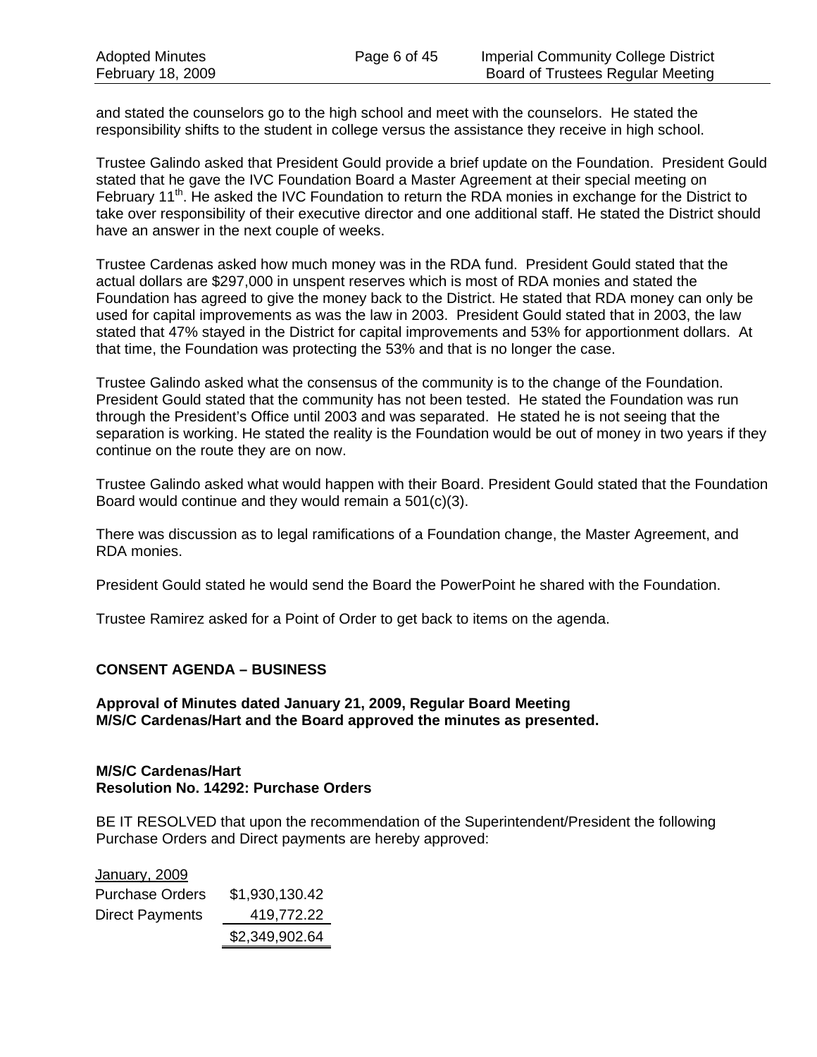and stated the counselors go to the high school and meet with the counselors. He stated the responsibility shifts to the student in college versus the assistance they receive in high school.

Trustee Galindo asked that President Gould provide a brief update on the Foundation. President Gould stated that he gave the IVC Foundation Board a Master Agreement at their special meeting on February 11th. He asked the IVC Foundation to return the RDA monies in exchange for the District to take over responsibility of their executive director and one additional staff. He stated the District should have an answer in the next couple of weeks.

Trustee Cardenas asked how much money was in the RDA fund. President Gould stated that the actual dollars are $297,000 in unspent reserves which is most of RDA monies and stated the Foundation has agreed to give the money back to the District. He stated that RDA money can only be used for capital improvements as was the law in 2003. President Gould stated that in 2003, the law stated that 47% stayed in the District for capital improvements and 53% for apportionment dollars. At that time, the Foundation was protecting the 53% and that is no longer the case.

Trustee Galindo asked what the consensus of the community is to the change of the Foundation. President Gould stated that the community has not been tested. He stated the Foundation was run through the President's Office until 2003 and was separated. He stated he is not seeing that the separation is working. He stated the reality is the Foundation would be out of money in two years if they continue on the route they are on now.

Trustee Galindo asked what would happen with their Board. President Gould stated that the Foundation Board would continue and they would remain a 501(c)(3).

There was discussion as to legal ramifications of a Foundation change, the Master Agreement, and RDA monies.

President Gould stated he would send the Board the PowerPoint he shared with the Foundation.

Trustee Ramirez asked for a Point of Order to get back to items on the agenda.

**CONSENT AGENDA – BUSINESS**

**Approval of Minutes dated January 21, 2009, Regular Board Meeting**
**M/S/C Cardenas/Hart and the Board approved the minutes as presented.**

**M/S/C Cardenas/Hart**
**Resolution No. 14292: Purchase Orders**

BE IT RESOLVED that upon the recommendation of the Superintendent/President the following Purchase Orders and Direct payments are hereby approved:

| January, 2009 | |
|---|---|
| Purchase Orders | $1,930,130.42 |
| Direct Payments | 419,772.22 |
| | $2,349,902.64 |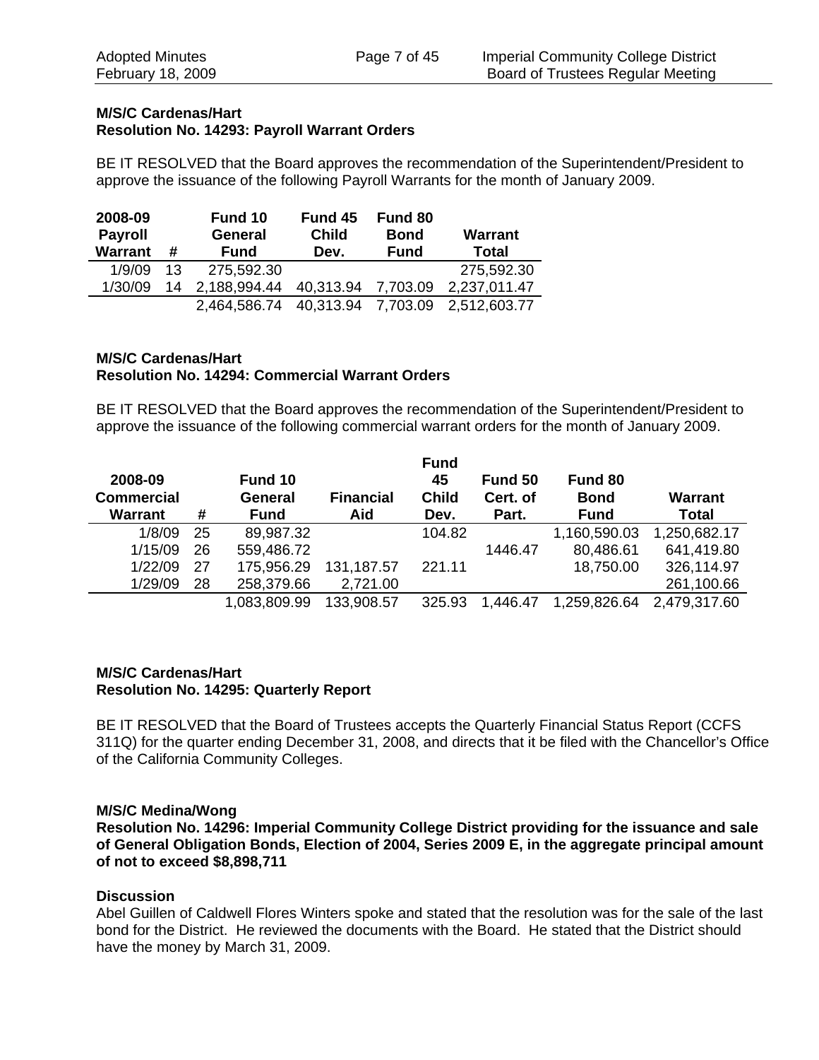**M/S/C Cardenas/Hart**
**Resolution No. 14293: Payroll Warrant Orders**

BE IT RESOLVED that the Board approves the recommendation of the Superintendent/President to approve the issuance of the following Payroll Warrants for the month of January 2009.

| 2008-09 Payroll Warrant | # | Fund 10 General Fund | Fund 45 Child Dev. | Fund 80 Bond Fund | Warrant Total |
|---|---|---|---|---|---|
| 1/9/09 | 13 | 275,592.30 | | | 275,592.30 |
| 1/30/09 | 14 | 2,188,994.44 | 40,313.94 | 7,703.09 | 2,237,011.47 |
| | | 2,464,586.74 | 40,313.94 | 7,703.09 | 2,512,603.77 |

**M/S/C Cardenas/Hart**
**Resolution No. 14294: Commercial Warrant Orders**

BE IT RESOLVED that the Board approves the recommendation of the Superintendent/President to approve the issuance of the following commercial warrant orders for the month of January 2009.

| 2008-09 Commercial Warrant | # | Fund 10 General Fund | Financial Aid | Fund 45 Child Dev. | Fund 50 Cert. of Part. | Fund 80 Bond Fund | Warrant Total |
|---|---|---|---|---|---|---|---|
| 1/8/09 | 25 | 89,987.32 | | 104.82 | | 1,160,590.03 | 1,250,682.17 |
| 1/15/09 | 26 | 559,486.72 | | | 1446.47 | 80,486.61 | 641,419.80 |
| 1/22/09 | 27 | 175,956.29 | 131,187.57 | 221.11 | | 18,750.00 | 326,114.97 |
| 1/29/09 | 28 | 258,379.66 | 2,721.00 | | | | 261,100.66 |
| | | 1,083,809.99 | 133,908.57 | 325.93 | 1,446.47 | 1,259,826.64 | 2,479,317.60 |

**M/S/C Cardenas/Hart**
**Resolution No. 14295: Quarterly Report**

BE IT RESOLVED that the Board of Trustees accepts the Quarterly Financial Status Report (CCFS 311Q) for the quarter ending December 31, 2008, and directs that it be filed with the Chancellor's Office of the California Community Colleges.

**M/S/C Medina/Wong**
**Resolution No. 14296: Imperial Community College District providing for the issuance and sale of General Obligation Bonds, Election of 2004, Series 2009 E, in the aggregate principal amount of not to exceed $8,898,711**

**Discussion**
Abel Guillen of Caldwell Flores Winters spoke and stated that the resolution was for the sale of the last bond for the District. He reviewed the documents with the Board. He stated that the District should have the money by March 31, 2009.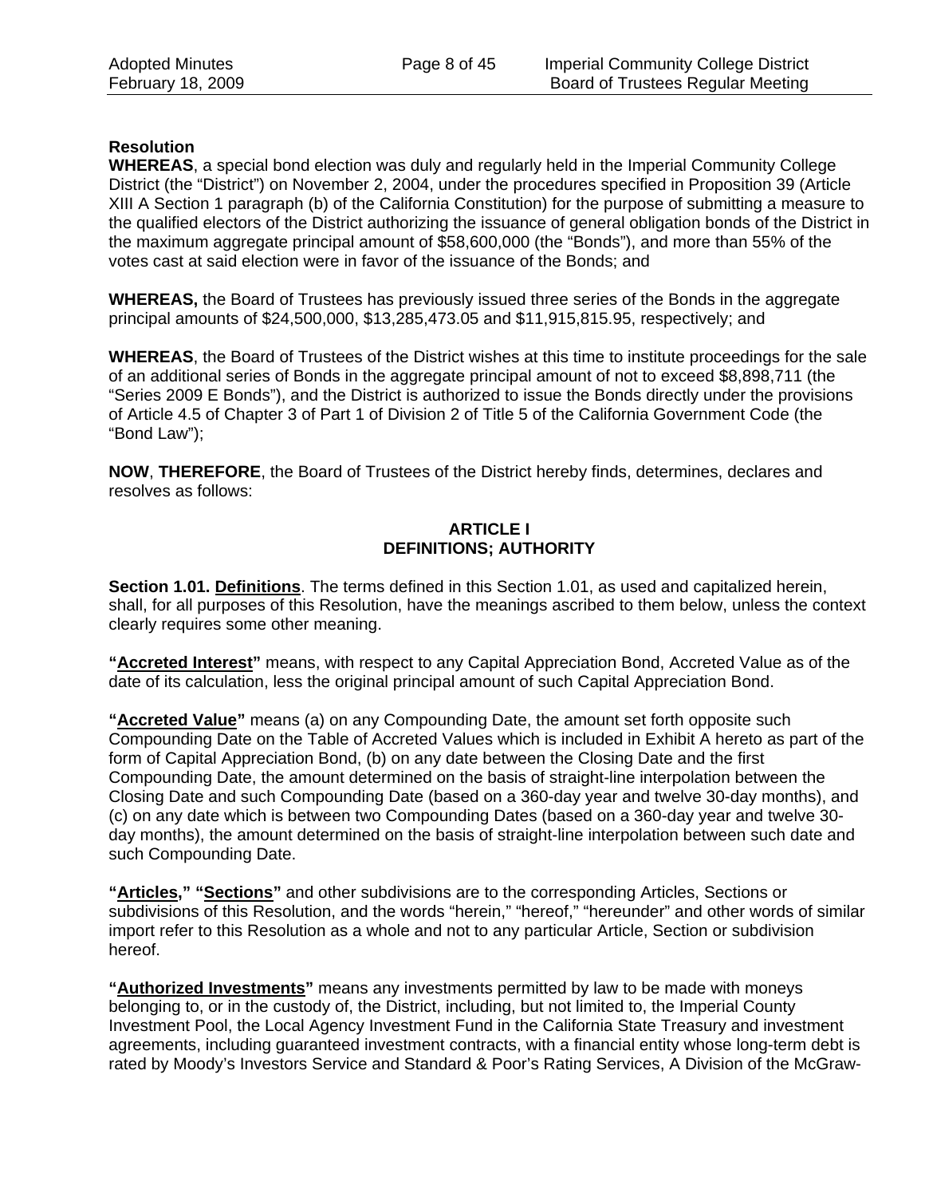**Resolution**

**WHEREAS**, a special bond election was duly and regularly held in the Imperial Community College District (the "District") on November 2, 2004, under the procedures specified in Proposition 39 (Article XIII A Section 1 paragraph (b) of the California Constitution) for the purpose of submitting a measure to the qualified electors of the District authorizing the issuance of general obligation bonds of the District in the maximum aggregate principal amount of $58,600,000 (the "Bonds"), and more than 55% of the votes cast at said election were in favor of the issuance of the Bonds; and

**WHEREAS,** the Board of Trustees has previously issued three series of the Bonds in the aggregate principal amounts of $24,500,000, $13,285,473.05 and $11,915,815.95, respectively; and

**WHEREAS**, the Board of Trustees of the District wishes at this time to institute proceedings for the sale of an additional series of Bonds in the aggregate principal amount of not to exceed $8,898,711 (the "Series 2009 E Bonds"), and the District is authorized to issue the Bonds directly under the provisions of Article 4.5 of Chapter 3 of Part 1 of Division 2 of Title 5 of the California Government Code (the "Bond Law");

**NOW**, **THEREFORE**, the Board of Trustees of the District hereby finds, determines, declares and resolves as follows:

## ARTICLE I
## DEFINITIONS; AUTHORITY

**Section 1.01. Definitions**. The terms defined in this Section 1.01, as used and capitalized herein, shall, for all purposes of this Resolution, have the meanings ascribed to them below, unless the context clearly requires some other meaning.

**"Accreted Interest"** means, with respect to any Capital Appreciation Bond, Accreted Value as of the date of its calculation, less the original principal amount of such Capital Appreciation Bond.

**"Accreted Value"** means (a) on any Compounding Date, the amount set forth opposite such Compounding Date on the Table of Accreted Values which is included in Exhibit A hereto as part of the form of Capital Appreciation Bond, (b) on any date between the Closing Date and the first Compounding Date, the amount determined on the basis of straight-line interpolation between the Closing Date and such Compounding Date (based on a 360-day year and twelve 30-day months), and (c) on any date which is between two Compounding Dates (based on a 360-day year and twelve 30-day months), the amount determined on the basis of straight-line interpolation between such date and such Compounding Date.

**"Articles," "Sections"** and other subdivisions are to the corresponding Articles, Sections or subdivisions of this Resolution, and the words "herein," "hereof," "hereunder" and other words of similar import refer to this Resolution as a whole and not to any particular Article, Section or subdivision hereof.

**"Authorized Investments"** means any investments permitted by law to be made with moneys belonging to, or in the custody of, the District, including, but not limited to, the Imperial County Investment Pool, the Local Agency Investment Fund in the California State Treasury and investment agreements, including guaranteed investment contracts, with a financial entity whose long-term debt is rated by Moody's Investors Service and Standard & Poor's Rating Services, A Division of the McGraw-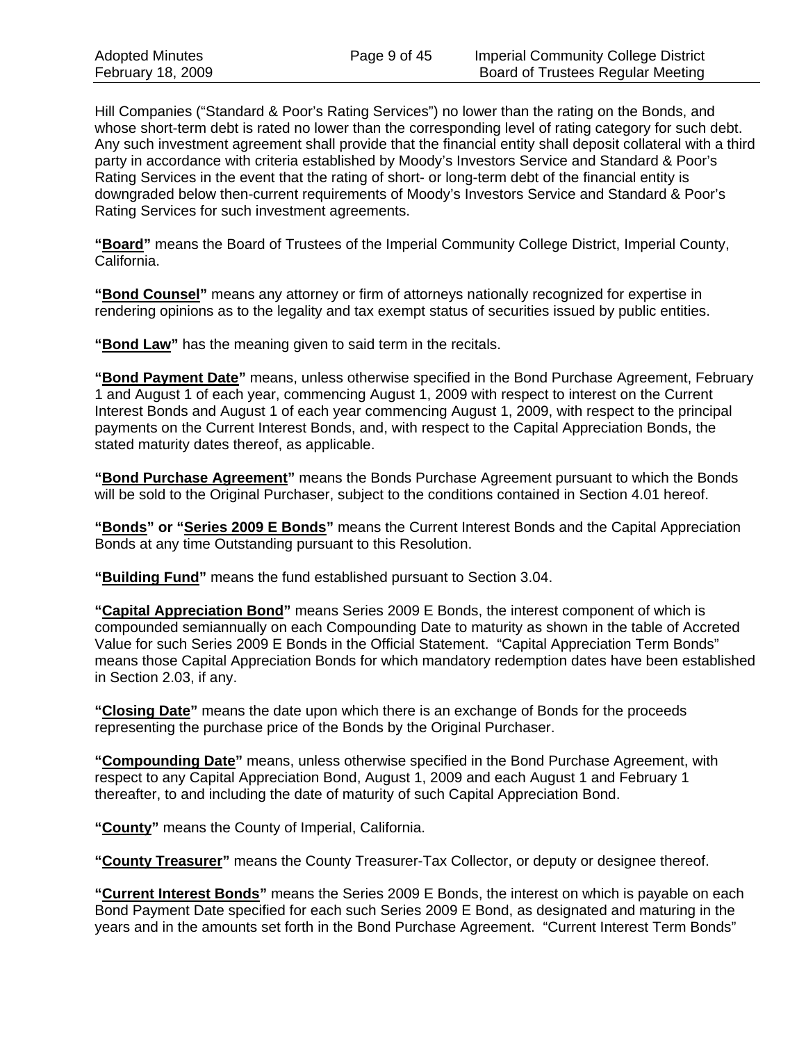Hill Companies ("Standard & Poor's Rating Services") no lower than the rating on the Bonds, and whose short-term debt is rated no lower than the corresponding level of rating category for such debt. Any such investment agreement shall provide that the financial entity shall deposit collateral with a third party in accordance with criteria established by Moody's Investors Service and Standard & Poor's Rating Services in the event that the rating of short- or long-term debt of the financial entity is downgraded below then-current requirements of Moody's Investors Service and Standard & Poor's Rating Services for such investment agreements.

**"Board"** means the Board of Trustees of the Imperial Community College District, Imperial County, California.

**"Bond Counsel"** means any attorney or firm of attorneys nationally recognized for expertise in rendering opinions as to the legality and tax exempt status of securities issued by public entities.

**"Bond Law"** has the meaning given to said term in the recitals.

**"Bond Payment Date"** means, unless otherwise specified in the Bond Purchase Agreement, February 1 and August 1 of each year, commencing August 1, 2009 with respect to interest on the Current Interest Bonds and August 1 of each year commencing August 1, 2009, with respect to the principal payments on the Current Interest Bonds, and, with respect to the Capital Appreciation Bonds, the stated maturity dates thereof, as applicable.

**"Bond Purchase Agreement"** means the Bonds Purchase Agreement pursuant to which the Bonds will be sold to the Original Purchaser, subject to the conditions contained in Section 4.01 hereof.

**"Bonds" or "Series 2009 E Bonds"** means the Current Interest Bonds and the Capital Appreciation Bonds at any time Outstanding pursuant to this Resolution.

**"Building Fund"** means the fund established pursuant to Section 3.04.

**"Capital Appreciation Bond"** means Series 2009 E Bonds, the interest component of which is compounded semiannually on each Compounding Date to maturity as shown in the table of Accreted Value for such Series 2009 E Bonds in the Official Statement. "Capital Appreciation Term Bonds" means those Capital Appreciation Bonds for which mandatory redemption dates have been established in Section 2.03, if any.

**"Closing Date"** means the date upon which there is an exchange of Bonds for the proceeds representing the purchase price of the Bonds by the Original Purchaser.

**"Compounding Date"** means, unless otherwise specified in the Bond Purchase Agreement, with respect to any Capital Appreciation Bond, August 1, 2009 and each August 1 and February 1 thereafter, to and including the date of maturity of such Capital Appreciation Bond.

**"County"** means the County of Imperial, California.

**"County Treasurer"** means the County Treasurer-Tax Collector, or deputy or designee thereof.

**"Current Interest Bonds"** means the Series 2009 E Bonds, the interest on which is payable on each Bond Payment Date specified for each such Series 2009 E Bond, as designated and maturing in the years and in the amounts set forth in the Bond Purchase Agreement. "Current Interest Term Bonds"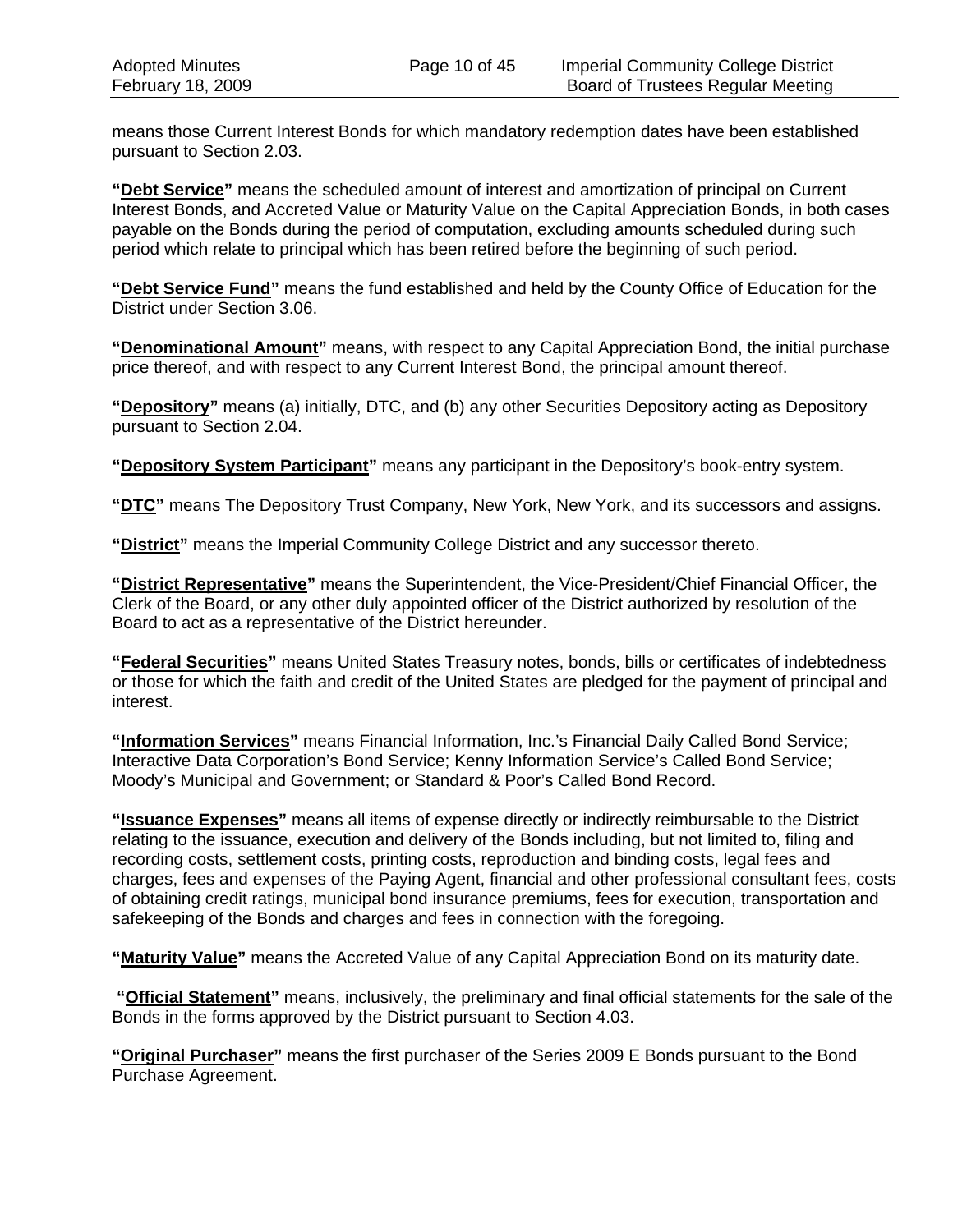means those Current Interest Bonds for which mandatory redemption dates have been established pursuant to Section 2.03.

**"Debt Service"** means the scheduled amount of interest and amortization of principal on Current Interest Bonds, and Accreted Value or Maturity Value on the Capital Appreciation Bonds, in both cases payable on the Bonds during the period of computation, excluding amounts scheduled during such period which relate to principal which has been retired before the beginning of such period.

**"Debt Service Fund"** means the fund established and held by the County Office of Education for the District under Section 3.06.

**"Denominational Amount"** means, with respect to any Capital Appreciation Bond, the initial purchase price thereof, and with respect to any Current Interest Bond, the principal amount thereof.

**"Depository"** means (a) initially, DTC, and (b) any other Securities Depository acting as Depository pursuant to Section 2.04.

**"Depository System Participant"** means any participant in the Depository's book-entry system.

**"DTC"** means The Depository Trust Company, New York, New York, and its successors and assigns.

**"District"** means the Imperial Community College District and any successor thereto.

**"District Representative"** means the Superintendent, the Vice-President/Chief Financial Officer, the Clerk of the Board, or any other duly appointed officer of the District authorized by resolution of the Board to act as a representative of the District hereunder.

**"Federal Securities"** means United States Treasury notes, bonds, bills or certificates of indebtedness or those for which the faith and credit of the United States are pledged for the payment of principal and interest.

**"Information Services"** means Financial Information, Inc.'s Financial Daily Called Bond Service; Interactive Data Corporation's Bond Service; Kenny Information Service's Called Bond Service; Moody's Municipal and Government; or Standard & Poor's Called Bond Record.

**"Issuance Expenses"** means all items of expense directly or indirectly reimbursable to the District relating to the issuance, execution and delivery of the Bonds including, but not limited to, filing and recording costs, settlement costs, printing costs, reproduction and binding costs, legal fees and charges, fees and expenses of the Paying Agent, financial and other professional consultant fees, costs of obtaining credit ratings, municipal bond insurance premiums, fees for execution, transportation and safekeeping of the Bonds and charges and fees in connection with the foregoing.

**"Maturity Value"** means the Accreted Value of any Capital Appreciation Bond on its maturity date.

**"Official Statement"** means, inclusively, the preliminary and final official statements for the sale of the Bonds in the forms approved by the District pursuant to Section 4.03.

**"Original Purchaser"** means the first purchaser of the Series 2009 E Bonds pursuant to the Bond Purchase Agreement.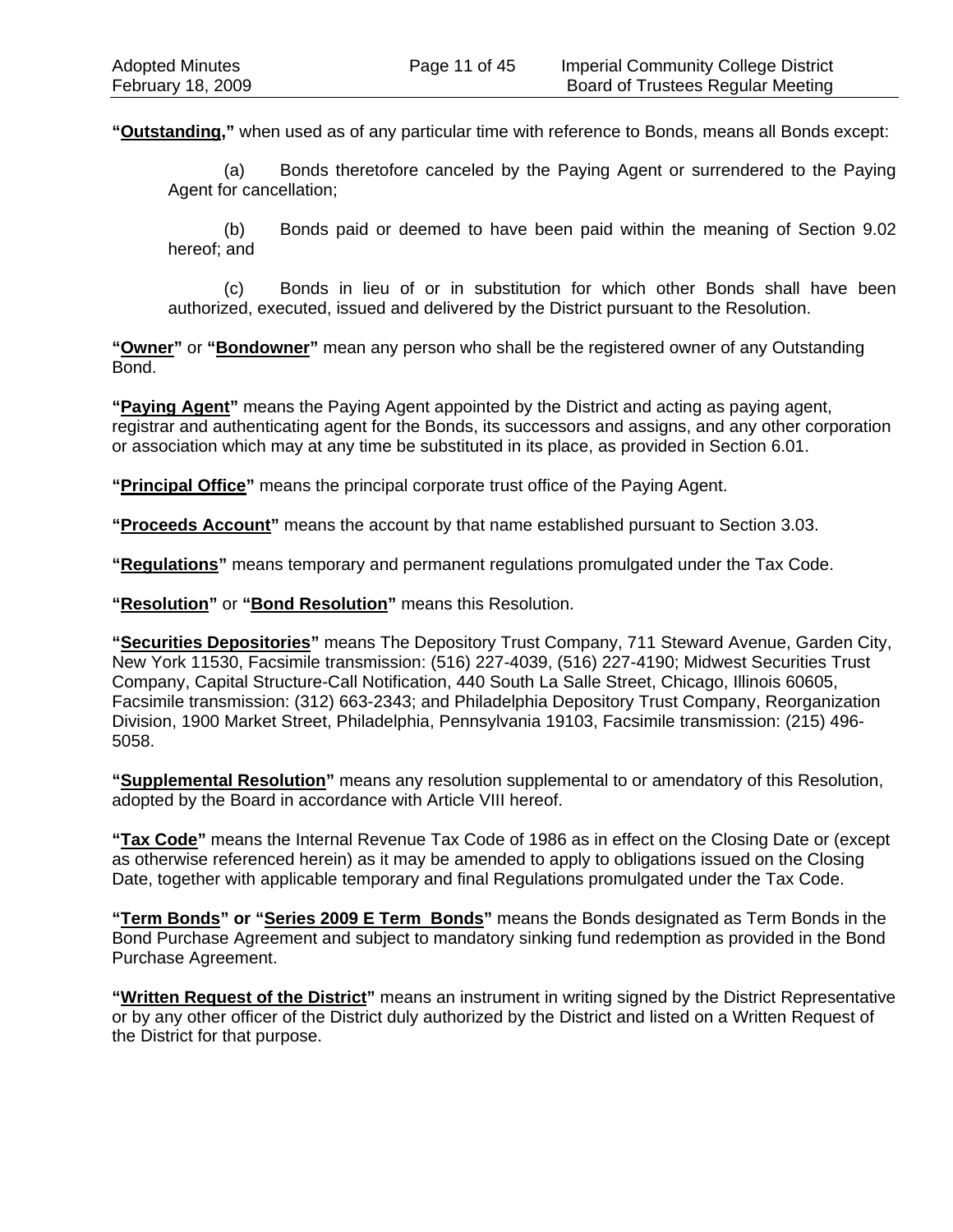**"Outstanding,"** when used as of any particular time with reference to Bonds, means all Bonds except:

(a) Bonds theretofore canceled by the Paying Agent or surrendered to the Paying Agent for cancellation;

(b) Bonds paid or deemed to have been paid within the meaning of Section 9.02 hereof; and

(c) Bonds in lieu of or in substitution for which other Bonds shall have been authorized, executed, issued and delivered by the District pursuant to the Resolution.

**"Owner"** or **"Bondowner"** mean any person who shall be the registered owner of any Outstanding Bond.

**"Paying Agent"** means the Paying Agent appointed by the District and acting as paying agent, registrar and authenticating agent for the Bonds, its successors and assigns, and any other corporation or association which may at any time be substituted in its place, as provided in Section 6.01.

**"Principal Office"** means the principal corporate trust office of the Paying Agent.

**"Proceeds Account"** means the account by that name established pursuant to Section 3.03.

**"Regulations"** means temporary and permanent regulations promulgated under the Tax Code.

**"Resolution"** or **"Bond Resolution"** means this Resolution.

**"Securities Depositories"** means The Depository Trust Company, 711 Steward Avenue, Garden City, New York 11530, Facsimile transmission: (516) 227-4039, (516) 227-4190; Midwest Securities Trust Company, Capital Structure-Call Notification, 440 South La Salle Street, Chicago, Illinois 60605, Facsimile transmission: (312) 663-2343; and Philadelphia Depository Trust Company, Reorganization Division, 1900 Market Street, Philadelphia, Pennsylvania 19103, Facsimile transmission: (215) 496-5058.

**"Supplemental Resolution"** means any resolution supplemental to or amendatory of this Resolution, adopted by the Board in accordance with Article VIII hereof.

**"Tax Code"** means the Internal Revenue Tax Code of 1986 as in effect on the Closing Date or (except as otherwise referenced herein) as it may be amended to apply to obligations issued on the Closing Date, together with applicable temporary and final Regulations promulgated under the Tax Code.

**"Term Bonds" or "Series 2009 E Term Bonds"** means the Bonds designated as Term Bonds in the Bond Purchase Agreement and subject to mandatory sinking fund redemption as provided in the Bond Purchase Agreement.

**"Written Request of the District"** means an instrument in writing signed by the District Representative or by any other officer of the District duly authorized by the District and listed on a Written Request of the District for that purpose.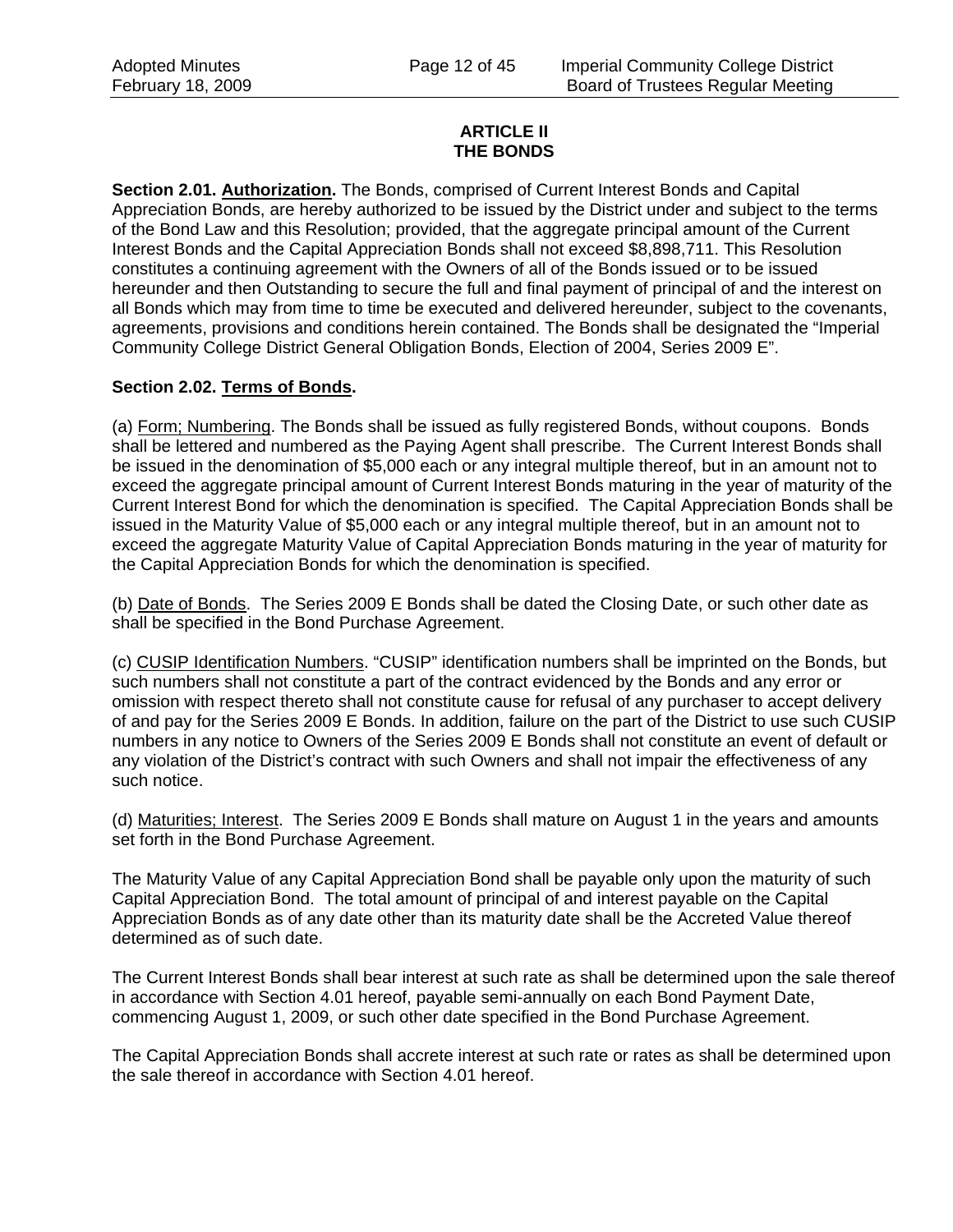## ARTICLE II
## THE BONDS

**Section 2.01. Authorization.** The Bonds, comprised of Current Interest Bonds and Capital Appreciation Bonds, are hereby authorized to be issued by the District under and subject to the terms of the Bond Law and this Resolution; provided, that the aggregate principal amount of the Current Interest Bonds and the Capital Appreciation Bonds shall not exceed $8,898,711. This Resolution constitutes a continuing agreement with the Owners of all of the Bonds issued or to be issued hereunder and then Outstanding to secure the full and final payment of principal of and the interest on all Bonds which may from time to time be executed and delivered hereunder, subject to the covenants, agreements, provisions and conditions herein contained. The Bonds shall be designated the "Imperial Community College District General Obligation Bonds, Election of 2004, Series 2009 E".

**Section 2.02. Terms of Bonds.**

(a) Form; Numbering. The Bonds shall be issued as fully registered Bonds, without coupons. Bonds shall be lettered and numbered as the Paying Agent shall prescribe. The Current Interest Bonds shall be issued in the denomination of $5,000 each or any integral multiple thereof, but in an amount not to exceed the aggregate principal amount of Current Interest Bonds maturing in the year of maturity of the Current Interest Bond for which the denomination is specified. The Capital Appreciation Bonds shall be issued in the Maturity Value of $5,000 each or any integral multiple thereof, but in an amount not to exceed the aggregate Maturity Value of Capital Appreciation Bonds maturing in the year of maturity for the Capital Appreciation Bonds for which the denomination is specified.

(b) Date of Bonds. The Series 2009 E Bonds shall be dated the Closing Date, or such other date as shall be specified in the Bond Purchase Agreement.

(c) CUSIP Identification Numbers. "CUSIP" identification numbers shall be imprinted on the Bonds, but such numbers shall not constitute a part of the contract evidenced by the Bonds and any error or omission with respect thereto shall not constitute cause for refusal of any purchaser to accept delivery of and pay for the Series 2009 E Bonds. In addition, failure on the part of the District to use such CUSIP numbers in any notice to Owners of the Series 2009 E Bonds shall not constitute an event of default or any violation of the District's contract with such Owners and shall not impair the effectiveness of any such notice.

(d) Maturities; Interest. The Series 2009 E Bonds shall mature on August 1 in the years and amounts set forth in the Bond Purchase Agreement.

The Maturity Value of any Capital Appreciation Bond shall be payable only upon the maturity of such Capital Appreciation Bond. The total amount of principal of and interest payable on the Capital Appreciation Bonds as of any date other than its maturity date shall be the Accreted Value thereof determined as of such date.

The Current Interest Bonds shall bear interest at such rate as shall be determined upon the sale thereof in accordance with Section 4.01 hereof, payable semi-annually on each Bond Payment Date, commencing August 1, 2009, or such other date specified in the Bond Purchase Agreement.

The Capital Appreciation Bonds shall accrete interest at such rate or rates as shall be determined upon the sale thereof in accordance with Section 4.01 hereof.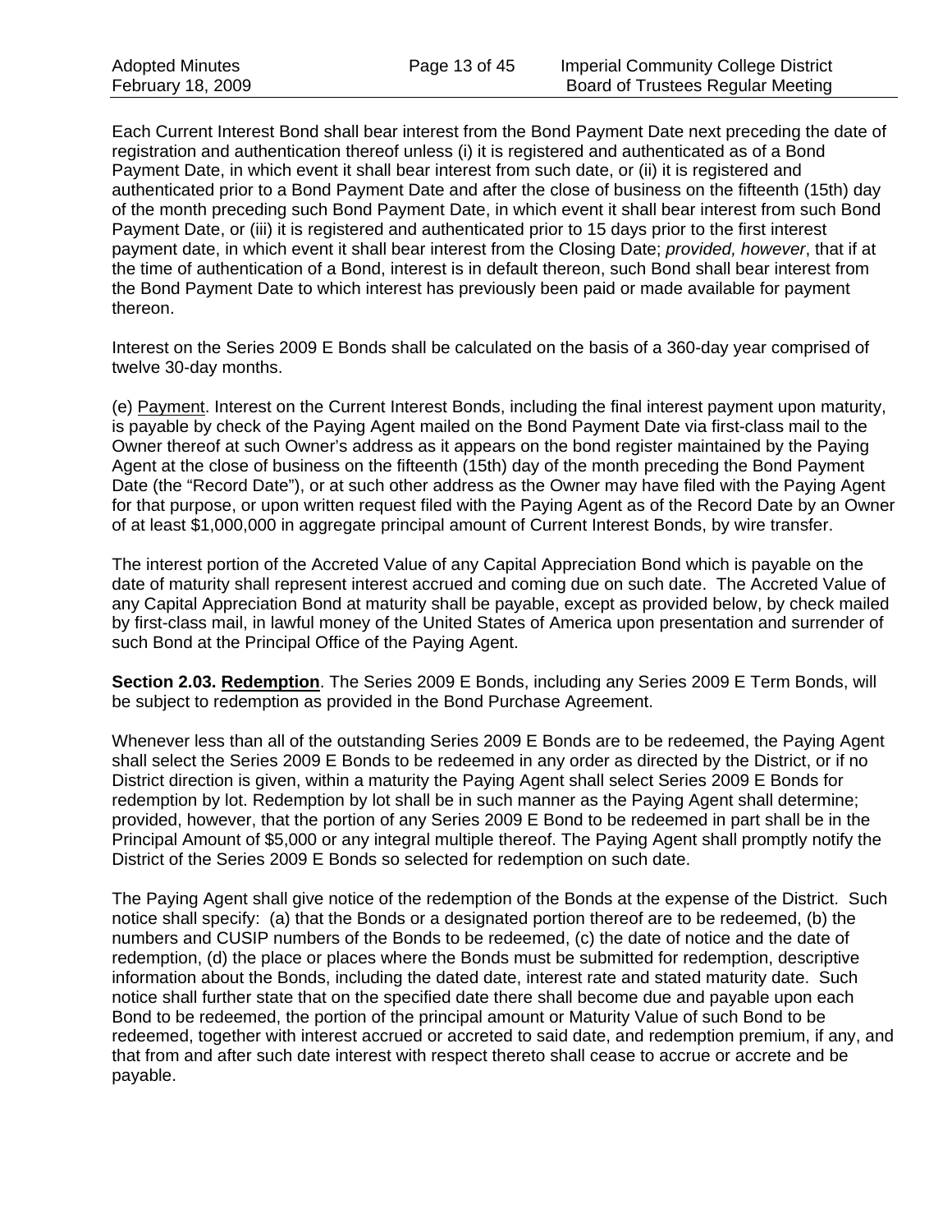Each Current Interest Bond shall bear interest from the Bond Payment Date next preceding the date of registration and authentication thereof unless (i) it is registered and authenticated as of a Bond Payment Date, in which event it shall bear interest from such date, or (ii) it is registered and authenticated prior to a Bond Payment Date and after the close of business on the fifteenth (15th) day of the month preceding such Bond Payment Date, in which event it shall bear interest from such Bond Payment Date, or (iii) it is registered and authenticated prior to 15 days prior to the first interest payment date, in which event it shall bear interest from the Closing Date; *provided, however*, that if at the time of authentication of a Bond, interest is in default thereon, such Bond shall bear interest from the Bond Payment Date to which interest has previously been paid or made available for payment thereon.

Interest on the Series 2009 E Bonds shall be calculated on the basis of a 360-day year comprised of twelve 30-day months.

(e) Payment. Interest on the Current Interest Bonds, including the final interest payment upon maturity, is payable by check of the Paying Agent mailed on the Bond Payment Date via first-class mail to the Owner thereof at such Owner's address as it appears on the bond register maintained by the Paying Agent at the close of business on the fifteenth (15th) day of the month preceding the Bond Payment Date (the "Record Date"), or at such other address as the Owner may have filed with the Paying Agent for that purpose, or upon written request filed with the Paying Agent as of the Record Date by an Owner of at least $1,000,000 in aggregate principal amount of Current Interest Bonds, by wire transfer.

The interest portion of the Accreted Value of any Capital Appreciation Bond which is payable on the date of maturity shall represent interest accrued and coming due on such date. The Accreted Value of any Capital Appreciation Bond at maturity shall be payable, except as provided below, by check mailed by first-class mail, in lawful money of the United States of America upon presentation and surrender of such Bond at the Principal Office of the Paying Agent.

**Section 2.03. Redemption**. The Series 2009 E Bonds, including any Series 2009 E Term Bonds, will be subject to redemption as provided in the Bond Purchase Agreement.

Whenever less than all of the outstanding Series 2009 E Bonds are to be redeemed, the Paying Agent shall select the Series 2009 E Bonds to be redeemed in any order as directed by the District, or if no District direction is given, within a maturity the Paying Agent shall select Series 2009 E Bonds for redemption by lot. Redemption by lot shall be in such manner as the Paying Agent shall determine; provided, however, that the portion of any Series 2009 E Bond to be redeemed in part shall be in the Principal Amount of $5,000 or any integral multiple thereof. The Paying Agent shall promptly notify the District of the Series 2009 E Bonds so selected for redemption on such date.

The Paying Agent shall give notice of the redemption of the Bonds at the expense of the District. Such notice shall specify: (a) that the Bonds or a designated portion thereof are to be redeemed, (b) the numbers and CUSIP numbers of the Bonds to be redeemed, (c) the date of notice and the date of redemption, (d) the place or places where the Bonds must be submitted for redemption, descriptive information about the Bonds, including the dated date, interest rate and stated maturity date. Such notice shall further state that on the specified date there shall become due and payable upon each Bond to be redeemed, the portion of the principal amount or Maturity Value of such Bond to be redeemed, together with interest accrued or accreted to said date, and redemption premium, if any, and that from and after such date interest with respect thereto shall cease to accrue or accrete and be payable.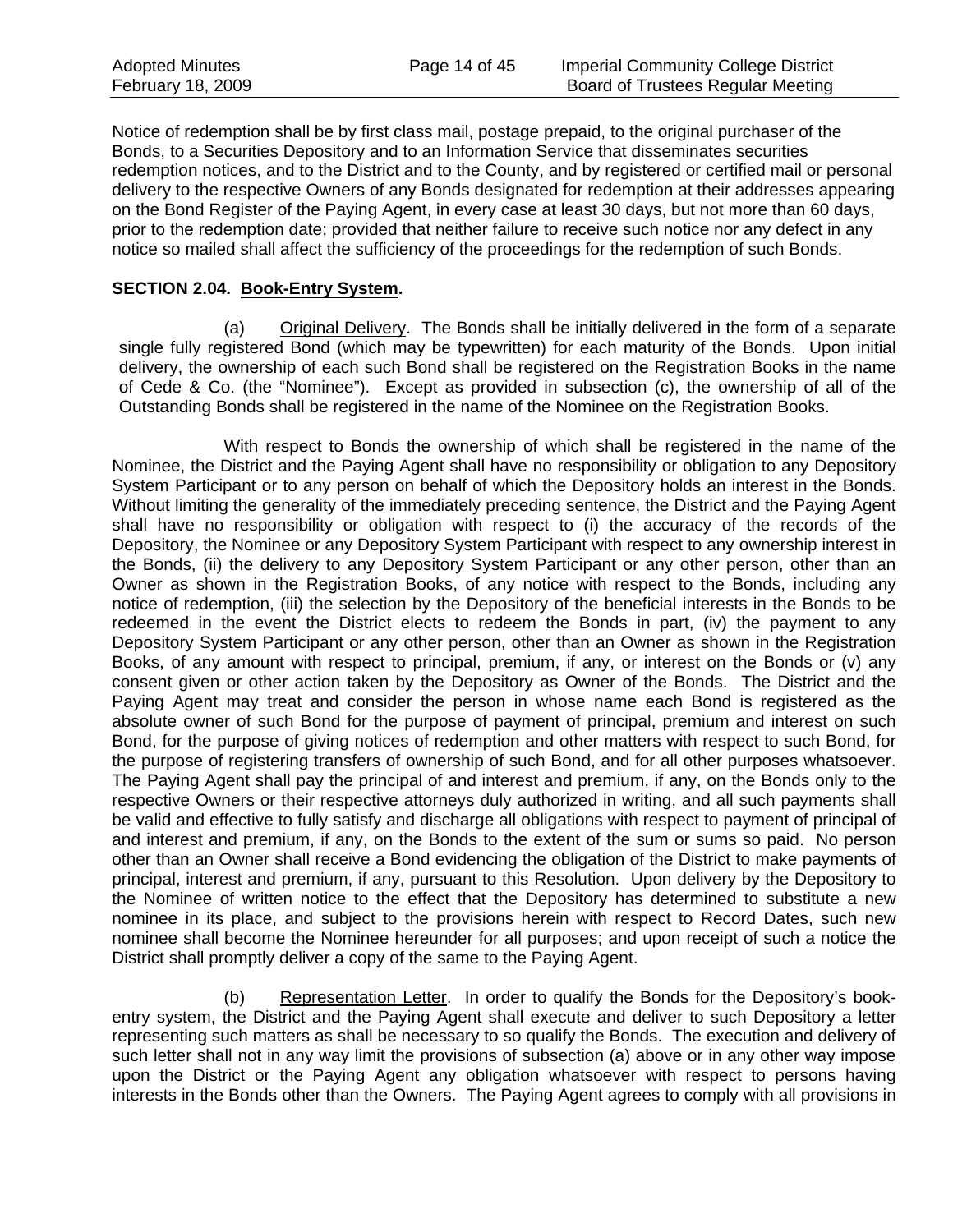Notice of redemption shall be by first class mail, postage prepaid, to the original purchaser of the Bonds, to a Securities Depository and to an Information Service that disseminates securities redemption notices, and to the District and to the County, and by registered or certified mail or personal delivery to the respective Owners of any Bonds designated for redemption at their addresses appearing on the Bond Register of the Paying Agent, in every case at least 30 days, but not more than 60 days, prior to the redemption date; provided that neither failure to receive such notice nor any defect in any notice so mailed shall affect the sufficiency of the proceedings for the redemption of such Bonds.

**SECTION 2.04. Book-Entry System.**

(a) Original Delivery. The Bonds shall be initially delivered in the form of a separate single fully registered Bond (which may be typewritten) for each maturity of the Bonds. Upon initial delivery, the ownership of each such Bond shall be registered on the Registration Books in the name of Cede & Co. (the "Nominee"). Except as provided in subsection (c), the ownership of all of the Outstanding Bonds shall be registered in the name of the Nominee on the Registration Books.

With respect to Bonds the ownership of which shall be registered in the name of the Nominee, the District and the Paying Agent shall have no responsibility or obligation to any Depository System Participant or to any person on behalf of which the Depository holds an interest in the Bonds. Without limiting the generality of the immediately preceding sentence, the District and the Paying Agent shall have no responsibility or obligation with respect to (i) the accuracy of the records of the Depository, the Nominee or any Depository System Participant with respect to any ownership interest in the Bonds, (ii) the delivery to any Depository System Participant or any other person, other than an Owner as shown in the Registration Books, of any notice with respect to the Bonds, including any notice of redemption, (iii) the selection by the Depository of the beneficial interests in the Bonds to be redeemed in the event the District elects to redeem the Bonds in part, (iv) the payment to any Depository System Participant or any other person, other than an Owner as shown in the Registration Books, of any amount with respect to principal, premium, if any, or interest on the Bonds or (v) any consent given or other action taken by the Depository as Owner of the Bonds. The District and the Paying Agent may treat and consider the person in whose name each Bond is registered as the absolute owner of such Bond for the purpose of payment of principal, premium and interest on such Bond, for the purpose of giving notices of redemption and other matters with respect to such Bond, for the purpose of registering transfers of ownership of such Bond, and for all other purposes whatsoever. The Paying Agent shall pay the principal of and interest and premium, if any, on the Bonds only to the respective Owners or their respective attorneys duly authorized in writing, and all such payments shall be valid and effective to fully satisfy and discharge all obligations with respect to payment of principal of and interest and premium, if any, on the Bonds to the extent of the sum or sums so paid. No person other than an Owner shall receive a Bond evidencing the obligation of the District to make payments of principal, interest and premium, if any, pursuant to this Resolution. Upon delivery by the Depository to the Nominee of written notice to the effect that the Depository has determined to substitute a new nominee in its place, and subject to the provisions herein with respect to Record Dates, such new nominee shall become the Nominee hereunder for all purposes; and upon receipt of such a notice the District shall promptly deliver a copy of the same to the Paying Agent.

(b) Representation Letter. In order to qualify the Bonds for the Depository's book-entry system, the District and the Paying Agent shall execute and deliver to such Depository a letter representing such matters as shall be necessary to so qualify the Bonds. The execution and delivery of such letter shall not in any way limit the provisions of subsection (a) above or in any other way impose upon the District or the Paying Agent any obligation whatsoever with respect to persons having interests in the Bonds other than the Owners. The Paying Agent agrees to comply with all provisions in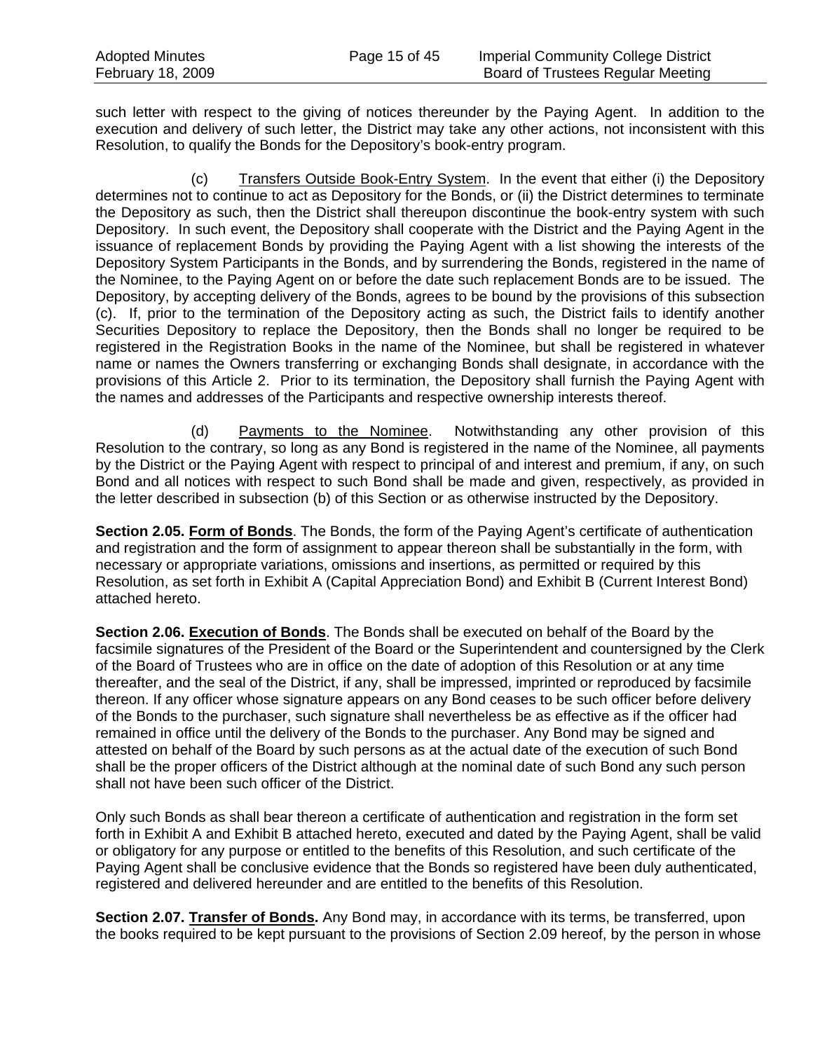such letter with respect to the giving of notices thereunder by the Paying Agent. In addition to the execution and delivery of such letter, the District may take any other actions, not inconsistent with this Resolution, to qualify the Bonds for the Depository's book-entry program.

(c) Transfers Outside Book-Entry System. In the event that either (i) the Depository determines not to continue to act as Depository for the Bonds, or (ii) the District determines to terminate the Depository as such, then the District shall thereupon discontinue the book-entry system with such Depository. In such event, the Depository shall cooperate with the District and the Paying Agent in the issuance of replacement Bonds by providing the Paying Agent with a list showing the interests of the Depository System Participants in the Bonds, and by surrendering the Bonds, registered in the name of the Nominee, to the Paying Agent on or before the date such replacement Bonds are to be issued. The Depository, by accepting delivery of the Bonds, agrees to be bound by the provisions of this subsection (c). If, prior to the termination of the Depository acting as such, the District fails to identify another Securities Depository to replace the Depository, then the Bonds shall no longer be required to be registered in the Registration Books in the name of the Nominee, but shall be registered in whatever name or names the Owners transferring or exchanging Bonds shall designate, in accordance with the provisions of this Article 2. Prior to its termination, the Depository shall furnish the Paying Agent with the names and addresses of the Participants and respective ownership interests thereof.

(d) Payments to the Nominee. Notwithstanding any other provision of this Resolution to the contrary, so long as any Bond is registered in the name of the Nominee, all payments by the District or the Paying Agent with respect to principal of and interest and premium, if any, on such Bond and all notices with respect to such Bond shall be made and given, respectively, as provided in the letter described in subsection (b) of this Section or as otherwise instructed by the Depository.

**Section 2.05. Form of Bonds**. The Bonds, the form of the Paying Agent's certificate of authentication and registration and the form of assignment to appear thereon shall be substantially in the form, with necessary or appropriate variations, omissions and insertions, as permitted or required by this Resolution, as set forth in Exhibit A (Capital Appreciation Bond) and Exhibit B (Current Interest Bond) attached hereto.

**Section 2.06. Execution of Bonds**. The Bonds shall be executed on behalf of the Board by the facsimile signatures of the President of the Board or the Superintendent and countersigned by the Clerk of the Board of Trustees who are in office on the date of adoption of this Resolution or at any time thereafter, and the seal of the District, if any, shall be impressed, imprinted or reproduced by facsimile thereon. If any officer whose signature appears on any Bond ceases to be such officer before delivery of the Bonds to the purchaser, such signature shall nevertheless be as effective as if the officer had remained in office until the delivery of the Bonds to the purchaser. Any Bond may be signed and attested on behalf of the Board by such persons as at the actual date of the execution of such Bond shall be the proper officers of the District although at the nominal date of such Bond any such person shall not have been such officer of the District.

Only such Bonds as shall bear thereon a certificate of authentication and registration in the form set forth in Exhibit A and Exhibit B attached hereto, executed and dated by the Paying Agent, shall be valid or obligatory for any purpose or entitled to the benefits of this Resolution, and such certificate of the Paying Agent shall be conclusive evidence that the Bonds so registered have been duly authenticated, registered and delivered hereunder and are entitled to the benefits of this Resolution.

**Section 2.07. Transfer of Bonds.** Any Bond may, in accordance with its terms, be transferred, upon the books required to be kept pursuant to the provisions of Section 2.09 hereof, by the person in whose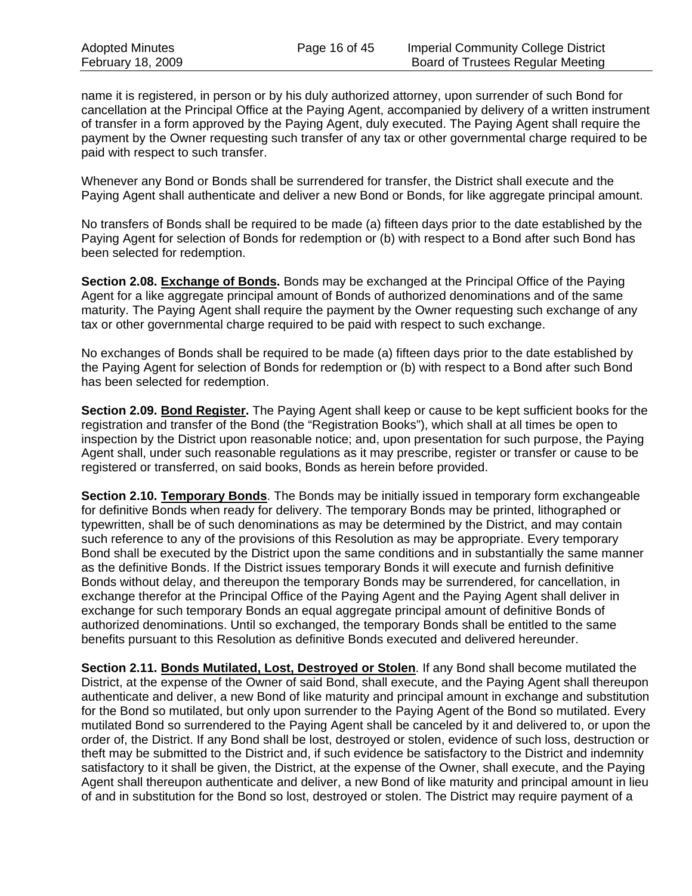name it is registered, in person or by his duly authorized attorney, upon surrender of such Bond for cancellation at the Principal Office at the Paying Agent, accompanied by delivery of a written instrument of transfer in a form approved by the Paying Agent, duly executed. The Paying Agent shall require the payment by the Owner requesting such transfer of any tax or other governmental charge required to be paid with respect to such transfer.

Whenever any Bond or Bonds shall be surrendered for transfer, the District shall execute and the Paying Agent shall authenticate and deliver a new Bond or Bonds, for like aggregate principal amount.

No transfers of Bonds shall be required to be made (a) fifteen days prior to the date established by the Paying Agent for selection of Bonds for redemption or (b) with respect to a Bond after such Bond has been selected for redemption.

**Section 2.08. Exchange of Bonds.** Bonds may be exchanged at the Principal Office of the Paying Agent for a like aggregate principal amount of Bonds of authorized denominations and of the same maturity. The Paying Agent shall require the payment by the Owner requesting such exchange of any tax or other governmental charge required to be paid with respect to such exchange.

No exchanges of Bonds shall be required to be made (a) fifteen days prior to the date established by the Paying Agent for selection of Bonds for redemption or (b) with respect to a Bond after such Bond has been selected for redemption.

**Section 2.09. Bond Register.** The Paying Agent shall keep or cause to be kept sufficient books for the registration and transfer of the Bond (the "Registration Books"), which shall at all times be open to inspection by the District upon reasonable notice; and, upon presentation for such purpose, the Paying Agent shall, under such reasonable regulations as it may prescribe, register or transfer or cause to be registered or transferred, on said books, Bonds as herein before provided.

**Section 2.10. Temporary Bonds**. The Bonds may be initially issued in temporary form exchangeable for definitive Bonds when ready for delivery. The temporary Bonds may be printed, lithographed or typewritten, shall be of such denominations as may be determined by the District, and may contain such reference to any of the provisions of this Resolution as may be appropriate. Every temporary Bond shall be executed by the District upon the same conditions and in substantially the same manner as the definitive Bonds. If the District issues temporary Bonds it will execute and furnish definitive Bonds without delay, and thereupon the temporary Bonds may be surrendered, for cancellation, in exchange therefor at the Principal Office of the Paying Agent and the Paying Agent shall deliver in exchange for such temporary Bonds an equal aggregate principal amount of definitive Bonds of authorized denominations. Until so exchanged, the temporary Bonds shall be entitled to the same benefits pursuant to this Resolution as definitive Bonds executed and delivered hereunder.

**Section 2.11. Bonds Mutilated, Lost, Destroyed or Stolen**. If any Bond shall become mutilated the District, at the expense of the Owner of said Bond, shall execute, and the Paying Agent shall thereupon authenticate and deliver, a new Bond of like maturity and principal amount in exchange and substitution for the Bond so mutilated, but only upon surrender to the Paying Agent of the Bond so mutilated. Every mutilated Bond so surrendered to the Paying Agent shall be canceled by it and delivered to, or upon the order of, the District. If any Bond shall be lost, destroyed or stolen, evidence of such loss, destruction or theft may be submitted to the District and, if such evidence be satisfactory to the District and indemnity satisfactory to it shall be given, the District, at the expense of the Owner, shall execute, and the Paying Agent shall thereupon authenticate and deliver, a new Bond of like maturity and principal amount in lieu of and in substitution for the Bond so lost, destroyed or stolen. The District may require payment of a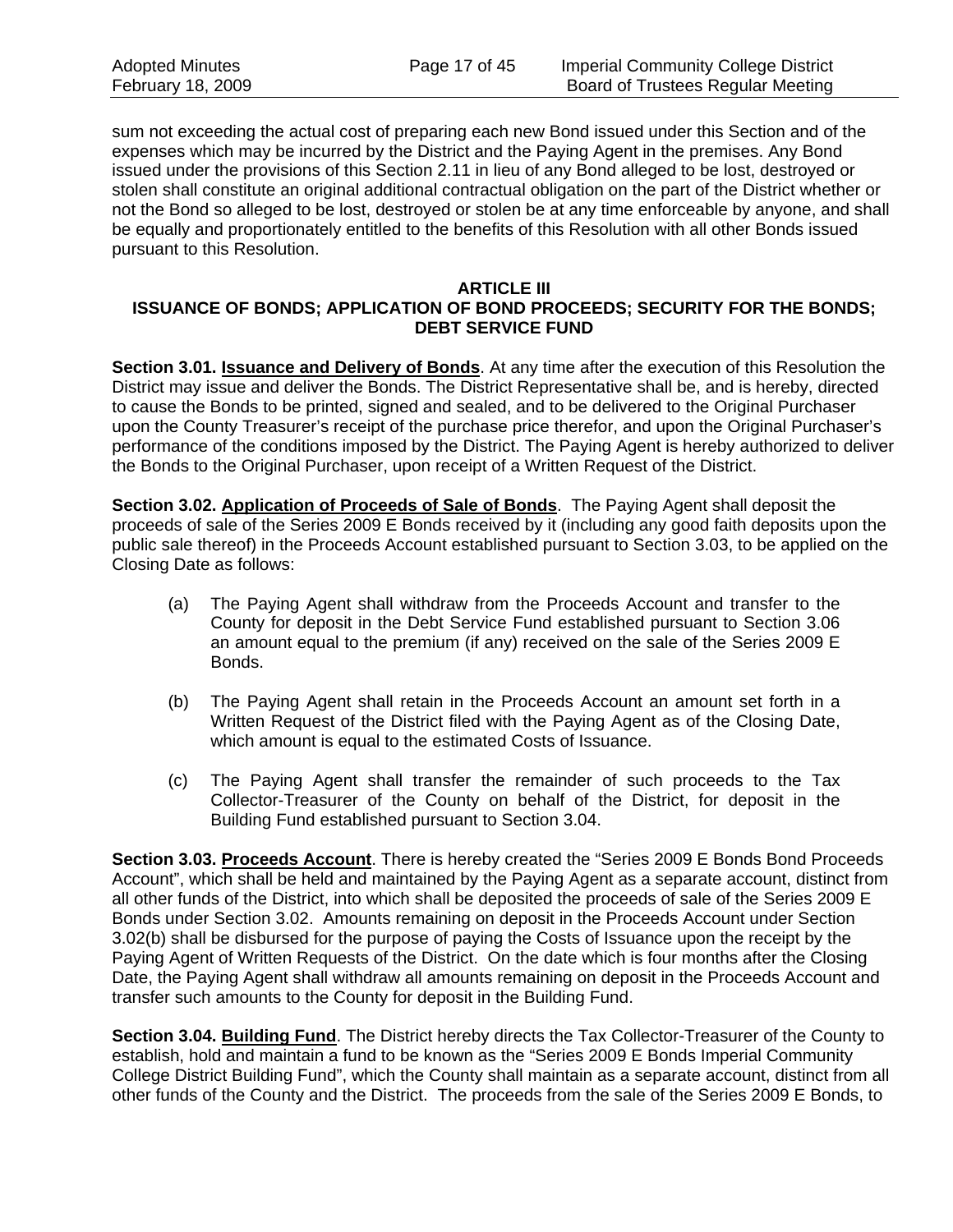sum not exceeding the actual cost of preparing each new Bond issued under this Section and of the expenses which may be incurred by the District and the Paying Agent in the premises. Any Bond issued under the provisions of this Section 2.11 in lieu of any Bond alleged to be lost, destroyed or stolen shall constitute an original additional contractual obligation on the part of the District whether or not the Bond so alleged to be lost, destroyed or stolen be at any time enforceable by anyone, and shall be equally and proportionately entitled to the benefits of this Resolution with all other Bonds issued pursuant to this Resolution.

## ARTICLE III
## ISSUANCE OF BONDS; APPLICATION OF BOND PROCEEDS; SECURITY FOR THE BONDS; DEBT SERVICE FUND

**Section 3.01. Issuance and Delivery of Bonds**. At any time after the execution of this Resolution the District may issue and deliver the Bonds. The District Representative shall be, and is hereby, directed to cause the Bonds to be printed, signed and sealed, and to be delivered to the Original Purchaser upon the County Treasurer's receipt of the purchase price therefor, and upon the Original Purchaser's performance of the conditions imposed by the District. The Paying Agent is hereby authorized to deliver the Bonds to the Original Purchaser, upon receipt of a Written Request of the District.

**Section 3.02. Application of Proceeds of Sale of Bonds**. The Paying Agent shall deposit the proceeds of sale of the Series 2009 E Bonds received by it (including any good faith deposits upon the public sale thereof) in the Proceeds Account established pursuant to Section 3.03, to be applied on the Closing Date as follows:

(a) The Paying Agent shall withdraw from the Proceeds Account and transfer to the County for deposit in the Debt Service Fund established pursuant to Section 3.06 an amount equal to the premium (if any) received on the sale of the Series 2009 E Bonds.

(b) The Paying Agent shall retain in the Proceeds Account an amount set forth in a Written Request of the District filed with the Paying Agent as of the Closing Date, which amount is equal to the estimated Costs of Issuance.

(c) The Paying Agent shall transfer the remainder of such proceeds to the Tax Collector-Treasurer of the County on behalf of the District, for deposit in the Building Fund established pursuant to Section 3.04.

**Section 3.03. Proceeds Account**. There is hereby created the "Series 2009 E Bonds Bond Proceeds Account", which shall be held and maintained by the Paying Agent as a separate account, distinct from all other funds of the District, into which shall be deposited the proceeds of sale of the Series 2009 E Bonds under Section 3.02. Amounts remaining on deposit in the Proceeds Account under Section 3.02(b) shall be disbursed for the purpose of paying the Costs of Issuance upon the receipt by the Paying Agent of Written Requests of the District. On the date which is four months after the Closing Date, the Paying Agent shall withdraw all amounts remaining on deposit in the Proceeds Account and transfer such amounts to the County for deposit in the Building Fund.

**Section 3.04. Building Fund**. The District hereby directs the Tax Collector-Treasurer of the County to establish, hold and maintain a fund to be known as the "Series 2009 E Bonds Imperial Community College District Building Fund", which the County shall maintain as a separate account, distinct from all other funds of the County and the District. The proceeds from the sale of the Series 2009 E Bonds, to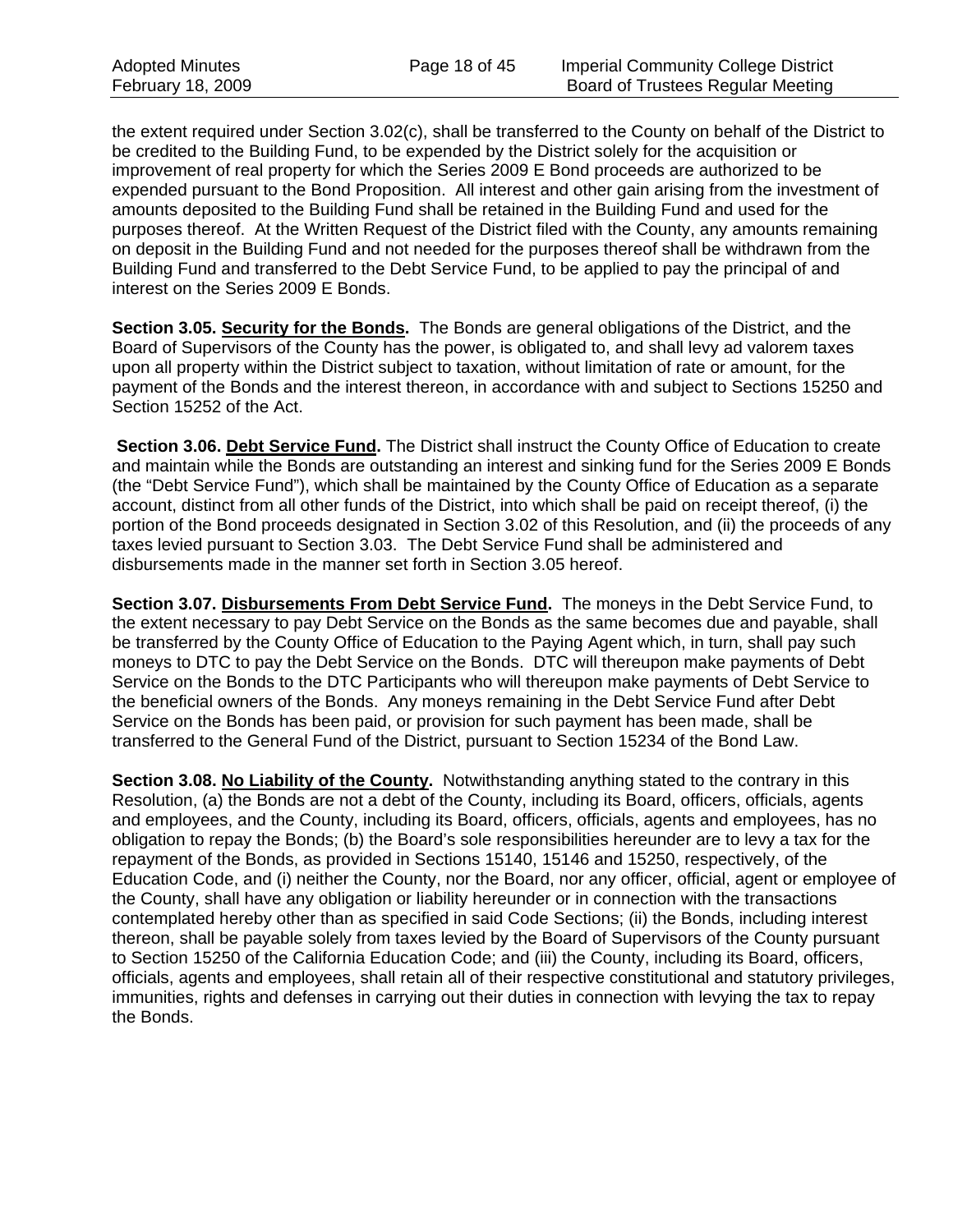the extent required under Section 3.02(c), shall be transferred to the County on behalf of the District to be credited to the Building Fund, to be expended by the District solely for the acquisition or improvement of real property for which the Series 2009 E Bond proceeds are authorized to be expended pursuant to the Bond Proposition. All interest and other gain arising from the investment of amounts deposited to the Building Fund shall be retained in the Building Fund and used for the purposes thereof. At the Written Request of the District filed with the County, any amounts remaining on deposit in the Building Fund and not needed for the purposes thereof shall be withdrawn from the Building Fund and transferred to the Debt Service Fund, to be applied to pay the principal of and interest on the Series 2009 E Bonds.

**Section 3.05. Security for the Bonds.** The Bonds are general obligations of the District, and the Board of Supervisors of the County has the power, is obligated to, and shall levy ad valorem taxes upon all property within the District subject to taxation, without limitation of rate or amount, for the payment of the Bonds and the interest thereon, in accordance with and subject to Sections 15250 and Section 15252 of the Act.

**Section 3.06. Debt Service Fund.** The District shall instruct the County Office of Education to create and maintain while the Bonds are outstanding an interest and sinking fund for the Series 2009 E Bonds (the "Debt Service Fund"), which shall be maintained by the County Office of Education as a separate account, distinct from all other funds of the District, into which shall be paid on receipt thereof, (i) the portion of the Bond proceeds designated in Section 3.02 of this Resolution, and (ii) the proceeds of any taxes levied pursuant to Section 3.03. The Debt Service Fund shall be administered and disbursements made in the manner set forth in Section 3.05 hereof.

**Section 3.07. Disbursements From Debt Service Fund.** The moneys in the Debt Service Fund, to the extent necessary to pay Debt Service on the Bonds as the same becomes due and payable, shall be transferred by the County Office of Education to the Paying Agent which, in turn, shall pay such moneys to DTC to pay the Debt Service on the Bonds. DTC will thereupon make payments of Debt Service on the Bonds to the DTC Participants who will thereupon make payments of Debt Service to the beneficial owners of the Bonds. Any moneys remaining in the Debt Service Fund after Debt Service on the Bonds has been paid, or provision for such payment has been made, shall be transferred to the General Fund of the District, pursuant to Section 15234 of the Bond Law.

**Section 3.08. No Liability of the County.** Notwithstanding anything stated to the contrary in this Resolution, (a) the Bonds are not a debt of the County, including its Board, officers, officials, agents and employees, and the County, including its Board, officers, officials, agents and employees, has no obligation to repay the Bonds; (b) the Board's sole responsibilities hereunder are to levy a tax for the repayment of the Bonds, as provided in Sections 15140, 15146 and 15250, respectively, of the Education Code, and (i) neither the County, nor the Board, nor any officer, official, agent or employee of the County, shall have any obligation or liability hereunder or in connection with the transactions contemplated hereby other than as specified in said Code Sections; (ii) the Bonds, including interest thereon, shall be payable solely from taxes levied by the Board of Supervisors of the County pursuant to Section 15250 of the California Education Code; and (iii) the County, including its Board, officers, officials, agents and employees, shall retain all of their respective constitutional and statutory privileges, immunities, rights and defenses in carrying out their duties in connection with levying the tax to repay the Bonds.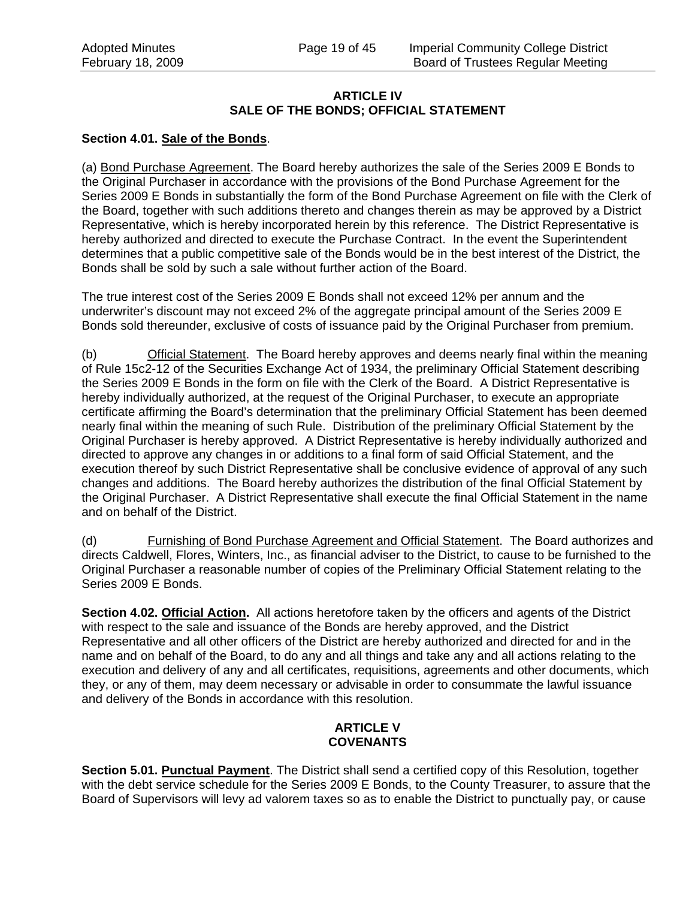## ARTICLE IV
## SALE OF THE BONDS; OFFICIAL STATEMENT

**Section 4.01. Sale of the Bonds**.

(a) Bond Purchase Agreement. The Board hereby authorizes the sale of the Series 2009 E Bonds to the Original Purchaser in accordance with the provisions of the Bond Purchase Agreement for the Series 2009 E Bonds in substantially the form of the Bond Purchase Agreement on file with the Clerk of the Board, together with such additions thereto and changes therein as may be approved by a District Representative, which is hereby incorporated herein by this reference. The District Representative is hereby authorized and directed to execute the Purchase Contract. In the event the Superintendent determines that a public competitive sale of the Bonds would be in the best interest of the District, the Bonds shall be sold by such a sale without further action of the Board.

The true interest cost of the Series 2009 E Bonds shall not exceed 12% per annum and the underwriter's discount may not exceed 2% of the aggregate principal amount of the Series 2009 E Bonds sold thereunder, exclusive of costs of issuance paid by the Original Purchaser from premium.

(b) Official Statement. The Board hereby approves and deems nearly final within the meaning of Rule 15c2-12 of the Securities Exchange Act of 1934, the preliminary Official Statement describing the Series 2009 E Bonds in the form on file with the Clerk of the Board. A District Representative is hereby individually authorized, at the request of the Original Purchaser, to execute an appropriate certificate affirming the Board's determination that the preliminary Official Statement has been deemed nearly final within the meaning of such Rule. Distribution of the preliminary Official Statement by the Original Purchaser is hereby approved. A District Representative is hereby individually authorized and directed to approve any changes in or additions to a final form of said Official Statement, and the execution thereof by such District Representative shall be conclusive evidence of approval of any such changes and additions. The Board hereby authorizes the distribution of the final Official Statement by the Original Purchaser. A District Representative shall execute the final Official Statement in the name and on behalf of the District.

(d) Furnishing of Bond Purchase Agreement and Official Statement. The Board authorizes and directs Caldwell, Flores, Winters, Inc., as financial adviser to the District, to cause to be furnished to the Original Purchaser a reasonable number of copies of the Preliminary Official Statement relating to the Series 2009 E Bonds.

**Section 4.02. Official Action.** All actions heretofore taken by the officers and agents of the District with respect to the sale and issuance of the Bonds are hereby approved, and the District Representative and all other officers of the District are hereby authorized and directed for and in the name and on behalf of the Board, to do any and all things and take any and all actions relating to the execution and delivery of any and all certificates, requisitions, agreements and other documents, which they, or any of them, may deem necessary or advisable in order to consummate the lawful issuance and delivery of the Bonds in accordance with this resolution.

## ARTICLE V
## COVENANTS

**Section 5.01. Punctual Payment**. The District shall send a certified copy of this Resolution, together with the debt service schedule for the Series 2009 E Bonds, to the County Treasurer, to assure that the Board of Supervisors will levy ad valorem taxes so as to enable the District to punctually pay, or cause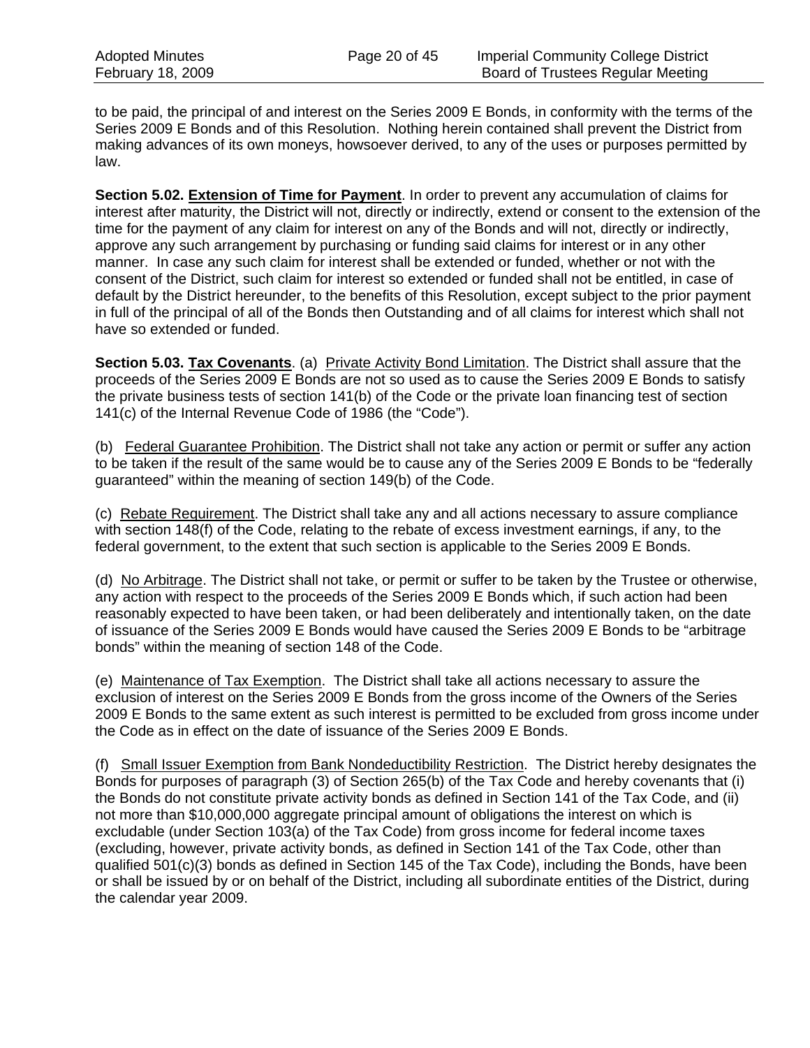to be paid, the principal of and interest on the Series 2009 E Bonds, in conformity with the terms of the Series 2009 E Bonds and of this Resolution. Nothing herein contained shall prevent the District from making advances of its own moneys, howsoever derived, to any of the uses or purposes permitted by law.

**Section 5.02. Extension of Time for Payment**. In order to prevent any accumulation of claims for interest after maturity, the District will not, directly or indirectly, extend or consent to the extension of the time for the payment of any claim for interest on any of the Bonds and will not, directly or indirectly, approve any such arrangement by purchasing or funding said claims for interest or in any other manner. In case any such claim for interest shall be extended or funded, whether or not with the consent of the District, such claim for interest so extended or funded shall not be entitled, in case of default by the District hereunder, to the benefits of this Resolution, except subject to the prior payment in full of the principal of all of the Bonds then Outstanding and of all claims for interest which shall not have so extended or funded.

**Section 5.03. Tax Covenants**. (a) Private Activity Bond Limitation. The District shall assure that the proceeds of the Series 2009 E Bonds are not so used as to cause the Series 2009 E Bonds to satisfy the private business tests of section 141(b) of the Code or the private loan financing test of section 141(c) of the Internal Revenue Code of 1986 (the "Code").

(b) Federal Guarantee Prohibition. The District shall not take any action or permit or suffer any action to be taken if the result of the same would be to cause any of the Series 2009 E Bonds to be "federally guaranteed" within the meaning of section 149(b) of the Code.

(c) Rebate Requirement. The District shall take any and all actions necessary to assure compliance with section 148(f) of the Code, relating to the rebate of excess investment earnings, if any, to the federal government, to the extent that such section is applicable to the Series 2009 E Bonds.

(d) No Arbitrage. The District shall not take, or permit or suffer to be taken by the Trustee or otherwise, any action with respect to the proceeds of the Series 2009 E Bonds which, if such action had been reasonably expected to have been taken, or had been deliberately and intentionally taken, on the date of issuance of the Series 2009 E Bonds would have caused the Series 2009 E Bonds to be "arbitrage bonds" within the meaning of section 148 of the Code.

(e) Maintenance of Tax Exemption. The District shall take all actions necessary to assure the exclusion of interest on the Series 2009 E Bonds from the gross income of the Owners of the Series 2009 E Bonds to the same extent as such interest is permitted to be excluded from gross income under the Code as in effect on the date of issuance of the Series 2009 E Bonds.

(f) Small Issuer Exemption from Bank Nondeductibility Restriction. The District hereby designates the Bonds for purposes of paragraph (3) of Section 265(b) of the Tax Code and hereby covenants that (i) the Bonds do not constitute private activity bonds as defined in Section 141 of the Tax Code, and (ii) not more than $10,000,000 aggregate principal amount of obligations the interest on which is excludable (under Section 103(a) of the Tax Code) from gross income for federal income taxes (excluding, however, private activity bonds, as defined in Section 141 of the Tax Code, other than qualified 501(c)(3) bonds as defined in Section 145 of the Tax Code), including the Bonds, have been or shall be issued by or on behalf of the District, including all subordinate entities of the District, during the calendar year 2009.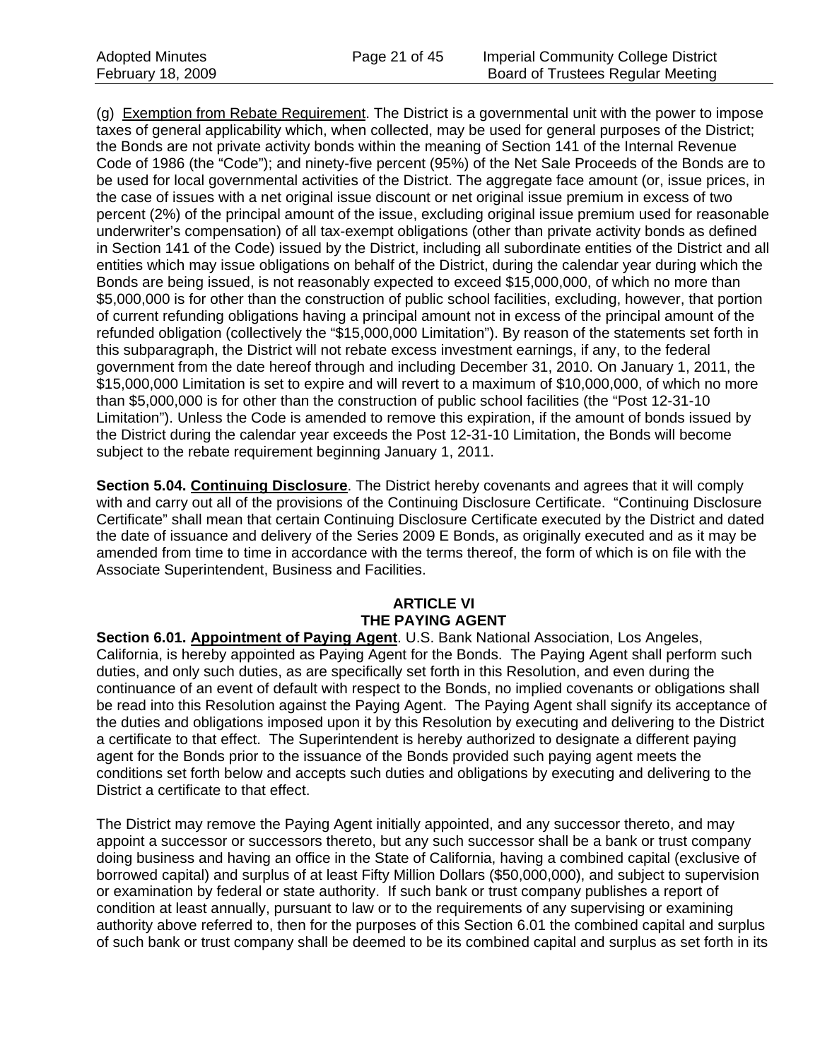(g) <u>Exemption from Rebate Requirement</u>. The District is a governmental unit with the power to impose taxes of general applicability which, when collected, may be used for general purposes of the District; the Bonds are not private activity bonds within the meaning of Section 141 of the Internal Revenue Code of 1986 (the "Code"); and ninety-five percent (95%) of the Net Sale Proceeds of the Bonds are to be used for local governmental activities of the District. The aggregate face amount (or, issue prices, in the case of issues with a net original issue discount or net original issue premium in excess of two percent (2%) of the principal amount of the issue, excluding original issue premium used for reasonable underwriter's compensation) of all tax-exempt obligations (other than private activity bonds as defined in Section 141 of the Code) issued by the District, including all subordinate entities of the District and all entities which may issue obligations on behalf of the District, during the calendar year during which the Bonds are being issued, is not reasonably expected to exceed $15,000,000, of which no more than $5,000,000 is for other than the construction of public school facilities, excluding, however, that portion of current refunding obligations having a principal amount not in excess of the principal amount of the refunded obligation (collectively the "$15,000,000 Limitation"). By reason of the statements set forth in this subparagraph, the District will not rebate excess investment earnings, if any, to the federal government from the date hereof through and including December 31, 2010. On January 1, 2011, the $15,000,000 Limitation is set to expire and will revert to a maximum of $10,000,000, of which no more than $5,000,000 is for other than the construction of public school facilities (the "Post 12-31-10 Limitation"). Unless the Code is amended to remove this expiration, if the amount of bonds issued by the District during the calendar year exceeds the Post 12-31-10 Limitation, the Bonds will become subject to the rebate requirement beginning January 1, 2011.

**Section 5.04. <u>Continuing Disclosure</u>**. The District hereby covenants and agrees that it will comply with and carry out all of the provisions of the Continuing Disclosure Certificate. "Continuing Disclosure Certificate" shall mean that certain Continuing Disclosure Certificate executed by the District and dated the date of issuance and delivery of the Series 2009 E Bonds, as originally executed and as it may be amended from time to time in accordance with the terms thereof, the form of which is on file with the Associate Superintendent, Business and Facilities.

## ARTICLE VI
## THE PAYING AGENT

**Section 6.01. <u>Appointment of Paying Agent</u>**. U.S. Bank National Association, Los Angeles, California, is hereby appointed as Paying Agent for the Bonds. The Paying Agent shall perform such duties, and only such duties, as are specifically set forth in this Resolution, and even during the continuance of an event of default with respect to the Bonds, no implied covenants or obligations shall be read into this Resolution against the Paying Agent. The Paying Agent shall signify its acceptance of the duties and obligations imposed upon it by this Resolution by executing and delivering to the District a certificate to that effect. The Superintendent is hereby authorized to designate a different paying agent for the Bonds prior to the issuance of the Bonds provided such paying agent meets the conditions set forth below and accepts such duties and obligations by executing and delivering to the District a certificate to that effect.

The District may remove the Paying Agent initially appointed, and any successor thereto, and may appoint a successor or successors thereto, but any such successor shall be a bank or trust company doing business and having an office in the State of California, having a combined capital (exclusive of borrowed capital) and surplus of at least Fifty Million Dollars ($50,000,000), and subject to supervision or examination by federal or state authority. If such bank or trust company publishes a report of condition at least annually, pursuant to law or to the requirements of any supervising or examining authority above referred to, then for the purposes of this Section 6.01 the combined capital and surplus of such bank or trust company shall be deemed to be its combined capital and surplus as set forth in its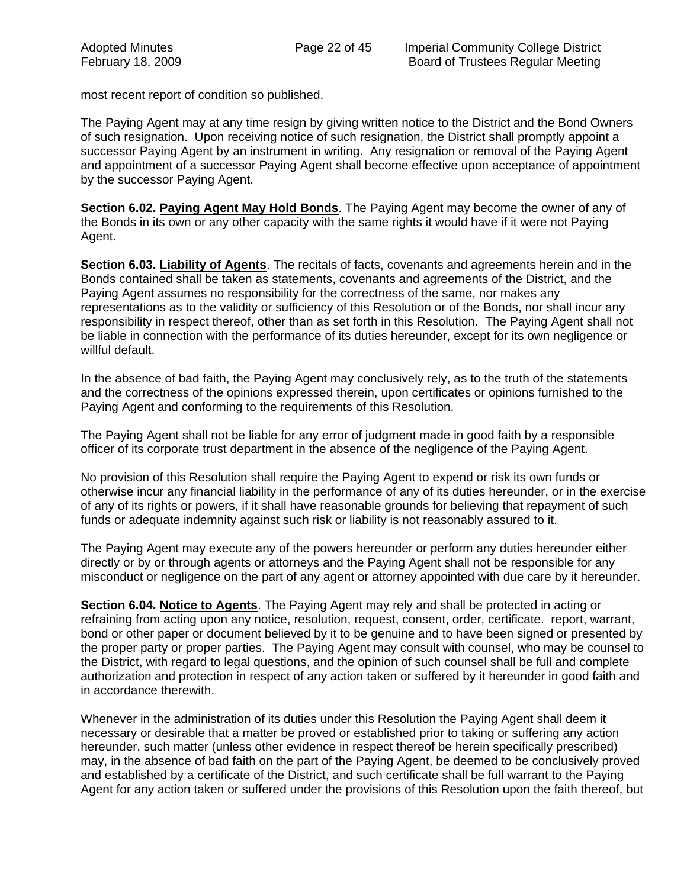most recent report of condition so published.

The Paying Agent may at any time resign by giving written notice to the District and the Bond Owners of such resignation. Upon receiving notice of such resignation, the District shall promptly appoint a successor Paying Agent by an instrument in writing. Any resignation or removal of the Paying Agent and appointment of a successor Paying Agent shall become effective upon acceptance of appointment by the successor Paying Agent.

**Section 6.02. Paying Agent May Hold Bonds**. The Paying Agent may become the owner of any of the Bonds in its own or any other capacity with the same rights it would have if it were not Paying Agent.

**Section 6.03. Liability of Agents**. The recitals of facts, covenants and agreements herein and in the Bonds contained shall be taken as statements, covenants and agreements of the District, and the Paying Agent assumes no responsibility for the correctness of the same, nor makes any representations as to the validity or sufficiency of this Resolution or of the Bonds, nor shall incur any responsibility in respect thereof, other than as set forth in this Resolution. The Paying Agent shall not be liable in connection with the performance of its duties hereunder, except for its own negligence or willful default.

In the absence of bad faith, the Paying Agent may conclusively rely, as to the truth of the statements and the correctness of the opinions expressed therein, upon certificates or opinions furnished to the Paying Agent and conforming to the requirements of this Resolution.

The Paying Agent shall not be liable for any error of judgment made in good faith by a responsible officer of its corporate trust department in the absence of the negligence of the Paying Agent.

No provision of this Resolution shall require the Paying Agent to expend or risk its own funds or otherwise incur any financial liability in the performance of any of its duties hereunder, or in the exercise of any of its rights or powers, if it shall have reasonable grounds for believing that repayment of such funds or adequate indemnity against such risk or liability is not reasonably assured to it.

The Paying Agent may execute any of the powers hereunder or perform any duties hereunder either directly or by or through agents or attorneys and the Paying Agent shall not be responsible for any misconduct or negligence on the part of any agent or attorney appointed with due care by it hereunder.

**Section 6.04. Notice to Agents**. The Paying Agent may rely and shall be protected in acting or refraining from acting upon any notice, resolution, request, consent, order, certificate. report, warrant, bond or other paper or document believed by it to be genuine and to have been signed or presented by the proper party or proper parties. The Paying Agent may consult with counsel, who may be counsel to the District, with regard to legal questions, and the opinion of such counsel shall be full and complete authorization and protection in respect of any action taken or suffered by it hereunder in good faith and in accordance therewith.

Whenever in the administration of its duties under this Resolution the Paying Agent shall deem it necessary or desirable that a matter be proved or established prior to taking or suffering any action hereunder, such matter (unless other evidence in respect thereof be herein specifically prescribed) may, in the absence of bad faith on the part of the Paying Agent, be deemed to be conclusively proved and established by a certificate of the District, and such certificate shall be full warrant to the Paying Agent for any action taken or suffered under the provisions of this Resolution upon the faith thereof, but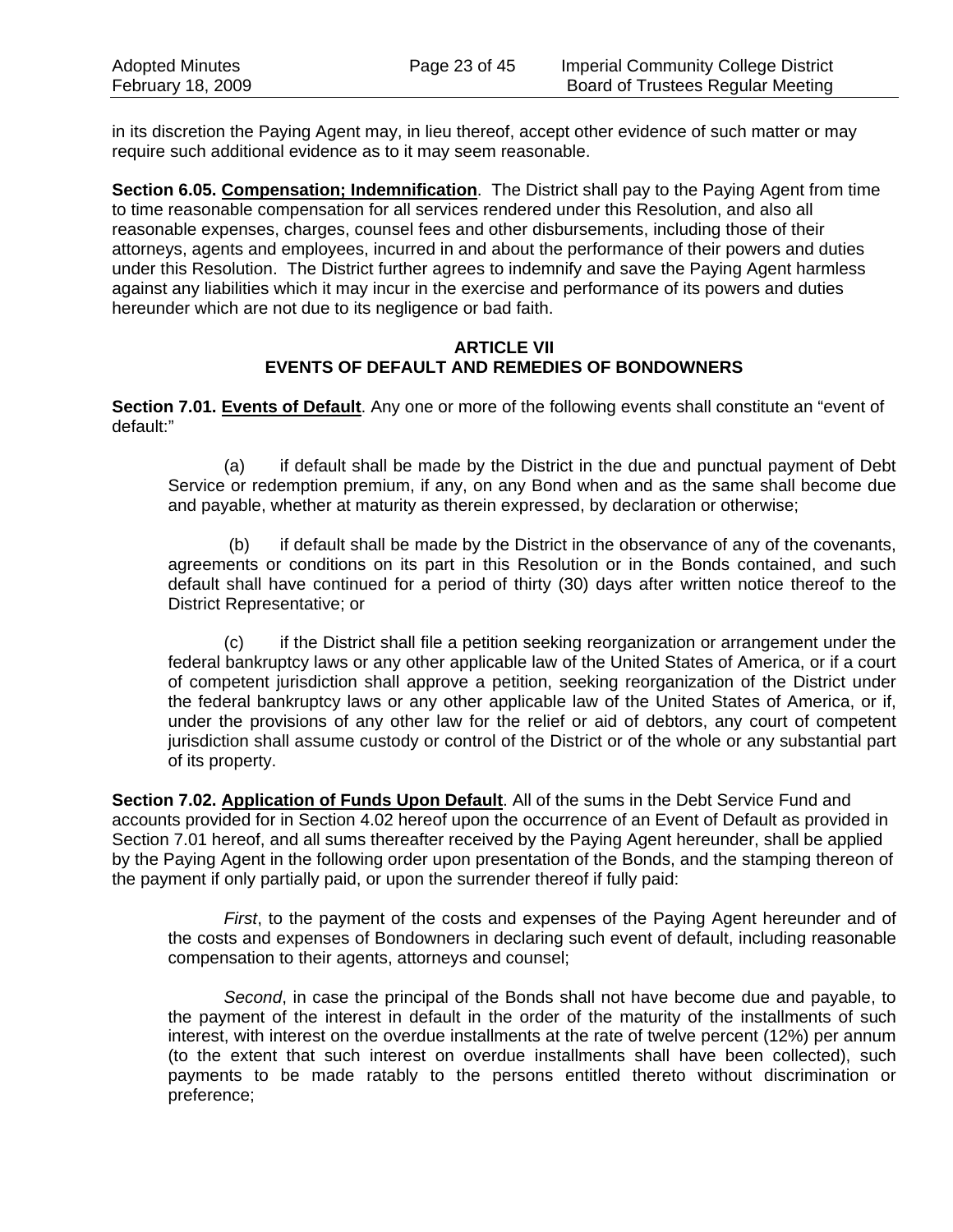in its discretion the Paying Agent may, in lieu thereof, accept other evidence of such matter or may require such additional evidence as to it may seem reasonable.

**Section 6.05. Compensation; Indemnification**. The District shall pay to the Paying Agent from time to time reasonable compensation for all services rendered under this Resolution, and also all reasonable expenses, charges, counsel fees and other disbursements, including those of their attorneys, agents and employees, incurred in and about the performance of their powers and duties under this Resolution. The District further agrees to indemnify and save the Paying Agent harmless against any liabilities which it may incur in the exercise and performance of its powers and duties hereunder which are not due to its negligence or bad faith.

## ARTICLE VII
## EVENTS OF DEFAULT AND REMEDIES OF BONDOWNERS

**Section 7.01. Events of Default**. Any one or more of the following events shall constitute an "event of default:"

(a) if default shall be made by the District in the due and punctual payment of Debt Service or redemption premium, if any, on any Bond when and as the same shall become due and payable, whether at maturity as therein expressed, by declaration or otherwise;

(b) if default shall be made by the District in the observance of any of the covenants, agreements or conditions on its part in this Resolution or in the Bonds contained, and such default shall have continued for a period of thirty (30) days after written notice thereof to the District Representative; or

(c) if the District shall file a petition seeking reorganization or arrangement under the federal bankruptcy laws or any other applicable law of the United States of America, or if a court of competent jurisdiction shall approve a petition, seeking reorganization of the District under the federal bankruptcy laws or any other applicable law of the United States of America, or if, under the provisions of any other law for the relief or aid of debtors, any court of competent jurisdiction shall assume custody or control of the District or of the whole or any substantial part of its property.

**Section 7.02. Application of Funds Upon Default**. All of the sums in the Debt Service Fund and accounts provided for in Section 4.02 hereof upon the occurrence of an Event of Default as provided in Section 7.01 hereof, and all sums thereafter received by the Paying Agent hereunder, shall be applied by the Paying Agent in the following order upon presentation of the Bonds, and the stamping thereon of the payment if only partially paid, or upon the surrender thereof if fully paid:

*First*, to the payment of the costs and expenses of the Paying Agent hereunder and of the costs and expenses of Bondowners in declaring such event of default, including reasonable compensation to their agents, attorneys and counsel;

*Second*, in case the principal of the Bonds shall not have become due and payable, to the payment of the interest in default in the order of the maturity of the installments of such interest, with interest on the overdue installments at the rate of twelve percent (12%) per annum (to the extent that such interest on overdue installments shall have been collected), such payments to be made ratably to the persons entitled thereto without discrimination or preference;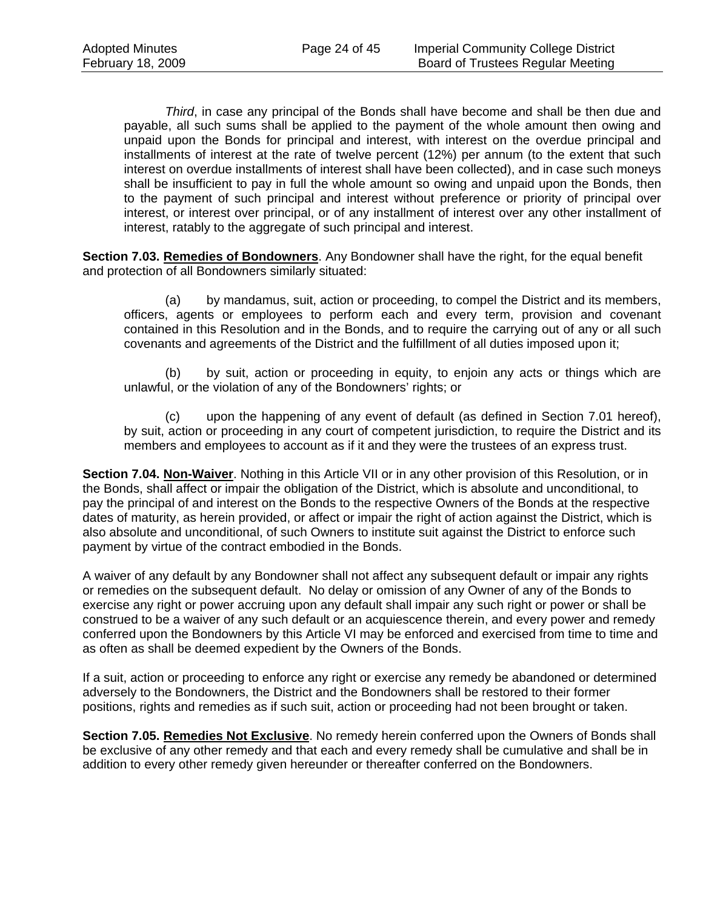*Third*, in case any principal of the Bonds shall have become and shall be then due and payable, all such sums shall be applied to the payment of the whole amount then owing and unpaid upon the Bonds for principal and interest, with interest on the overdue principal and installments of interest at the rate of twelve percent (12%) per annum (to the extent that such interest on overdue installments of interest shall have been collected), and in case such moneys shall be insufficient to pay in full the whole amount so owing and unpaid upon the Bonds, then to the payment of such principal and interest without preference or priority of principal over interest, or interest over principal, or of any installment of interest over any other installment of interest, ratably to the aggregate of such principal and interest.

**Section 7.03. Remedies of Bondowners**. Any Bondowner shall have the right, for the equal benefit and protection of all Bondowners similarly situated:

(a) by mandamus, suit, action or proceeding, to compel the District and its members, officers, agents or employees to perform each and every term, provision and covenant contained in this Resolution and in the Bonds, and to require the carrying out of any or all such covenants and agreements of the District and the fulfillment of all duties imposed upon it;

(b) by suit, action or proceeding in equity, to enjoin any acts or things which are unlawful, or the violation of any of the Bondowners' rights; or

(c) upon the happening of any event of default (as defined in Section 7.01 hereof), by suit, action or proceeding in any court of competent jurisdiction, to require the District and its members and employees to account as if it and they were the trustees of an express trust.

**Section 7.04. Non-Waiver**. Nothing in this Article VII or in any other provision of this Resolution, or in the Bonds, shall affect or impair the obligation of the District, which is absolute and unconditional, to pay the principal of and interest on the Bonds to the respective Owners of the Bonds at the respective dates of maturity, as herein provided, or affect or impair the right of action against the District, which is also absolute and unconditional, of such Owners to institute suit against the District to enforce such payment by virtue of the contract embodied in the Bonds.

A waiver of any default by any Bondowner shall not affect any subsequent default or impair any rights or remedies on the subsequent default. No delay or omission of any Owner of any of the Bonds to exercise any right or power accruing upon any default shall impair any such right or power or shall be construed to be a waiver of any such default or an acquiescence therein, and every power and remedy conferred upon the Bondowners by this Article VI may be enforced and exercised from time to time and as often as shall be deemed expedient by the Owners of the Bonds.

If a suit, action or proceeding to enforce any right or exercise any remedy be abandoned or determined adversely to the Bondowners, the District and the Bondowners shall be restored to their former positions, rights and remedies as if such suit, action or proceeding had not been brought or taken.

**Section 7.05. Remedies Not Exclusive**. No remedy herein conferred upon the Owners of Bonds shall be exclusive of any other remedy and that each and every remedy shall be cumulative and shall be in addition to every other remedy given hereunder or thereafter conferred on the Bondowners.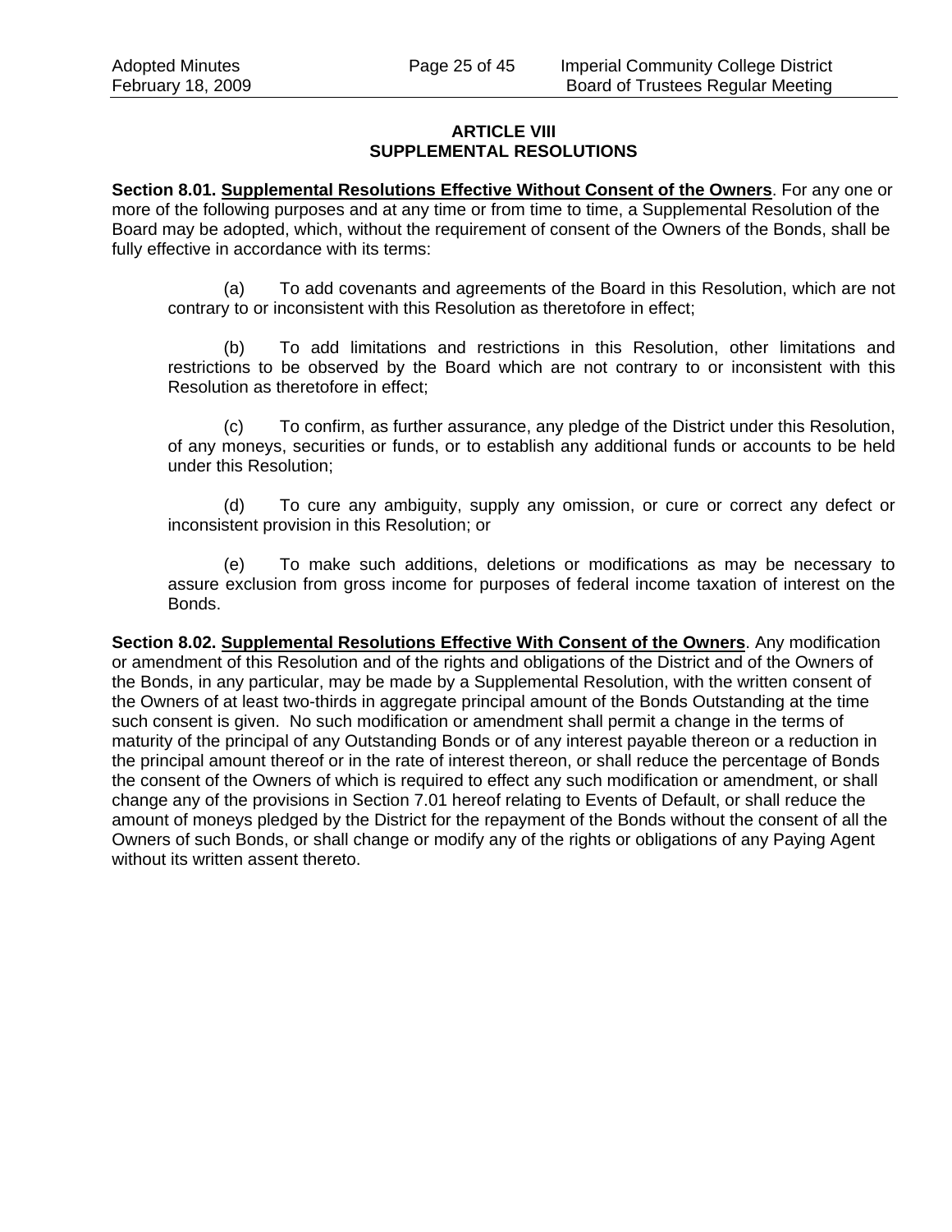# ARTICLE VIII
# SUPPLEMENTAL RESOLUTIONS

**Section 8.01. Supplemental Resolutions Effective Without Consent of the Owners**. For any one or more of the following purposes and at any time or from time to time, a Supplemental Resolution of the Board may be adopted, which, without the requirement of consent of the Owners of the Bonds, shall be fully effective in accordance with its terms:

(a) To add covenants and agreements of the Board in this Resolution, which are not contrary to or inconsistent with this Resolution as theretofore in effect;

(b) To add limitations and restrictions in this Resolution, other limitations and restrictions to be observed by the Board which are not contrary to or inconsistent with this Resolution as theretofore in effect;

(c) To confirm, as further assurance, any pledge of the District under this Resolution, of any moneys, securities or funds, or to establish any additional funds or accounts to be held under this Resolution;

(d) To cure any ambiguity, supply any omission, or cure or correct any defect or inconsistent provision in this Resolution; or

(e) To make such additions, deletions or modifications as may be necessary to assure exclusion from gross income for purposes of federal income taxation of interest on the Bonds.

**Section 8.02. Supplemental Resolutions Effective With Consent of the Owners**. Any modification or amendment of this Resolution and of the rights and obligations of the District and of the Owners of the Bonds, in any particular, may be made by a Supplemental Resolution, with the written consent of the Owners of at least two-thirds in aggregate principal amount of the Bonds Outstanding at the time such consent is given. No such modification or amendment shall permit a change in the terms of maturity of the principal of any Outstanding Bonds or of any interest payable thereon or a reduction in the principal amount thereof or in the rate of interest thereon, or shall reduce the percentage of Bonds the consent of the Owners of which is required to effect any such modification or amendment, or shall change any of the provisions in Section 7.01 hereof relating to Events of Default, or shall reduce the amount of moneys pledged by the District for the repayment of the Bonds without the consent of all the Owners of such Bonds, or shall change or modify any of the rights or obligations of any Paying Agent without its written assent thereto.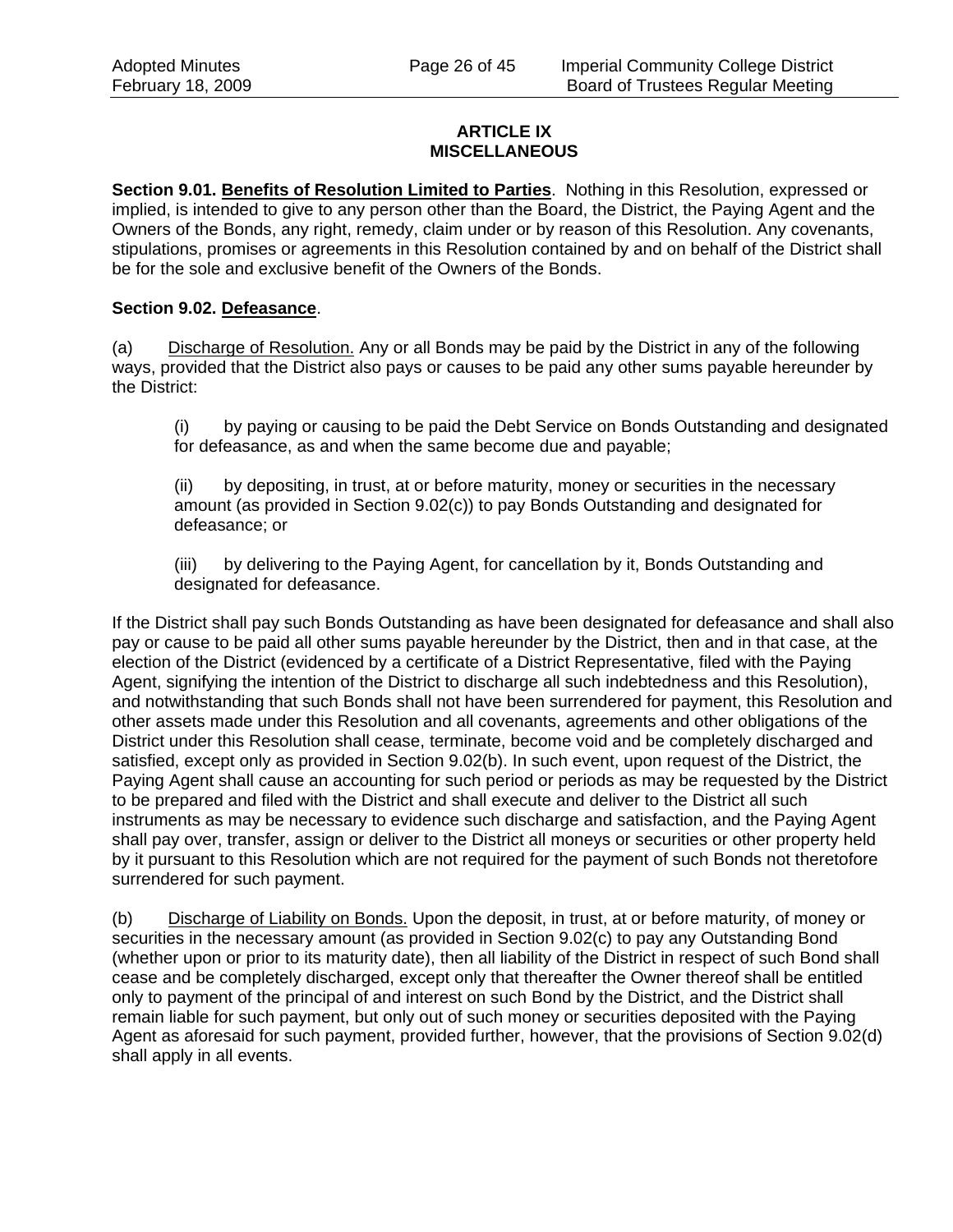## ARTICLE IX
## MISCELLANEOUS

**Section 9.01. Benefits of Resolution Limited to Parties**. Nothing in this Resolution, expressed or implied, is intended to give to any person other than the Board, the District, the Paying Agent and the Owners of the Bonds, any right, remedy, claim under or by reason of this Resolution. Any covenants, stipulations, promises or agreements in this Resolution contained by and on behalf of the District shall be for the sole and exclusive benefit of the Owners of the Bonds.

**Section 9.02. Defeasance**.

(a) Discharge of Resolution. Any or all Bonds may be paid by the District in any of the following ways, provided that the District also pays or causes to be paid any other sums payable hereunder by the District:

(i) by paying or causing to be paid the Debt Service on Bonds Outstanding and designated for defeasance, as and when the same become due and payable;

(ii) by depositing, in trust, at or before maturity, money or securities in the necessary amount (as provided in Section 9.02(c)) to pay Bonds Outstanding and designated for defeasance; or

(iii) by delivering to the Paying Agent, for cancellation by it, Bonds Outstanding and designated for defeasance.

If the District shall pay such Bonds Outstanding as have been designated for defeasance and shall also pay or cause to be paid all other sums payable hereunder by the District, then and in that case, at the election of the District (evidenced by a certificate of a District Representative, filed with the Paying Agent, signifying the intention of the District to discharge all such indebtedness and this Resolution), and notwithstanding that such Bonds shall not have been surrendered for payment, this Resolution and other assets made under this Resolution and all covenants, agreements and other obligations of the District under this Resolution shall cease, terminate, become void and be completely discharged and satisfied, except only as provided in Section 9.02(b). In such event, upon request of the District, the Paying Agent shall cause an accounting for such period or periods as may be requested by the District to be prepared and filed with the District and shall execute and deliver to the District all such instruments as may be necessary to evidence such discharge and satisfaction, and the Paying Agent shall pay over, transfer, assign or deliver to the District all moneys or securities or other property held by it pursuant to this Resolution which are not required for the payment of such Bonds not theretofore surrendered for such payment.

(b) Discharge of Liability on Bonds. Upon the deposit, in trust, at or before maturity, of money or securities in the necessary amount (as provided in Section 9.02(c) to pay any Outstanding Bond (whether upon or prior to its maturity date), then all liability of the District in respect of such Bond shall cease and be completely discharged, except only that thereafter the Owner thereof shall be entitled only to payment of the principal of and interest on such Bond by the District, and the District shall remain liable for such payment, but only out of such money or securities deposited with the Paying Agent as aforesaid for such payment, provided further, however, that the provisions of Section 9.02(d) shall apply in all events.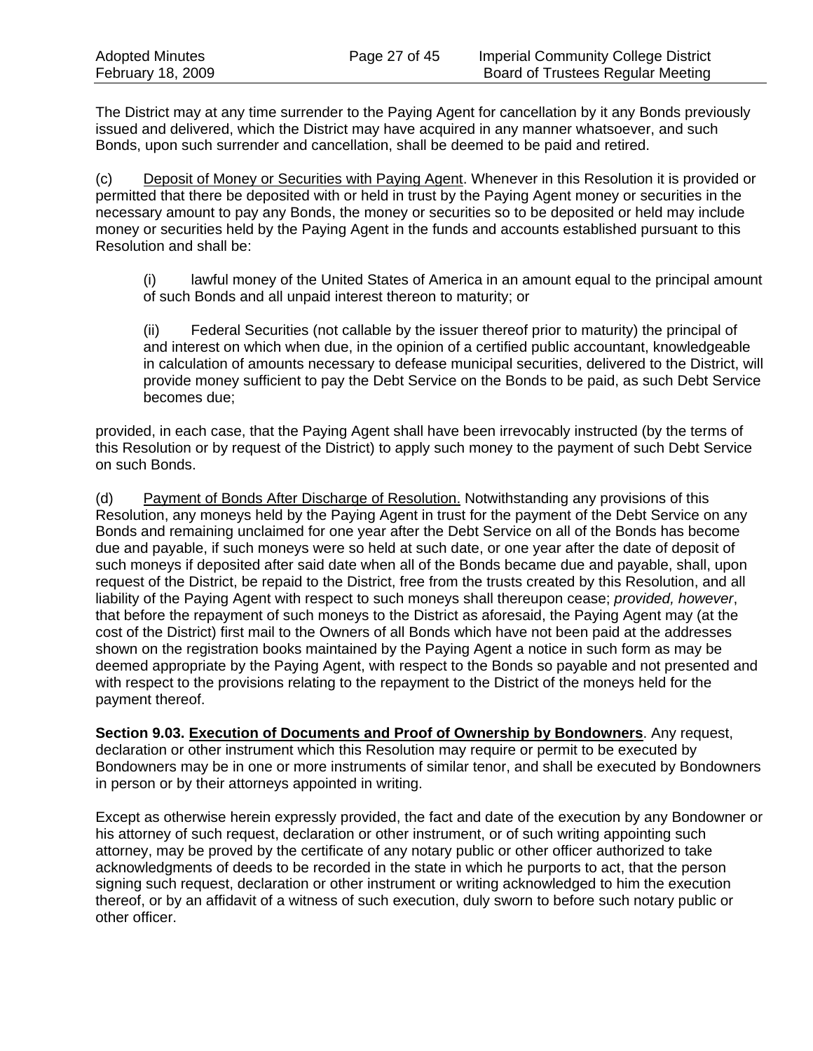The District may at any time surrender to the Paying Agent for cancellation by it any Bonds previously issued and delivered, which the District may have acquired in any manner whatsoever, and such Bonds, upon such surrender and cancellation, shall be deemed to be paid and retired.

(c) Deposit of Money or Securities with Paying Agent. Whenever in this Resolution it is provided or permitted that there be deposited with or held in trust by the Paying Agent money or securities in the necessary amount to pay any Bonds, the money or securities so to be deposited or held may include money or securities held by the Paying Agent in the funds and accounts established pursuant to this Resolution and shall be:

(i) lawful money of the United States of America in an amount equal to the principal amount of such Bonds and all unpaid interest thereon to maturity; or

(ii) Federal Securities (not callable by the issuer thereof prior to maturity) the principal of and interest on which when due, in the opinion of a certified public accountant, knowledgeable in calculation of amounts necessary to defease municipal securities, delivered to the District, will provide money sufficient to pay the Debt Service on the Bonds to be paid, as such Debt Service becomes due;

provided, in each case, that the Paying Agent shall have been irrevocably instructed (by the terms of this Resolution or by request of the District) to apply such money to the payment of such Debt Service on such Bonds.

(d) Payment of Bonds After Discharge of Resolution. Notwithstanding any provisions of this Resolution, any moneys held by the Paying Agent in trust for the payment of the Debt Service on any Bonds and remaining unclaimed for one year after the Debt Service on all of the Bonds has become due and payable, if such moneys were so held at such date, or one year after the date of deposit of such moneys if deposited after said date when all of the Bonds became due and payable, shall, upon request of the District, be repaid to the District, free from the trusts created by this Resolution, and all liability of the Paying Agent with respect to such moneys shall thereupon cease; *provided, however*, that before the repayment of such moneys to the District as aforesaid, the Paying Agent may (at the cost of the District) first mail to the Owners of all Bonds which have not been paid at the addresses shown on the registration books maintained by the Paying Agent a notice in such form as may be deemed appropriate by the Paying Agent, with respect to the Bonds so payable and not presented and with respect to the provisions relating to the repayment to the District of the moneys held for the payment thereof.

**Section 9.03. Execution of Documents and Proof of Ownership by Bondowners**. Any request, declaration or other instrument which this Resolution may require or permit to be executed by Bondowners may be in one or more instruments of similar tenor, and shall be executed by Bondowners in person or by their attorneys appointed in writing.

Except as otherwise herein expressly provided, the fact and date of the execution by any Bondowner or his attorney of such request, declaration or other instrument, or of such writing appointing such attorney, may be proved by the certificate of any notary public or other officer authorized to take acknowledgments of deeds to be recorded in the state in which he purports to act, that the person signing such request, declaration or other instrument or writing acknowledged to him the execution thereof, or by an affidavit of a witness of such execution, duly sworn to before such notary public or other officer.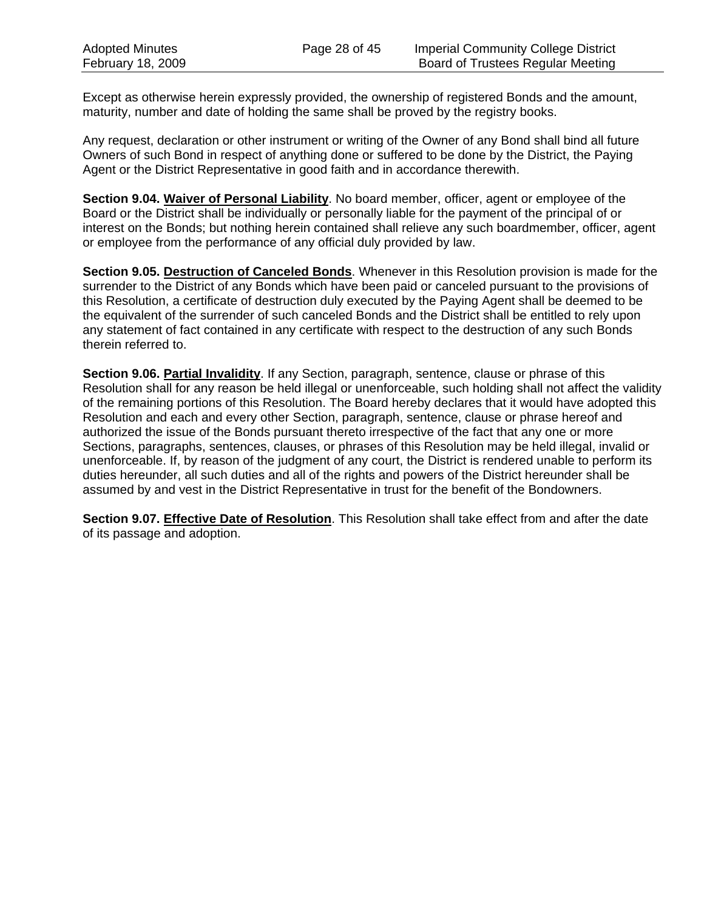Except as otherwise herein expressly provided, the ownership of registered Bonds and the amount, maturity, number and date of holding the same shall be proved by the registry books.

Any request, declaration or other instrument or writing of the Owner of any Bond shall bind all future Owners of such Bond in respect of anything done or suffered to be done by the District, the Paying Agent or the District Representative in good faith and in accordance therewith.

**Section 9.04. Waiver of Personal Liability**. No board member, officer, agent or employee of the Board or the District shall be individually or personally liable for the payment of the principal of or interest on the Bonds; but nothing herein contained shall relieve any such boardmember, officer, agent or employee from the performance of any official duly provided by law.

**Section 9.05. Destruction of Canceled Bonds**. Whenever in this Resolution provision is made for the surrender to the District of any Bonds which have been paid or canceled pursuant to the provisions of this Resolution, a certificate of destruction duly executed by the Paying Agent shall be deemed to be the equivalent of the surrender of such canceled Bonds and the District shall be entitled to rely upon any statement of fact contained in any certificate with respect to the destruction of any such Bonds therein referred to.

**Section 9.06. Partial Invalidity**. If any Section, paragraph, sentence, clause or phrase of this Resolution shall for any reason be held illegal or unenforceable, such holding shall not affect the validity of the remaining portions of this Resolution. The Board hereby declares that it would have adopted this Resolution and each and every other Section, paragraph, sentence, clause or phrase hereof and authorized the issue of the Bonds pursuant thereto irrespective of the fact that any one or more Sections, paragraphs, sentences, clauses, or phrases of this Resolution may be held illegal, invalid or unenforceable. If, by reason of the judgment of any court, the District is rendered unable to perform its duties hereunder, all such duties and all of the rights and powers of the District hereunder shall be assumed by and vest in the District Representative in trust for the benefit of the Bondowners.

**Section 9.07. Effective Date of Resolution**. This Resolution shall take effect from and after the date of its passage and adoption.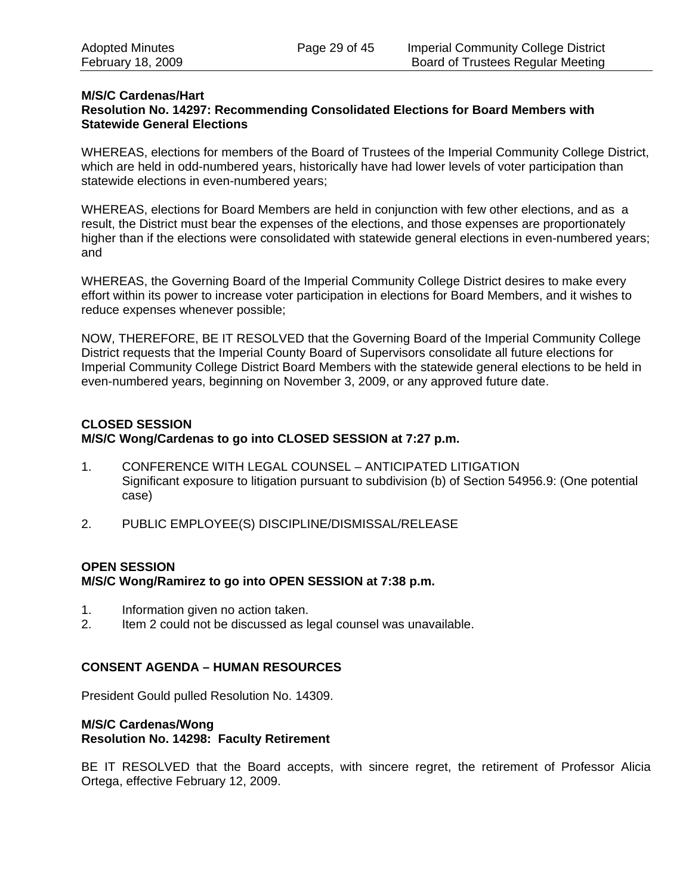**M/S/C Cardenas/Hart**
**Resolution No. 14297: Recommending Consolidated Elections for Board Members with Statewide General Elections**

WHEREAS, elections for members of the Board of Trustees of the Imperial Community College District, which are held in odd-numbered years, historically have had lower levels of voter participation than statewide elections in even-numbered years;

WHEREAS, elections for Board Members are held in conjunction with few other elections, and as a result, the District must bear the expenses of the elections, and those expenses are proportionately higher than if the elections were consolidated with statewide general elections in even-numbered years; and

WHEREAS, the Governing Board of the Imperial Community College District desires to make every effort within its power to increase voter participation in elections for Board Members, and it wishes to reduce expenses whenever possible;

NOW, THEREFORE, BE IT RESOLVED that the Governing Board of the Imperial Community College District requests that the Imperial County Board of Supervisors consolidate all future elections for Imperial Community College District Board Members with the statewide general elections to be held in even-numbered years, beginning on November 3, 2009, or any approved future date.

**CLOSED SESSION**
**M/S/C Wong/Cardenas to go into CLOSED SESSION at 7:27 p.m.**

1. CONFERENCE WITH LEGAL COUNSEL – ANTICIPATED LITIGATION
   Significant exposure to litigation pursuant to subdivision (b) of Section 54956.9: (One potential case)

2. PUBLIC EMPLOYEE(S) DISCIPLINE/DISMISSAL/RELEASE

**OPEN SESSION**
**M/S/C Wong/Ramirez to go into OPEN SESSION at 7:38 p.m.**

1. Information given no action taken.
2. Item 2 could not be discussed as legal counsel was unavailable.

**CONSENT AGENDA – HUMAN RESOURCES**

President Gould pulled Resolution No. 14309.

**M/S/C Cardenas/Wong**
**Resolution No. 14298: Faculty Retirement**

BE IT RESOLVED that the Board accepts, with sincere regret, the retirement of Professor Alicia Ortega, effective February 12, 2009.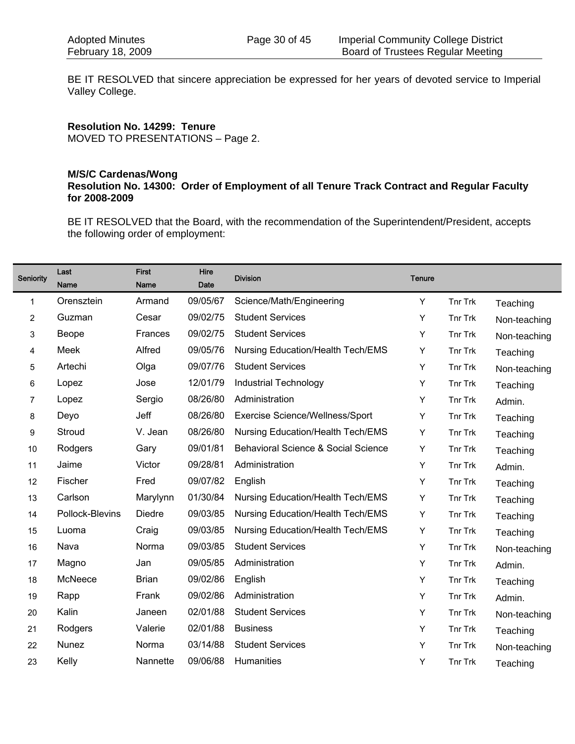BE IT RESOLVED that sincere appreciation be expressed for her years of devoted service to Imperial Valley College.

**Resolution No. 14299: Tenure**
MOVED TO PRESENTATIONS – Page 2.

**M/S/C Cardenas/Wong**
**Resolution No. 14300: Order of Employment of all Tenure Track Contract and Regular Faculty for 2008-2009**

BE IT RESOLVED that the Board, with the recommendation of the Superintendent/President, accepts the following order of employment:

| Seniority | Last Name | First Name | Hire Date | Division | Tenure | | |
|---|---|---|---|---|---|---|---|
| 1 | Orensztein | Armand | 09/05/67 | Science/Math/Engineering | Y | Tnr Trk | Teaching |
| 2 | Guzman | Cesar | 09/02/75 | Student Services | Y | Tnr Trk | Non-teaching |
| 3 | Beope | Frances | 09/02/75 | Student Services | Y | Tnr Trk | Non-teaching |
| 4 | Meek | Alfred | 09/05/76 | Nursing Education/Health Tech/EMS | Y | Tnr Trk | Teaching |
| 5 | Artechi | Olga | 09/07/76 | Student Services | Y | Tnr Trk | Non-teaching |
| 6 | Lopez | Jose | 12/01/79 | Industrial Technology | Y | Tnr Trk | Teaching |
| 7 | Lopez | Sergio | 08/26/80 | Administration | Y | Tnr Trk | Admin. |
| 8 | Deyo | Jeff | 08/26/80 | Exercise Science/Wellness/Sport | Y | Tnr Trk | Teaching |
| 9 | Stroud | V. Jean | 08/26/80 | Nursing Education/Health Tech/EMS | Y | Tnr Trk | Teaching |
| 10 | Rodgers | Gary | 09/01/81 | Behavioral Science & Social Science | Y | Tnr Trk | Teaching |
| 11 | Jaime | Victor | 09/28/81 | Administration | Y | Tnr Trk | Admin. |
| 12 | Fischer | Fred | 09/07/82 | English | Y | Tnr Trk | Teaching |
| 13 | Carlson | Marylynn | 01/30/84 | Nursing Education/Health Tech/EMS | Y | Tnr Trk | Teaching |
| 14 | Pollock-Blevins | Diedre | 09/03/85 | Nursing Education/Health Tech/EMS | Y | Tnr Trk | Teaching |
| 15 | Luoma | Craig | 09/03/85 | Nursing Education/Health Tech/EMS | Y | Tnr Trk | Teaching |
| 16 | Nava | Norma | 09/03/85 | Student Services | Y | Tnr Trk | Non-teaching |
| 17 | Magno | Jan | 09/05/85 | Administration | Y | Tnr Trk | Admin. |
| 18 | McNeece | Brian | 09/02/86 | English | Y | Tnr Trk | Teaching |
| 19 | Rapp | Frank | 09/02/86 | Administration | Y | Tnr Trk | Admin. |
| 20 | Kalin | Janeen | 02/01/88 | Student Services | Y | Tnr Trk | Non-teaching |
| 21 | Rodgers | Valerie | 02/01/88 | Business | Y | Tnr Trk | Teaching |
| 22 | Nunez | Norma | 03/14/88 | Student Services | Y | Tnr Trk | Non-teaching |
| 23 | Kelly | Nannette | 09/06/88 | Humanities | Y | Tnr Trk | Teaching |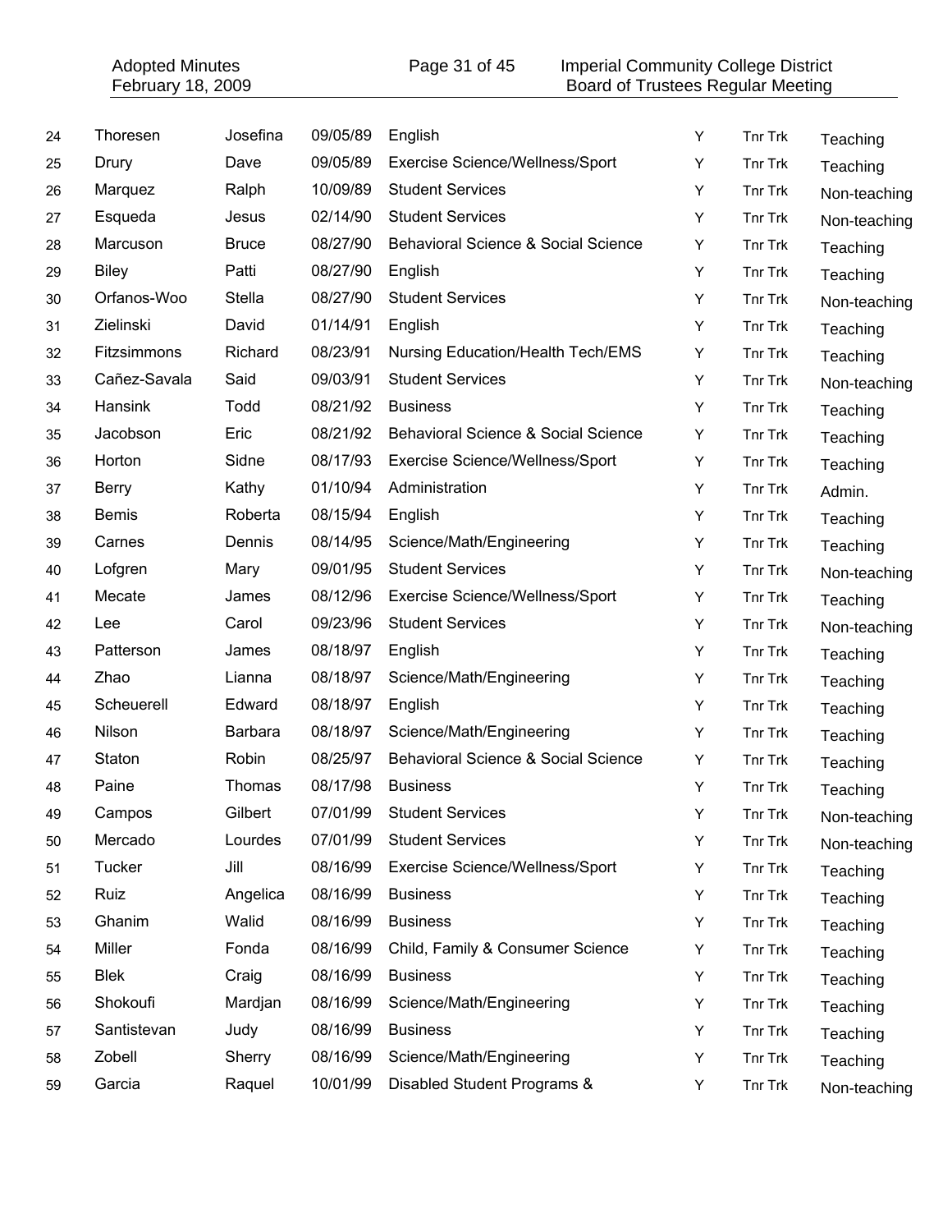| | | | | | | | |
|---|---|---|---|---|---|---|---|
| 24 | Thoresen | Josefina | 09/05/89 | English | Y | Tnr Trk | Teaching |
| 25 | Drury | Dave | 09/05/89 | Exercise Science/Wellness/Sport | Y | Tnr Trk | Teaching |
| 26 | Marquez | Ralph | 10/09/89 | Student Services | Y | Tnr Trk | Non-teaching |
| 27 | Esqueda | Jesus | 02/14/90 | Student Services | Y | Tnr Trk | Non-teaching |
| 28 | Marcuson | Bruce | 08/27/90 | Behavioral Science & Social Science | Y | Tnr Trk | Teaching |
| 29 | Biley | Patti | 08/27/90 | English | Y | Tnr Trk | Teaching |
| 30 | Orfanos-Woo | Stella | 08/27/90 | Student Services | Y | Tnr Trk | Non-teaching |
| 31 | Zielinski | David | 01/14/91 | English | Y | Tnr Trk | Teaching |
| 32 | Fitzsimmons | Richard | 08/23/91 | Nursing Education/Health Tech/EMS | Y | Tnr Trk | Teaching |
| 33 | Cañez-Savala | Said | 09/03/91 | Student Services | Y | Tnr Trk | Non-teaching |
| 34 | Hansink | Todd | 08/21/92 | Business | Y | Tnr Trk | Teaching |
| 35 | Jacobson | Eric | 08/21/92 | Behavioral Science & Social Science | Y | Tnr Trk | Teaching |
| 36 | Horton | Sidne | 08/17/93 | Exercise Science/Wellness/Sport | Y | Tnr Trk | Teaching |
| 37 | Berry | Kathy | 01/10/94 | Administration | Y | Tnr Trk | Admin. |
| 38 | Bemis | Roberta | 08/15/94 | English | Y | Tnr Trk | Teaching |
| 39 | Carnes | Dennis | 08/14/95 | Science/Math/Engineering | Y | Tnr Trk | Teaching |
| 40 | Lofgren | Mary | 09/01/95 | Student Services | Y | Tnr Trk | Non-teaching |
| 41 | Mecate | James | 08/12/96 | Exercise Science/Wellness/Sport | Y | Tnr Trk | Teaching |
| 42 | Lee | Carol | 09/23/96 | Student Services | Y | Tnr Trk | Non-teaching |
| 43 | Patterson | James | 08/18/97 | English | Y | Tnr Trk | Teaching |
| 44 | Zhao | Lianna | 08/18/97 | Science/Math/Engineering | Y | Tnr Trk | Teaching |
| 45 | Scheuerell | Edward | 08/18/97 | English | Y | Tnr Trk | Teaching |
| 46 | Nilson | Barbara | 08/18/97 | Science/Math/Engineering | Y | Tnr Trk | Teaching |
| 47 | Staton | Robin | 08/25/97 | Behavioral Science & Social Science | Y | Tnr Trk | Teaching |
| 48 | Paine | Thomas | 08/17/98 | Business | Y | Tnr Trk | Teaching |
| 49 | Campos | Gilbert | 07/01/99 | Student Services | Y | Tnr Trk | Non-teaching |
| 50 | Mercado | Lourdes | 07/01/99 | Student Services | Y | Tnr Trk | Non-teaching |
| 51 | Tucker | Jill | 08/16/99 | Exercise Science/Wellness/Sport | Y | Tnr Trk | Teaching |
| 52 | Ruiz | Angelica | 08/16/99 | Business | Y | Tnr Trk | Teaching |
| 53 | Ghanim | Walid | 08/16/99 | Business | Y | Tnr Trk | Teaching |
| 54 | Miller | Fonda | 08/16/99 | Child, Family & Consumer Science | Y | Tnr Trk | Teaching |
| 55 | Blek | Craig | 08/16/99 | Business | Y | Tnr Trk | Teaching |
| 56 | Shokoufi | Mardjan | 08/16/99 | Science/Math/Engineering | Y | Tnr Trk | Teaching |
| 57 | Santistevan | Judy | 08/16/99 | Business | Y | Tnr Trk | Teaching |
| 58 | Zobell | Sherry | 08/16/99 | Science/Math/Engineering | Y | Tnr Trk | Teaching |
| 59 | Garcia | Raquel | 10/01/99 | Disabled Student Programs & | Y | Tnr Trk | Non-teaching |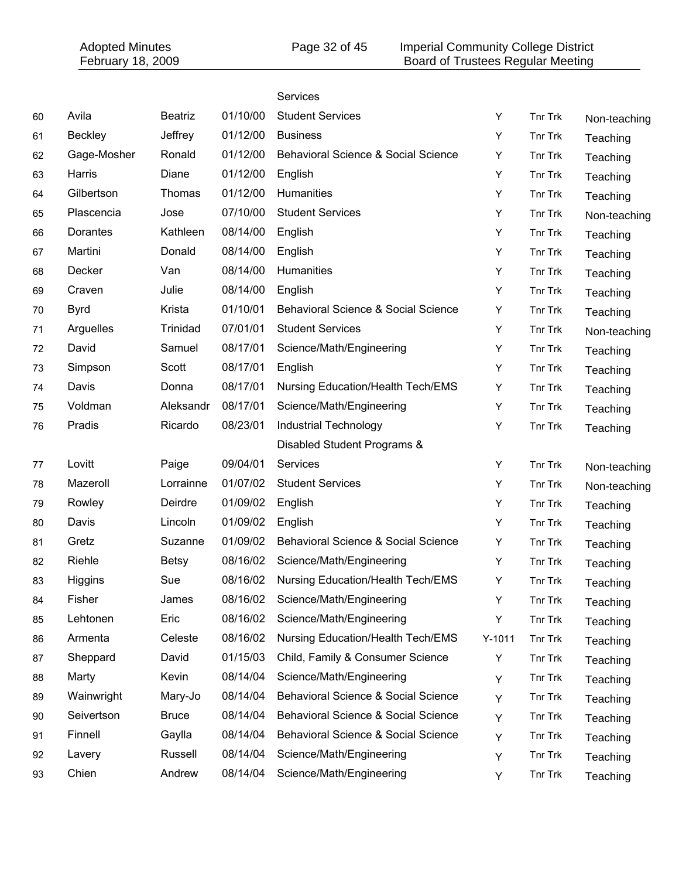| | | | | | | |
|---|---|---|---|---|---|---|
| | | | | Services | | | |
| 60 | Avila | Beatriz | 01/10/00 | Student Services | Y | Tnr Trk | Non-teaching |
| 61 | Beckley | Jeffrey | 01/12/00 | Business | Y | Tnr Trk | Teaching |
| 62 | Gage-Mosher | Ronald | 01/12/00 | Behavioral Science & Social Science | Y | Tnr Trk | Teaching |
| 63 | Harris | Diane | 01/12/00 | English | Y | Tnr Trk | Teaching |
| 64 | Gilbertson | Thomas | 01/12/00 | Humanities | Y | Tnr Trk | Teaching |
| 65 | Plascencia | Jose | 07/10/00 | Student Services | Y | Tnr Trk | Non-teaching |
| 66 | Dorantes | Kathleen | 08/14/00 | English | Y | Tnr Trk | Teaching |
| 67 | Martini | Donald | 08/14/00 | English | Y | Tnr Trk | Teaching |
| 68 | Decker | Van | 08/14/00 | Humanities | Y | Tnr Trk | Teaching |
| 69 | Craven | Julie | 08/14/00 | English | Y | Tnr Trk | Teaching |
| 70 | Byrd | Krista | 01/10/01 | Behavioral Science & Social Science | Y | Tnr Trk | Teaching |
| 71 | Arguelles | Trinidad | 07/01/01 | Student Services | Y | Tnr Trk | Non-teaching |
| 72 | David | Samuel | 08/17/01 | Science/Math/Engineering | Y | Tnr Trk | Teaching |
| 73 | Simpson | Scott | 08/17/01 | English | Y | Tnr Trk | Teaching |
| 74 | Davis | Donna | 08/17/01 | Nursing Education/Health Tech/EMS | Y | Tnr Trk | Teaching |
| 75 | Voldman | Aleksandr | 08/17/01 | Science/Math/Engineering | Y | Tnr Trk | Teaching |
| 76 | Pradis | Ricardo | 08/23/01 | Industrial Technology | Y | Tnr Trk | Teaching |
| 77 | Lovitt | Paige | 09/04/01 | Disabled Student Programs & Services | Y | Tnr Trk | Non-teaching |
| 78 | Mazeroll | Lorrainne | 01/07/02 | Student Services | Y | Tnr Trk | Non-teaching |
| 79 | Rowley | Deirdre | 01/09/02 | English | Y | Tnr Trk | Teaching |
| 80 | Davis | Lincoln | 01/09/02 | English | Y | Tnr Trk | Teaching |
| 81 | Gretz | Suzanne | 01/09/02 | Behavioral Science & Social Science | Y | Tnr Trk | Teaching |
| 82 | Riehle | Betsy | 08/16/02 | Science/Math/Engineering | Y | Tnr Trk | Teaching |
| 83 | Higgins | Sue | 08/16/02 | Nursing Education/Health Tech/EMS | Y | Tnr Trk | Teaching |
| 84 | Fisher | James | 08/16/02 | Science/Math/Engineering | Y | Tnr Trk | Teaching |
| 85 | Lehtonen | Eric | 08/16/02 | Science/Math/Engineering | Y | Tnr Trk | Teaching |
| 86 | Armenta | Celeste | 08/16/02 | Nursing Education/Health Tech/EMS | Y-1011 | Tnr Trk | Teaching |
| 87 | Sheppard | David | 01/15/03 | Child, Family & Consumer Science | Y | Tnr Trk | Teaching |
| 88 | Marty | Kevin | 08/14/04 | Science/Math/Engineering | Y | Tnr Trk | Teaching |
| 89 | Wainwright | Mary-Jo | 08/14/04 | Behavioral Science & Social Science | Y | Tnr Trk | Teaching |
| 90 | Seivertson | Bruce | 08/14/04 | Behavioral Science & Social Science | Y | Tnr Trk | Teaching |
| 91 | Finnell | Gaylla | 08/14/04 | Behavioral Science & Social Science | Y | Tnr Trk | Teaching |
| 92 | Lavery | Russell | 08/14/04 | Science/Math/Engineering | Y | Tnr Trk | Teaching |
| 93 | Chien | Andrew | 08/14/04 | Science/Math/Engineering | Y | Tnr Trk | Teaching |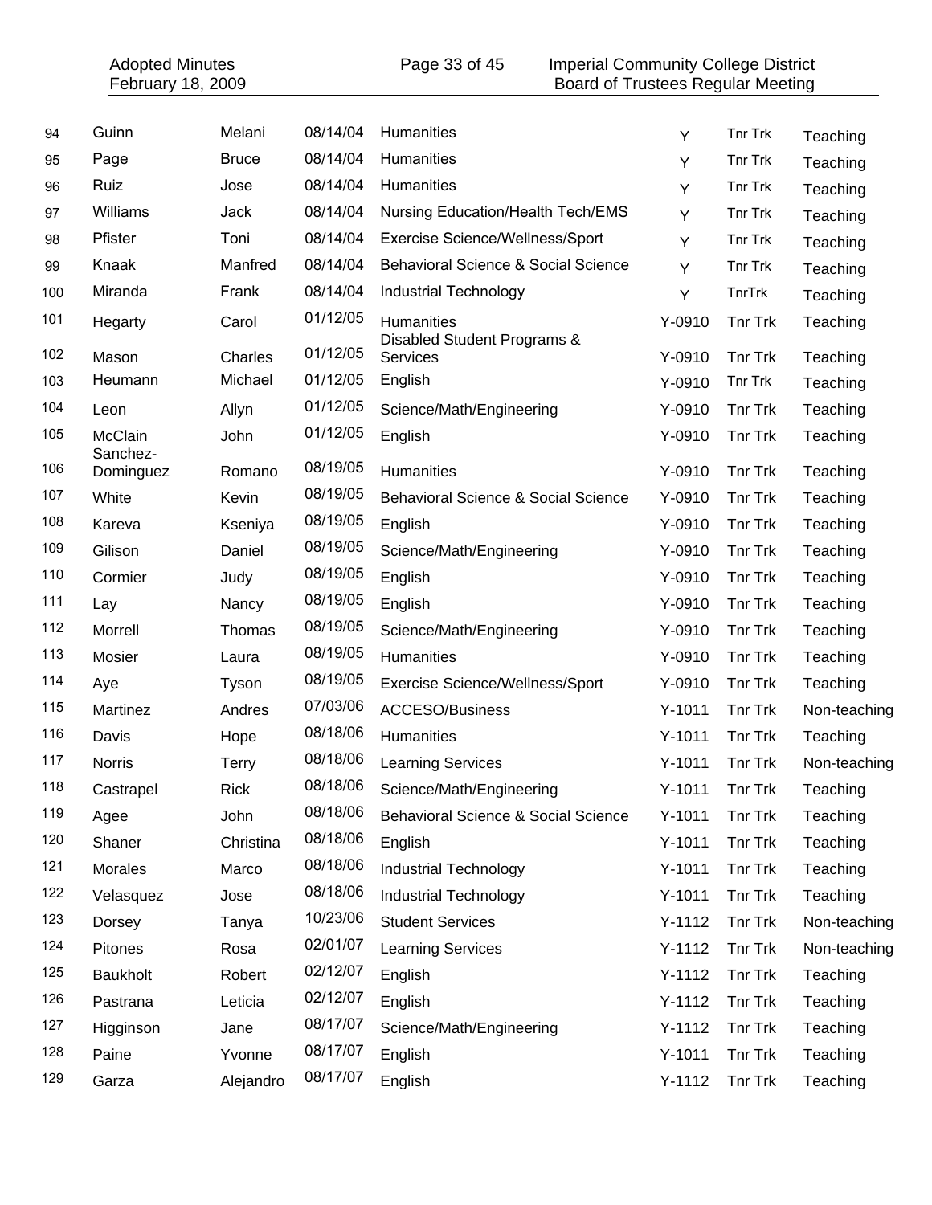| | | | | | | | |
|---|---|---|---|---|---|---|---|
| 94 | Guinn | Melani | 08/14/04 | Humanities | Y | Tnr Trk | Teaching |
| 95 | Page | Bruce | 08/14/04 | Humanities | Y | Tnr Trk | Teaching |
| 96 | Ruiz | Jose | 08/14/04 | Humanities | Y | Tnr Trk | Teaching |
| 97 | Williams | Jack | 08/14/04 | Nursing Education/Health Tech/EMS | Y | Tnr Trk | Teaching |
| 98 | Pfister | Toni | 08/14/04 | Exercise Science/Wellness/Sport | Y | Tnr Trk | Teaching |
| 99 | Knaak | Manfred | 08/14/04 | Behavioral Science & Social Science | Y | Tnr Trk | Teaching |
| 100 | Miranda | Frank | 08/14/04 | Industrial Technology | Y | TnrTrk | Teaching |
| 101 | Hegarty | Carol | 01/12/05 | Humanities | Y-0910 | Tnr Trk | Teaching |
| 102 | Mason | Charles | 01/12/05 | Disabled Student Programs & Services | Y-0910 | Tnr Trk | Teaching |
| 103 | Heumann | Michael | 01/12/05 | English | Y-0910 | Tnr Trk | Teaching |
| 104 | Leon | Allyn | 01/12/05 | Science/Math/Engineering | Y-0910 | Tnr Trk | Teaching |
| 105 | McClain | John | 01/12/05 | English | Y-0910 | Tnr Trk | Teaching |
| 106 | Sanchez-Dominguez | Romano | 08/19/05 | Humanities | Y-0910 | Tnr Trk | Teaching |
| 107 | White | Kevin | 08/19/05 | Behavioral Science & Social Science | Y-0910 | Tnr Trk | Teaching |
| 108 | Kareva | Kseniya | 08/19/05 | English | Y-0910 | Tnr Trk | Teaching |
| 109 | Gilison | Daniel | 08/19/05 | Science/Math/Engineering | Y-0910 | Tnr Trk | Teaching |
| 110 | Cormier | Judy | 08/19/05 | English | Y-0910 | Tnr Trk | Teaching |
| 111 | Lay | Nancy | 08/19/05 | English | Y-0910 | Tnr Trk | Teaching |
| 112 | Morrell | Thomas | 08/19/05 | Science/Math/Engineering | Y-0910 | Tnr Trk | Teaching |
| 113 | Mosier | Laura | 08/19/05 | Humanities | Y-0910 | Tnr Trk | Teaching |
| 114 | Aye | Tyson | 08/19/05 | Exercise Science/Wellness/Sport | Y-0910 | Tnr Trk | Teaching |
| 115 | Martinez | Andres | 07/03/06 | ACCESO/Business | Y-1011 | Tnr Trk | Non-teaching |
| 116 | Davis | Hope | 08/18/06 | Humanities | Y-1011 | Tnr Trk | Teaching |
| 117 | Norris | Terry | 08/18/06 | Learning Services | Y-1011 | Tnr Trk | Non-teaching |
| 118 | Castrapel | Rick | 08/18/06 | Science/Math/Engineering | Y-1011 | Tnr Trk | Teaching |
| 119 | Agee | John | 08/18/06 | Behavioral Science & Social Science | Y-1011 | Tnr Trk | Teaching |
| 120 | Shaner | Christina | 08/18/06 | English | Y-1011 | Tnr Trk | Teaching |
| 121 | Morales | Marco | 08/18/06 | Industrial Technology | Y-1011 | Tnr Trk | Teaching |
| 122 | Velasquez | Jose | 08/18/06 | Industrial Technology | Y-1011 | Tnr Trk | Teaching |
| 123 | Dorsey | Tanya | 10/23/06 | Student Services | Y-1112 | Tnr Trk | Non-teaching |
| 124 | Pitones | Rosa | 02/01/07 | Learning Services | Y-1112 | Tnr Trk | Non-teaching |
| 125 | Baukholt | Robert | 02/12/07 | English | Y-1112 | Tnr Trk | Teaching |
| 126 | Pastrana | Leticia | 02/12/07 | English | Y-1112 | Tnr Trk | Teaching |
| 127 | Higginson | Jane | 08/17/07 | Science/Math/Engineering | Y-1112 | Tnr Trk | Teaching |
| 128 | Paine | Yvonne | 08/17/07 | English | Y-1011 | Tnr Trk | Teaching |
| 129 | Garza | Alejandro | 08/17/07 | English | Y-1112 | Tnr Trk | Teaching |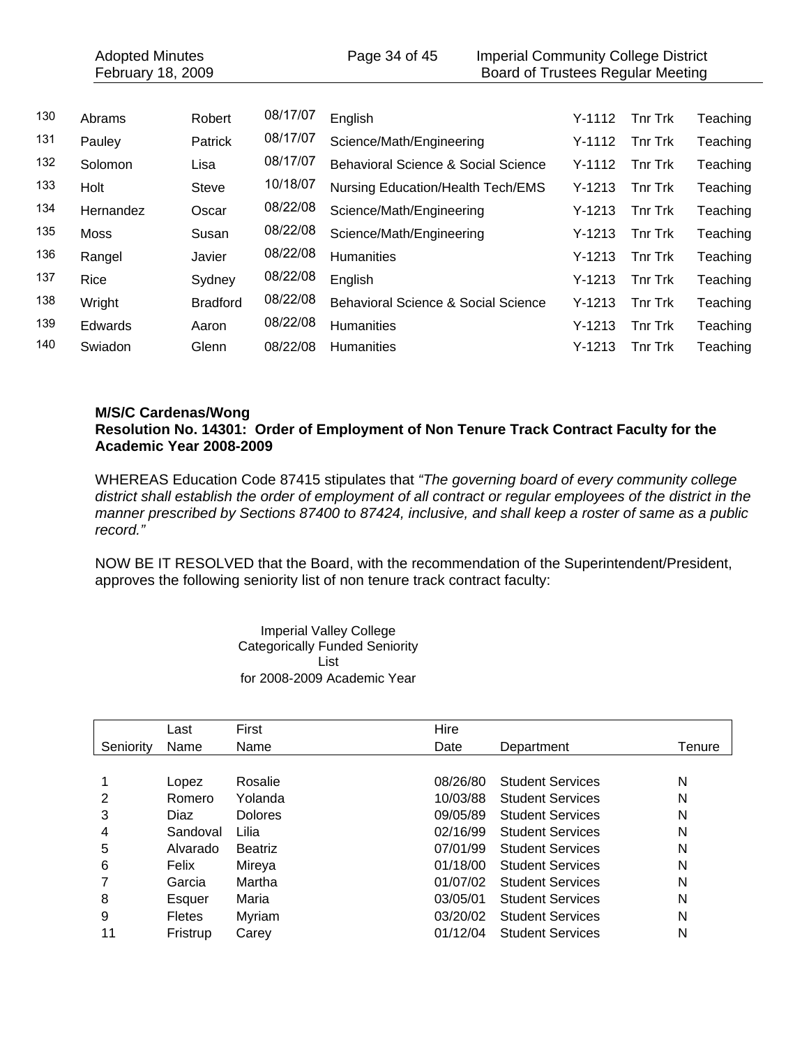| | | | | | | | |
|---|---|---|---|---|---|---|---|
| 130 | Abrams | Robert | 08/17/07 | English | Y-1112 | Tnr Trk | Teaching |
| 131 | Pauley | Patrick | 08/17/07 | Science/Math/Engineering | Y-1112 | Tnr Trk | Teaching |
| 132 | Solomon | Lisa | 08/17/07 | Behavioral Science & Social Science | Y-1112 | Tnr Trk | Teaching |
| 133 | Holt | Steve | 10/18/07 | Nursing Education/Health Tech/EMS | Y-1213 | Tnr Trk | Teaching |
| 134 | Hernandez | Oscar | 08/22/08 | Science/Math/Engineering | Y-1213 | Tnr Trk | Teaching |
| 135 | Moss | Susan | 08/22/08 | Science/Math/Engineering | Y-1213 | Tnr Trk | Teaching |
| 136 | Rangel | Javier | 08/22/08 | Humanities | Y-1213 | Tnr Trk | Teaching |
| 137 | Rice | Sydney | 08/22/08 | English | Y-1213 | Tnr Trk | Teaching |
| 138 | Wright | Bradford | 08/22/08 | Behavioral Science & Social Science | Y-1213 | Tnr Trk | Teaching |
| 139 | Edwards | Aaron | 08/22/08 | Humanities | Y-1213 | Tnr Trk | Teaching |
| 140 | Swiadon | Glenn | 08/22/08 | Humanities | Y-1213 | Tnr Trk | Teaching |

**M/S/C Cardenas/Wong**
**Resolution No. 14301: Order of Employment of Non Tenure Track Contract Faculty for the Academic Year 2008-2009**

WHEREAS Education Code 87415 stipulates that *"The governing board of every community college district shall establish the order of employment of all contract or regular employees of the district in the manner prescribed by Sections 87400 to 87424, inclusive, and shall keep a roster of same as a public record."*

NOW BE IT RESOLVED that the Board, with the recommendation of the Superintendent/President, approves the following seniority list of non tenure track contract faculty:

Imperial Valley College
Categorically Funded Seniority List
for 2008-2009 Academic Year

| Seniority | Last Name | First Name | Hire Date | Department | Tenure |
|---|---|---|---|---|---|
| 1 | Lopez | Rosalie | 08/26/80 | Student Services | N |
| 2 | Romero | Yolanda | 10/03/88 | Student Services | N |
| 3 | Diaz | Dolores | 09/05/89 | Student Services | N |
| 4 | Sandoval | Lilia | 02/16/99 | Student Services | N |
| 5 | Alvarado | Beatriz | 07/01/99 | Student Services | N |
| 6 | Felix | Mireya | 01/18/00 | Student Services | N |
| 7 | Garcia | Martha | 01/07/02 | Student Services | N |
| 8 | Esquer | Maria | 03/05/01 | Student Services | N |
| 9 | Fletes | Myriam | 03/20/02 | Student Services | N |
| 11 | Fristrup | Carey | 01/12/04 | Student Services | N |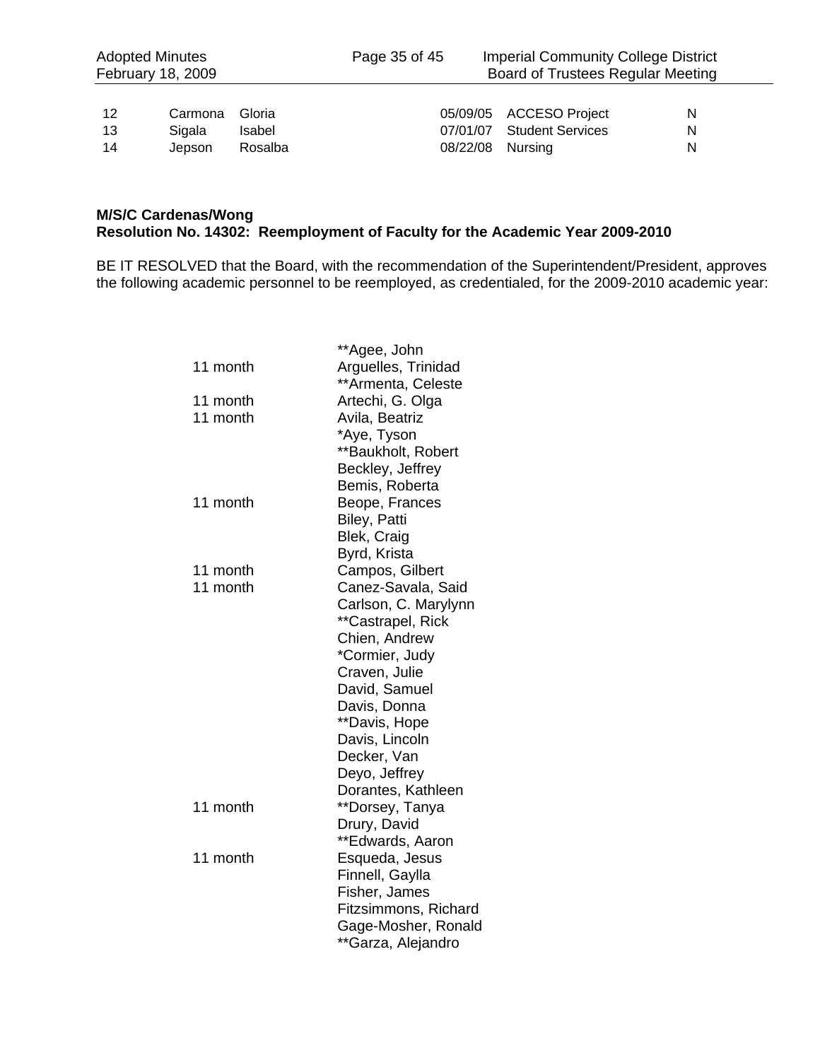| | | | | | |
|---|---|---|---|---|---|
| 12 | Carmona | Gloria | 05/09/05 | ACCESO Project | N |
| 13 | Sigala | Isabel | 07/01/07 | Student Services | N |
| 14 | Jepson | Rosalba | 08/22/08 | Nursing | N |

**M/S/C Cardenas/Wong**
**Resolution No. 14302: Reemployment of Faculty for the Academic Year 2009-2010**

BE IT RESOLVED that the Board, with the recommendation of the Superintendent/President, approves the following academic personnel to be reemployed, as credentialed, for the 2009-2010 academic year:

| | |
|---|---|
| | **Agee, John |
| 11 month | Arguelles, Trinidad |
| | **Armenta, Celeste |
| 11 month | Artechi, G. Olga |
| 11 month | Avila, Beatriz |
| | *Aye, Tyson |
| | **Baukholt, Robert |
| | Beckley, Jeffrey |
| | Bemis, Roberta |
| 11 month | Beope, Frances |
| | Biley, Patti |
| | Blek, Craig |
| | Byrd, Krista |
| 11 month | Campos, Gilbert |
| 11 month | Canez-Savala, Said |
| | Carlson, C. Marylynn |
| | **Castrapel, Rick |
| | Chien, Andrew |
| | *Cormier, Judy |
| | Craven, Julie |
| | David, Samuel |
| | Davis, Donna |
| | **Davis, Hope |
| | Davis, Lincoln |
| | Decker, Van |
| | Deyo, Jeffrey |
| | Dorantes, Kathleen |
| 11 month | **Dorsey, Tanya |
| | Drury, David |
| | **Edwards, Aaron |
| 11 month | Esqueda, Jesus |
| | Finnell, Gaylla |
| | Fisher, James |
| | Fitzsimmons, Richard |
| | Gage-Mosher, Ronald |
| | **Garza, Alejandro |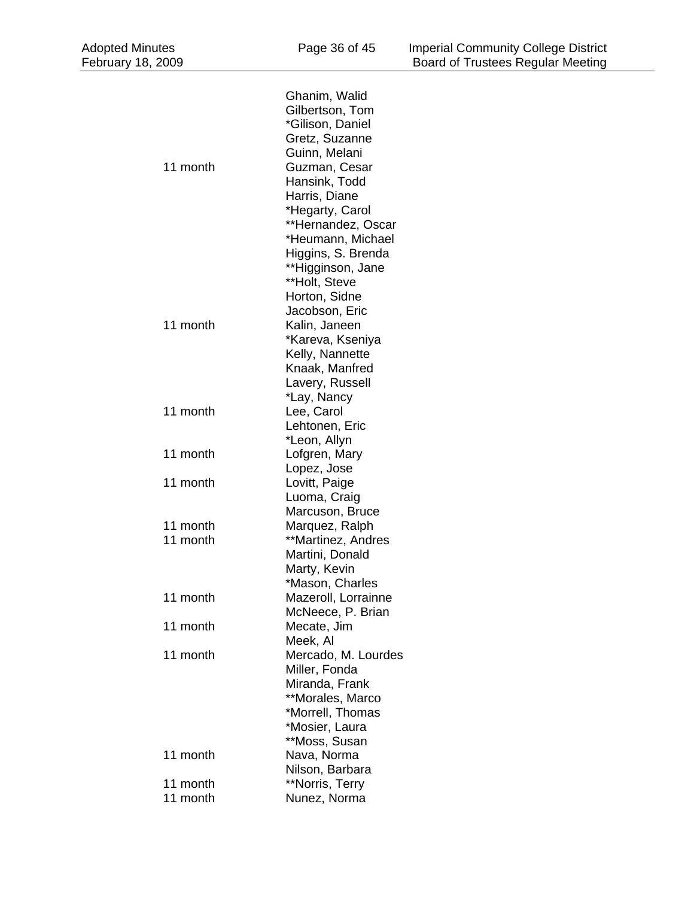| | |
|---|---|
| | Ghanim, Walid |
| | Gilbertson, Tom |
| | *Gilison, Daniel |
| | Gretz, Suzanne |
| | Guinn, Melani |
| 11 month | Guzman, Cesar |
| | Hansink, Todd |
| | Harris, Diane |
| | *Hegarty, Carol |
| | **Hernandez, Oscar |
| | *Heumann, Michael |
| | Higgins, S. Brenda |
| | **Higginson, Jane |
| | **Holt, Steve |
| | Horton, Sidne |
| | Jacobson, Eric |
| 11 month | Kalin, Janeen |
| | *Kareva, Kseniya |
| | Kelly, Nannette |
| | Knaak, Manfred |
| | Lavery, Russell |
| | *Lay, Nancy |
| 11 month | Lee, Carol |
| | Lehtonen, Eric |
| | *Leon, Allyn |
| 11 month | Lofgren, Mary |
| | Lopez, Jose |
| 11 month | Lovitt, Paige |
| | Luoma, Craig |
| | Marcuson, Bruce |
| 11 month | Marquez, Ralph |
| 11 month | **Martinez, Andres |
| | Martini, Donald |
| | Marty, Kevin |
| | *Mason, Charles |
| 11 month | Mazeroll, Lorrainne |
| | McNeece, P. Brian |
| 11 month | Mecate, Jim |
| | Meek, Al |
| 11 month | Mercado, M. Lourdes |
| | Miller, Fonda |
| | Miranda, Frank |
| | **Morales, Marco |
| | *Morrell, Thomas |
| | *Mosier, Laura |
| | **Moss, Susan |
| 11 month | Nava, Norma |
| | Nilson, Barbara |
| 11 month | **Norris, Terry |
| 11 month | Nunez, Norma |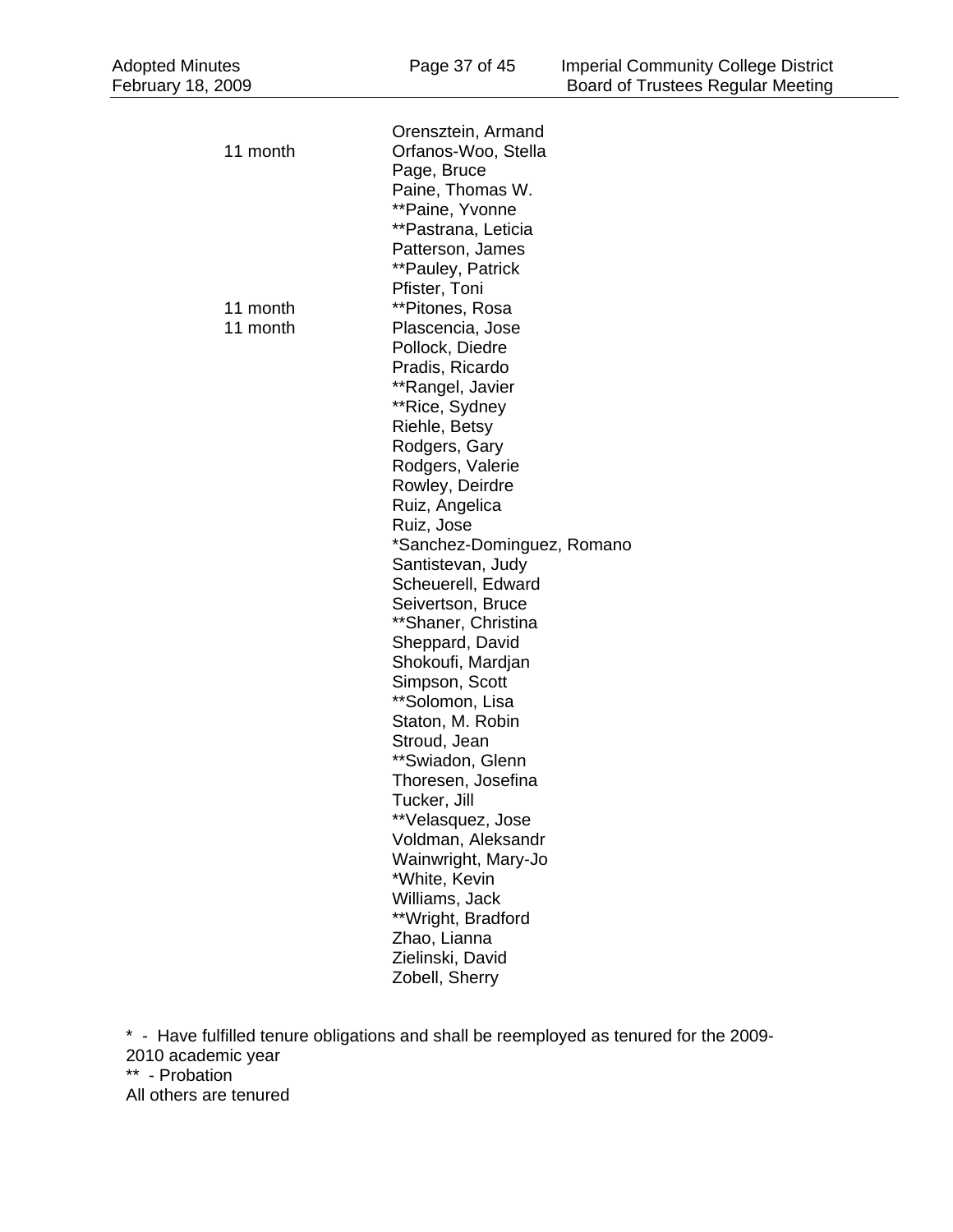| | |
|---|---|
| | Orensztein, Armand |
| 11 month | Orfanos-Woo, Stella |
| | Page, Bruce |
| | Paine, Thomas W. |
| | **Paine, Yvonne |
| | **Pastrana, Leticia |
| | Patterson, James |
| | **Pauley, Patrick |
| | Pfister, Toni |
| 11 month | **Pitones, Rosa |
| 11 month | Plascencia, Jose |
| | Pollock, Diedre |
| | Pradis, Ricardo |
| | **Rangel, Javier |
| | **Rice, Sydney |
| | Riehle, Betsy |
| | Rodgers, Gary |
| | Rodgers, Valerie |
| | Rowley, Deirdre |
| | Ruiz, Angelica |
| | Ruiz, Jose |
| | *Sanchez-Dominguez, Romano |
| | Santistevan, Judy |
| | Scheuerell, Edward |
| | Seivertson, Bruce |
| | **Shaner, Christina |
| | Sheppard, David |
| | Shokoufi, Mardjan |
| | Simpson, Scott |
| | **Solomon, Lisa |
| | Staton, M. Robin |
| | Stroud, Jean |
| | **Swiadon, Glenn |
| | Thoresen, Josefina |
| | Tucker, Jill |
| | **Velasquez, Jose |
| | Voldman, Aleksandr |
| | Wainwright, Mary-Jo |
| | *White, Kevin |
| | Williams, Jack |
| | **Wright, Bradford |
| | Zhao, Lianna |
| | Zielinski, David |
| | Zobell, Sherry |

\* - Have fulfilled tenure obligations and shall be reemployed as tenured for the 2009-2010 academic year

\** - Probation

All others are tenured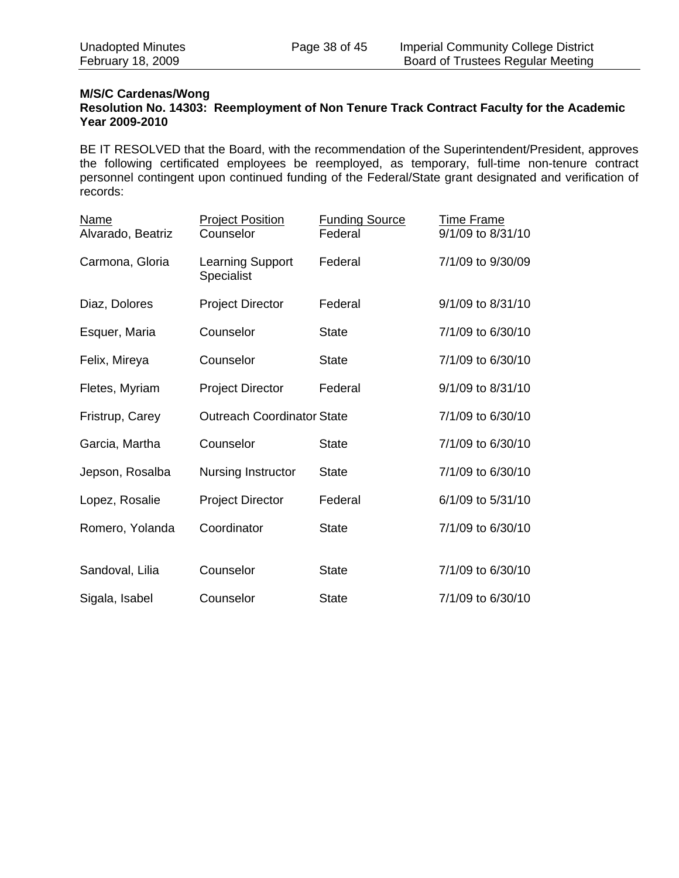**M/S/C Cardenas/Wong**
**Resolution No. 14303: Reemployment of Non Tenure Track Contract Faculty for the Academic Year 2009-2010**

BE IT RESOLVED that the Board, with the recommendation of the Superintendent/President, approves the following certificated employees be reemployed, as temporary, full-time non-tenure contract personnel contingent upon continued funding of the Federal/State grant designated and verification of records:

| Name | Project Position | Funding Source | Time Frame |
|---|---|---|---|
| Alvarado, Beatriz | Counselor | Federal | 9/1/09 to 8/31/10 |
| Carmona, Gloria | Learning Support Specialist | Federal | 7/1/09 to 9/30/09 |
| Diaz, Dolores | Project Director | Federal | 9/1/09 to 8/31/10 |
| Esquer, Maria | Counselor | State | 7/1/09 to 6/30/10 |
| Felix, Mireya | Counselor | State | 7/1/09 to 6/30/10 |
| Fletes, Myriam | Project Director | Federal | 9/1/09 to 8/31/10 |
| Fristrup, Carey | Outreach Coordinator | State | 7/1/09 to 6/30/10 |
| Garcia, Martha | Counselor | State | 7/1/09 to 6/30/10 |
| Jepson, Rosalba | Nursing Instructor | State | 7/1/09 to 6/30/10 |
| Lopez, Rosalie | Project Director | Federal | 6/1/09 to 5/31/10 |
| Romero, Yolanda | Coordinator | State | 7/1/09 to 6/30/10 |
| Sandoval, Lilia | Counselor | State | 7/1/09 to 6/30/10 |
| Sigala, Isabel | Counselor | State | 7/1/09 to 6/30/10 |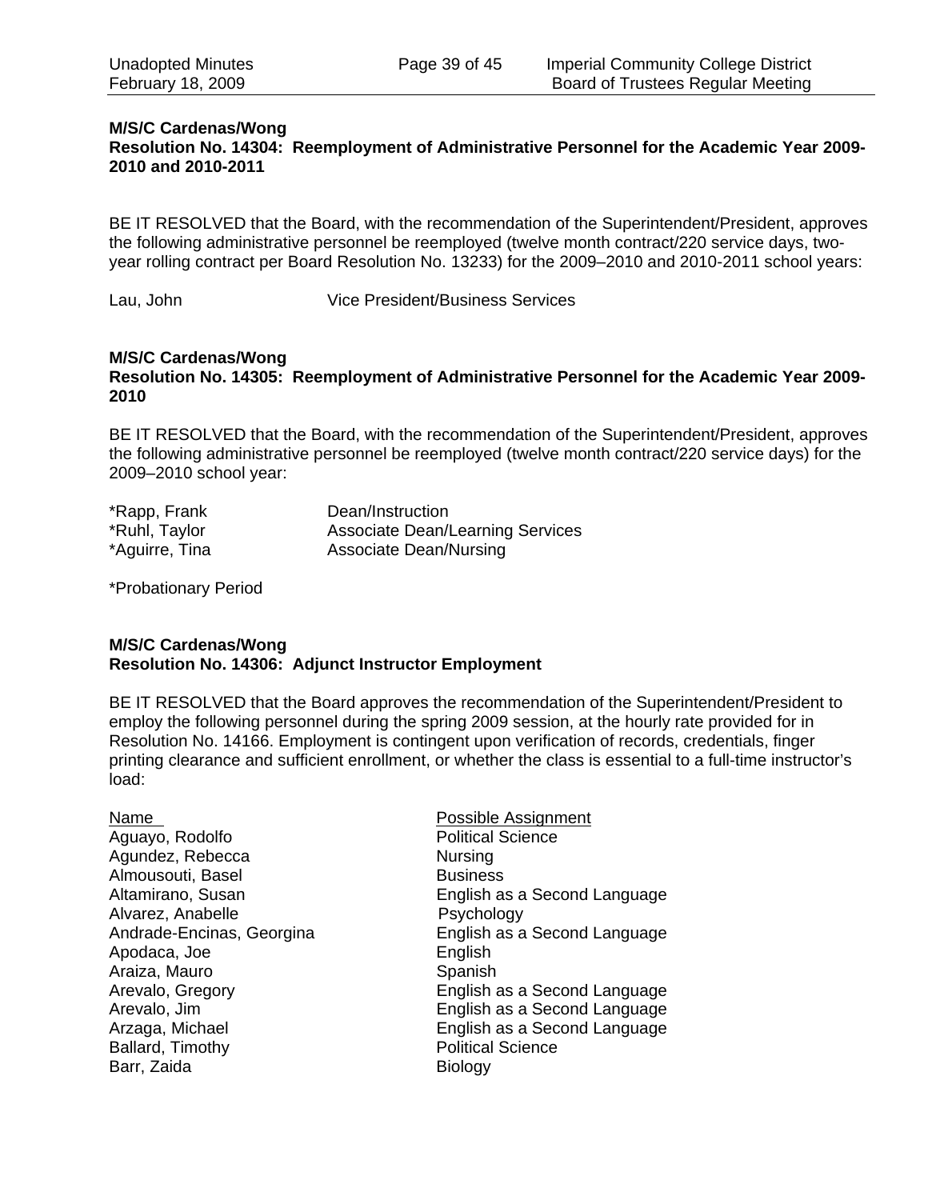**M/S/C Cardenas/Wong**
**Resolution No. 14304: Reemployment of Administrative Personnel for the Academic Year 2009-2010 and 2010-2011**

BE IT RESOLVED that the Board, with the recommendation of the Superintendent/President, approves the following administrative personnel be reemployed (twelve month contract/220 service days, two-year rolling contract per Board Resolution No. 13233) for the 2009–2010 and 2010-2011 school years:

| | |
|---|---|
| Lau, John | Vice President/Business Services |

**M/S/C Cardenas/Wong**
**Resolution No. 14305: Reemployment of Administrative Personnel for the Academic Year 2009-2010**

BE IT RESOLVED that the Board, with the recommendation of the Superintendent/President, approves the following administrative personnel be reemployed (twelve month contract/220 service days) for the 2009–2010 school year:

| | |
|---|---|
| *Rapp, Frank | Dean/Instruction |
| *Ruhl, Taylor | Associate Dean/Learning Services |
| *Aguirre, Tina | Associate Dean/Nursing |

*Probationary Period

**M/S/C Cardenas/Wong**
**Resolution No. 14306: Adjunct Instructor Employment**

BE IT RESOLVED that the Board approves the recommendation of the Superintendent/President to employ the following personnel during the spring 2009 session, at the hourly rate provided for in Resolution No. 14166. Employment is contingent upon verification of records, credentials, finger printing clearance and sufficient enrollment, or whether the class is essential to a full-time instructor's load:

| Name | Possible Assignment |
|---|---|
| Aguayo, Rodolfo | Political Science |
| Agundez, Rebecca | Nursing |
| Almousouti, Basel | Business |
| Altamirano, Susan | English as a Second Language |
| Alvarez, Anabelle | Psychology |
| Andrade-Encinas, Georgina | English as a Second Language |
| Apodaca, Joe | English |
| Araiza, Mauro | Spanish |
| Arevalo, Gregory | English as a Second Language |
| Arevalo, Jim | English as a Second Language |
| Arzaga, Michael | English as a Second Language |
| Ballard, Timothy | Political Science |
| Barr, Zaida | Biology |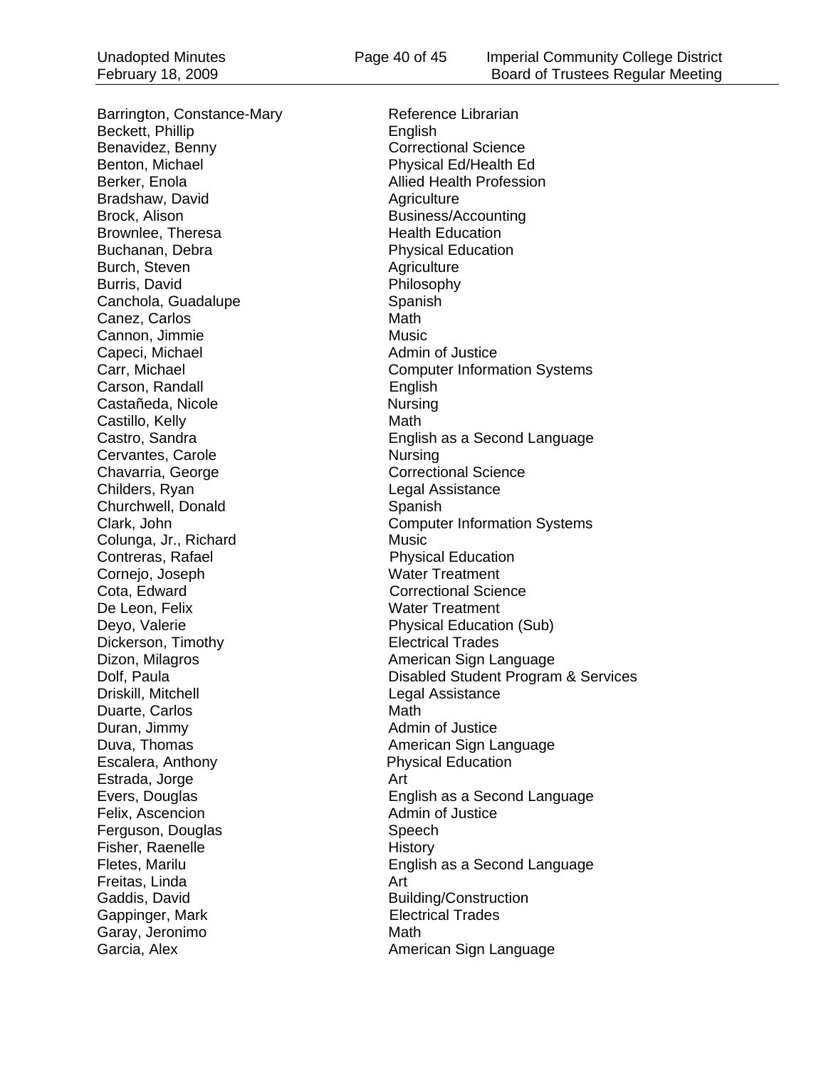| Name | Discipline |
| --- | --- |
| Barrington, Constance-Mary | Reference Librarian |
| Beckett, Phillip | English |
| Benavidez, Benny | Correctional Science |
| Benton, Michael | Physical Ed/Health Ed |
| Berker, Enola | Allied Health Profession |
| Bradshaw, David | Agriculture |
| Brock, Alison | Business/Accounting |
| Brownlee, Theresa | Health Education |
| Buchanan, Debra | Physical Education |
| Burch, Steven | Agriculture |
| Burris, David | Philosophy |
| Canchola, Guadalupe | Spanish |
| Canez, Carlos | Math |
| Cannon, Jimmie | Music |
| Capeci, Michael | Admin of Justice |
| Carr, Michael | Computer Information Systems |
| Carson, Randall | English |
| Castañeda, Nicole | Nursing |
| Castillo, Kelly | Math |
| Castro, Sandra | English as a Second Language |
| Cervantes, Carole | Nursing |
| Chavarria, George | Correctional Science |
| Childers, Ryan | Legal Assistance |
| Churchwell, Donald | Spanish |
| Clark, John | Computer Information Systems |
| Colunga, Jr., Richard | Music |
| Contreras, Rafael | Physical Education |
| Cornejo, Joseph | Water Treatment |
| Cota, Edward | Correctional Science |
| De Leon, Felix | Water Treatment |
| Deyo, Valerie | Physical Education (Sub) |
| Dickerson, Timothy | Electrical Trades |
| Dizon, Milagros | American Sign Language |
| Dolf, Paula | Disabled Student Program & Services |
| Driskill, Mitchell | Legal Assistance |
| Duarte, Carlos | Math |
| Duran, Jimmy | Admin of Justice |
| Duva, Thomas | American Sign Language |
| Escalera, Anthony | Physical Education |
| Estrada, Jorge | Art |
| Evers, Douglas | English as a Second Language |
| Felix, Ascencion | Admin of Justice |
| Ferguson, Douglas | Speech |
| Fisher, Raenelle | History |
| Fletes, Marilu | English as a Second Language |
| Freitas, Linda | Art |
| Gaddis, David | Building/Construction |
| Gappinger, Mark | Electrical Trades |
| Garay, Jeronimo | Math |
| Garcia, Alex | American Sign Language |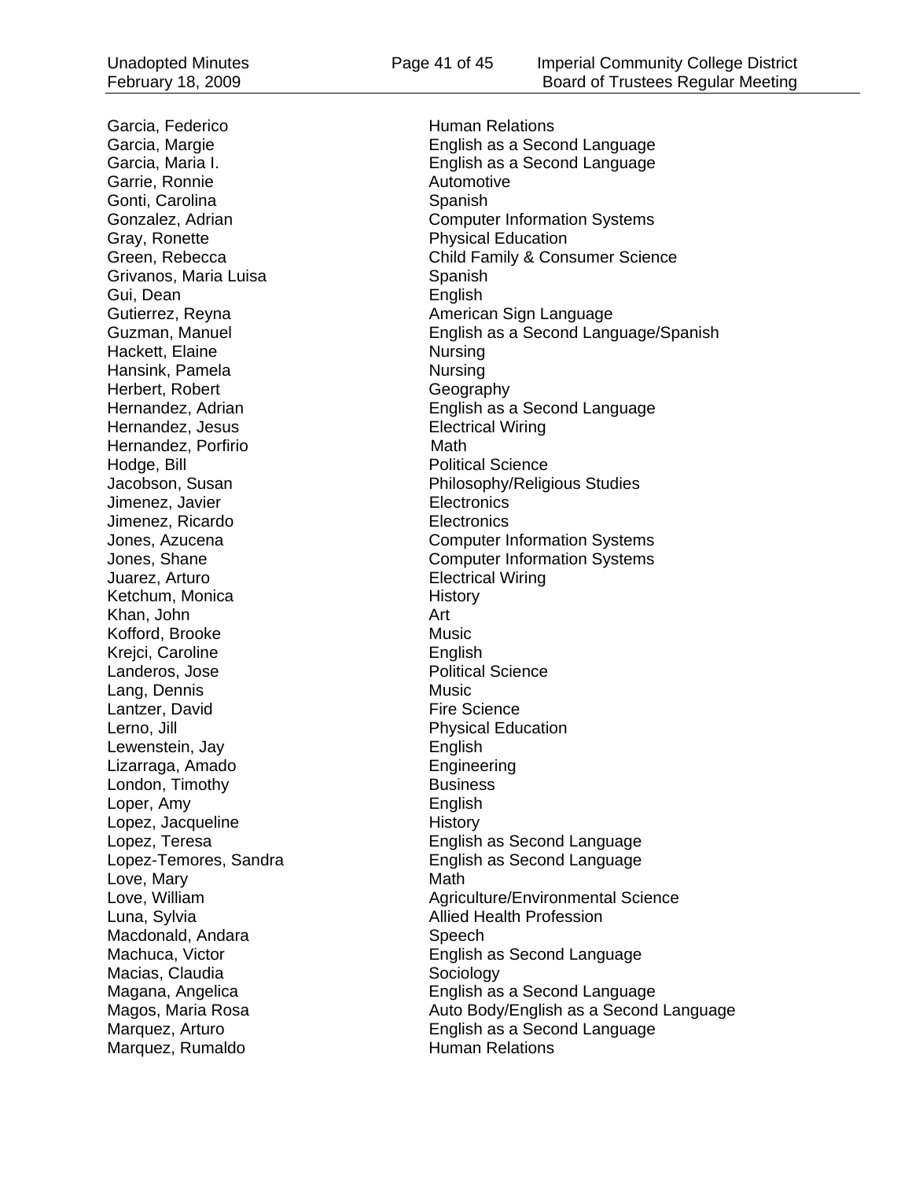| | |
|---|---|
| Garcia, Federico | Human Relations |
| Garcia, Margie | English as a Second Language |
| Garcia, Maria I. | English as a Second Language |
| Garrie, Ronnie | Automotive |
| Gonti, Carolina | Spanish |
| Gonzalez, Adrian | Computer Information Systems |
| Gray, Ronette | Physical Education |
| Green, Rebecca | Child Family & Consumer Science |
| Grivanos, Maria Luisa | Spanish |
| Gui, Dean | English |
| Gutierrez, Reyna | American Sign Language |
| Guzman, Manuel | English as a Second Language/Spanish |
| Hackett, Elaine | Nursing |
| Hansink, Pamela | Nursing |
| Herbert, Robert | Geography |
| Hernandez, Adrian | English as a Second Language |
| Hernandez, Jesus | Electrical Wiring |
| Hernandez, Porfirio | Math |
| Hodge, Bill | Political Science |
| Jacobson, Susan | Philosophy/Religious Studies |
| Jimenez, Javier | Electronics |
| Jimenez, Ricardo | Electronics |
| Jones, Azucena | Computer Information Systems |
| Jones, Shane | Computer Information Systems |
| Juarez, Arturo | Electrical Wiring |
| Ketchum, Monica | History |
| Khan, John | Art |
| Kofford, Brooke | Music |
| Krejci, Caroline | English |
| Landeros, Jose | Political Science |
| Lang, Dennis | Music |
| Lantzer, David | Fire Science |
| Lerno, Jill | Physical Education |
| Lewenstein, Jay | English |
| Lizarraga, Amado | Engineering |
| London, Timothy | Business |
| Loper, Amy | English |
| Lopez, Jacqueline | History |
| Lopez, Teresa | English as Second Language |
| Lopez-Temores, Sandra | English as Second Language |
| Love, Mary | Math |
| Love, William | Agriculture/Environmental Science |
| Luna, Sylvia | Allied Health Profession |
| Macdonald, Andara | Speech |
| Machuca, Victor | English as Second Language |
| Macias, Claudia | Sociology |
| Magana, Angelica | English as a Second Language |
| Magos, Maria Rosa | Auto Body/English as a Second Language |
| Marquez, Arturo | English as a Second Language |
| Marquez, Rumaldo | Human Relations |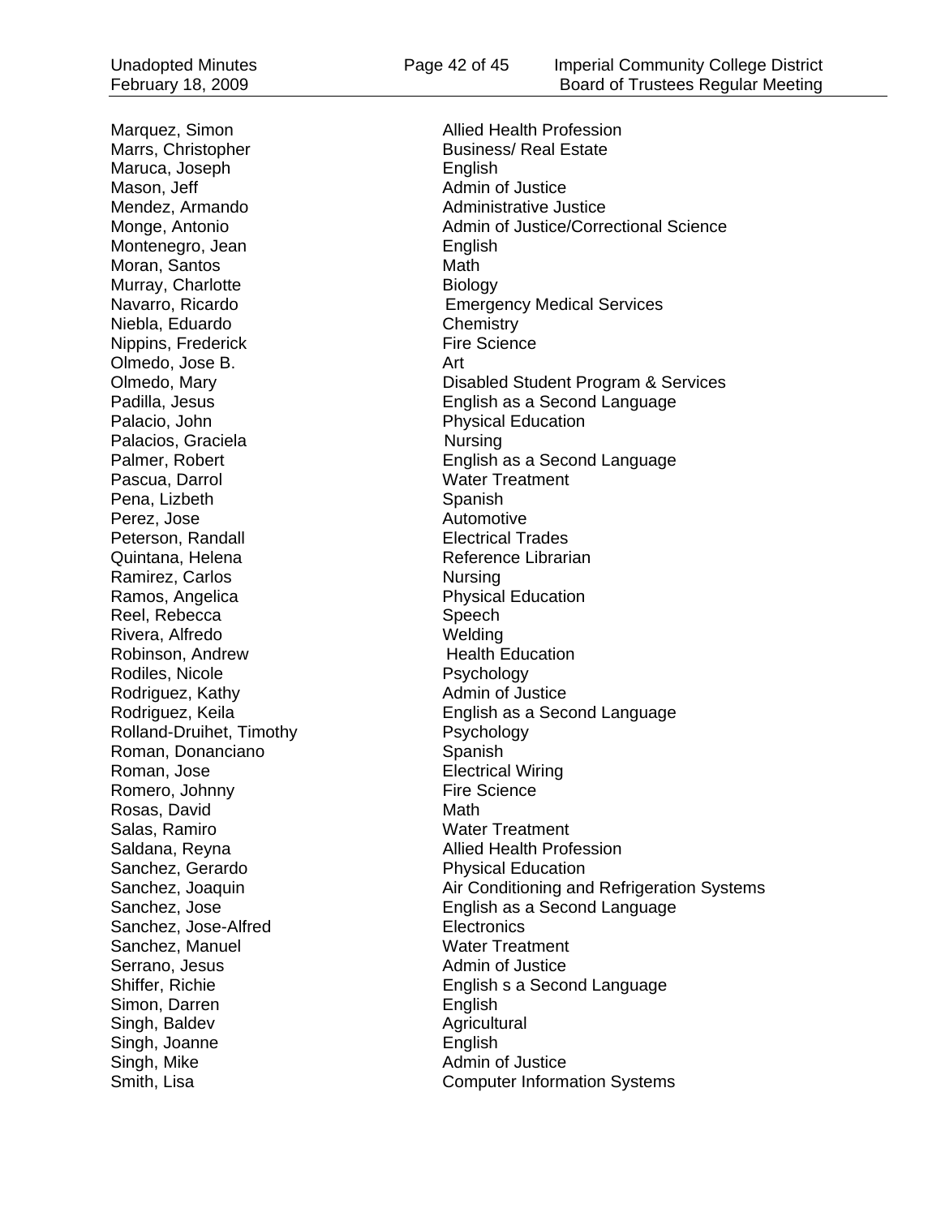| | |
|---|---|
| Marquez, Simon | Allied Health Profession |
| Marrs, Christopher | Business/ Real Estate |
| Maruca, Joseph | English |
| Mason, Jeff | Admin of Justice |
| Mendez, Armando | Administrative Justice |
| Monge, Antonio | Admin of Justice/Correctional Science |
| Montenegro, Jean | English |
| Moran, Santos | Math |
| Murray, Charlotte | Biology |
| Navarro, Ricardo | Emergency Medical Services |
| Niebla, Eduardo | Chemistry |
| Nippins, Frederick | Fire Science |
| Olmedo, Jose B. | Art |
| Olmedo, Mary | Disabled Student Program & Services |
| Padilla, Jesus | English as a Second Language |
| Palacio, John | Physical Education |
| Palacios, Graciela | Nursing |
| Palmer, Robert | English as a Second Language |
| Pascua, Darrol | Water Treatment |
| Pena, Lizbeth | Spanish |
| Perez, Jose | Automotive |
| Peterson, Randall | Electrical Trades |
| Quintana, Helena | Reference Librarian |
| Ramirez, Carlos | Nursing |
| Ramos, Angelica | Physical Education |
| Reel, Rebecca | Speech |
| Rivera, Alfredo | Welding |
| Robinson, Andrew | Health Education |
| Rodiles, Nicole | Psychology |
| Rodriguez, Kathy | Admin of Justice |
| Rodriguez, Keila | English as a Second Language |
| Rolland-Druihet, Timothy | Psychology |
| Roman, Donanciano | Spanish |
| Roman, Jose | Electrical Wiring |
| Romero, Johnny | Fire Science |
| Rosas, David | Math |
| Salas, Ramiro | Water Treatment |
| Saldana, Reyna | Allied Health Profession |
| Sanchez, Gerardo | Physical Education |
| Sanchez, Joaquin | Air Conditioning and Refrigeration Systems |
| Sanchez, Jose | English as a Second Language |
| Sanchez, Jose-Alfred | Electronics |
| Sanchez, Manuel | Water Treatment |
| Serrano, Jesus | Admin of Justice |
| Shiffer, Richie | English s a Second Language |
| Simon, Darren | English |
| Singh, Baldev | Agricultural |
| Singh, Joanne | English |
| Singh, Mike | Admin of Justice |
| Smith, Lisa | Computer Information Systems |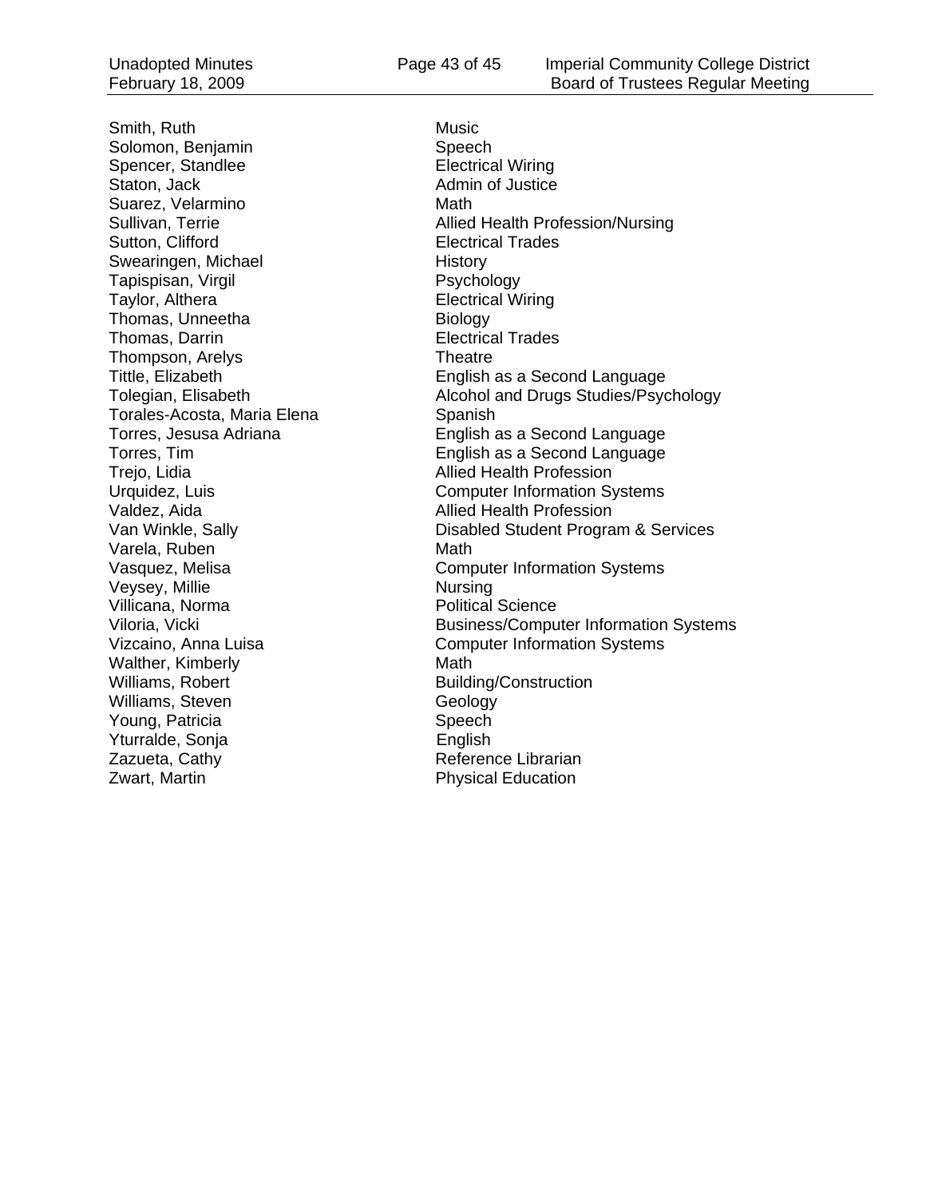| | |
|---|---|
| Smith, Ruth | Music |
| Solomon, Benjamin | Speech |
| Spencer, Standlee | Electrical Wiring |
| Staton, Jack | Admin of Justice |
| Suarez, Velarmino | Math |
| Sullivan, Terrie | Allied Health Profession/Nursing |
| Sutton, Clifford | Electrical Trades |
| Swearingen, Michael | History |
| Tapispisan, Virgil | Psychology |
| Taylor, Althera | Electrical Wiring |
| Thomas, Unneetha | Biology |
| Thomas, Darrin | Electrical Trades |
| Thompson, Arelys | Theatre |
| Tittle, Elizabeth | English as a Second Language |
| Tolegian, Elisabeth | Alcohol and Drugs Studies/Psychology |
| Torales-Acosta, Maria Elena | Spanish |
| Torres, Jesusa Adriana | English as a Second Language |
| Torres, Tim | English as a Second Language |
| Trejo, Lidia | Allied Health Profession |
| Urquidez, Luis | Computer Information Systems |
| Valdez, Aida | Allied Health Profession |
| Van Winkle, Sally | Disabled Student Program & Services |
| Varela, Ruben | Math |
| Vasquez, Melisa | Computer Information Systems |
| Veysey, Millie | Nursing |
| Villicana, Norma | Political Science |
| Viloria, Vicki | Business/Computer Information Systems |
| Vizcaino, Anna Luisa | Computer Information Systems |
| Walther, Kimberly | Math |
| Williams, Robert | Building/Construction |
| Williams, Steven | Geology |
| Young, Patricia | Speech |
| Yturralde, Sonja | English |
| Zazueta, Cathy | Reference Librarian |
| Zwart, Martin | Physical Education |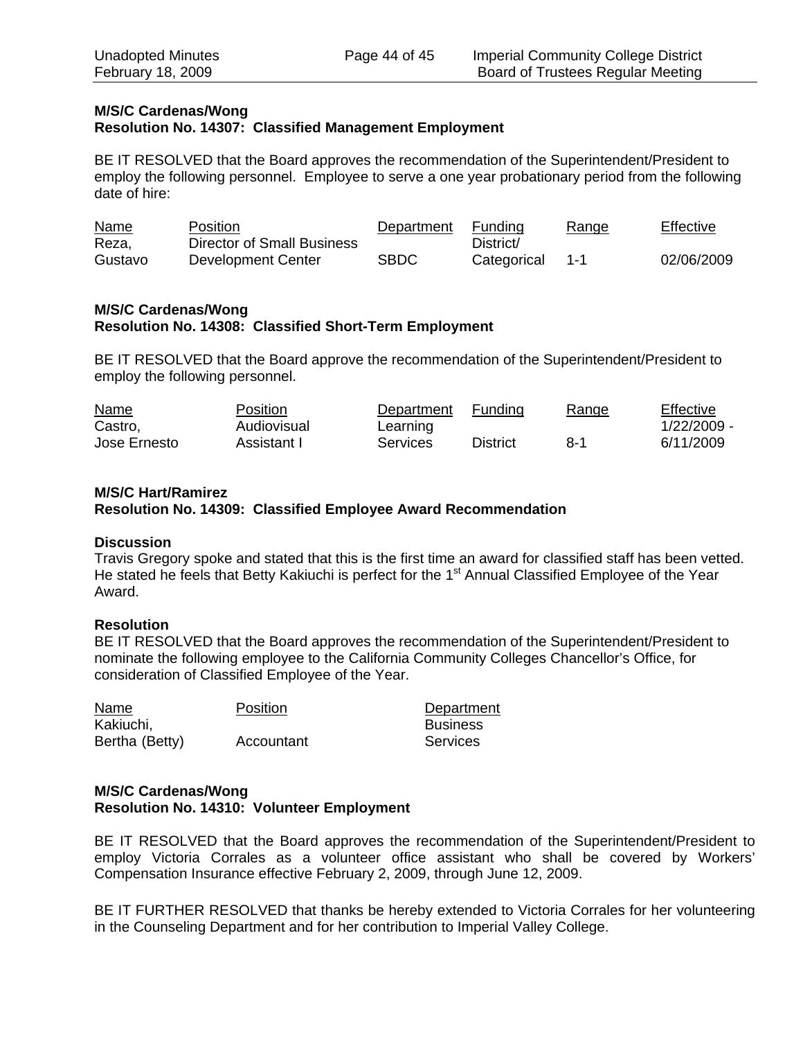**M/S/C Cardenas/Wong**
**Resolution No. 14307: Classified Management Employment**

BE IT RESOLVED that the Board approves the recommendation of the Superintendent/President to employ the following personnel. Employee to serve a one year probationary period from the following date of hire:

| Name | Position | Department | Funding | Range | Effective |
|---|---|---|---|---|---|
| Reza, Gustavo | Director of Small Business Development Center | SBDC | District/ Categorical | 1-1 | 02/06/2009 |

**M/S/C Cardenas/Wong**
**Resolution No. 14308: Classified Short-Term Employment**

BE IT RESOLVED that the Board approve the recommendation of the Superintendent/President to employ the following personnel.

| Name | Position | Department | Funding | Range | Effective |
|---|---|---|---|---|---|
| Castro, Jose Ernesto | Audiovisual Assistant I | Learning Services | District | 8-1 | 1/22/2009 - 6/11/2009 |

**M/S/C Hart/Ramirez**
**Resolution No. 14309: Classified Employee Award Recommendation**

**Discussion**
Travis Gregory spoke and stated that this is the first time an award for classified staff has been vetted. He stated he feels that Betty Kakiuchi is perfect for the 1st Annual Classified Employee of the Year Award.

**Resolution**
BE IT RESOLVED that the Board approves the recommendation of the Superintendent/President to nominate the following employee to the California Community Colleges Chancellor's Office, for consideration of Classified Employee of the Year.

| Name | Position | Department |
|---|---|---|
| Kakiuchi, Bertha (Betty) | Accountant | Business Services |

**M/S/C Cardenas/Wong**
**Resolution No. 14310: Volunteer Employment**

BE IT RESOLVED that the Board approves the recommendation of the Superintendent/President to employ Victoria Corrales as a volunteer office assistant who shall be covered by Workers' Compensation Insurance effective February 2, 2009, through June 12, 2009.

BE IT FURTHER RESOLVED that thanks be hereby extended to Victoria Corrales for her volunteering in the Counseling Department and for her contribution to Imperial Valley College.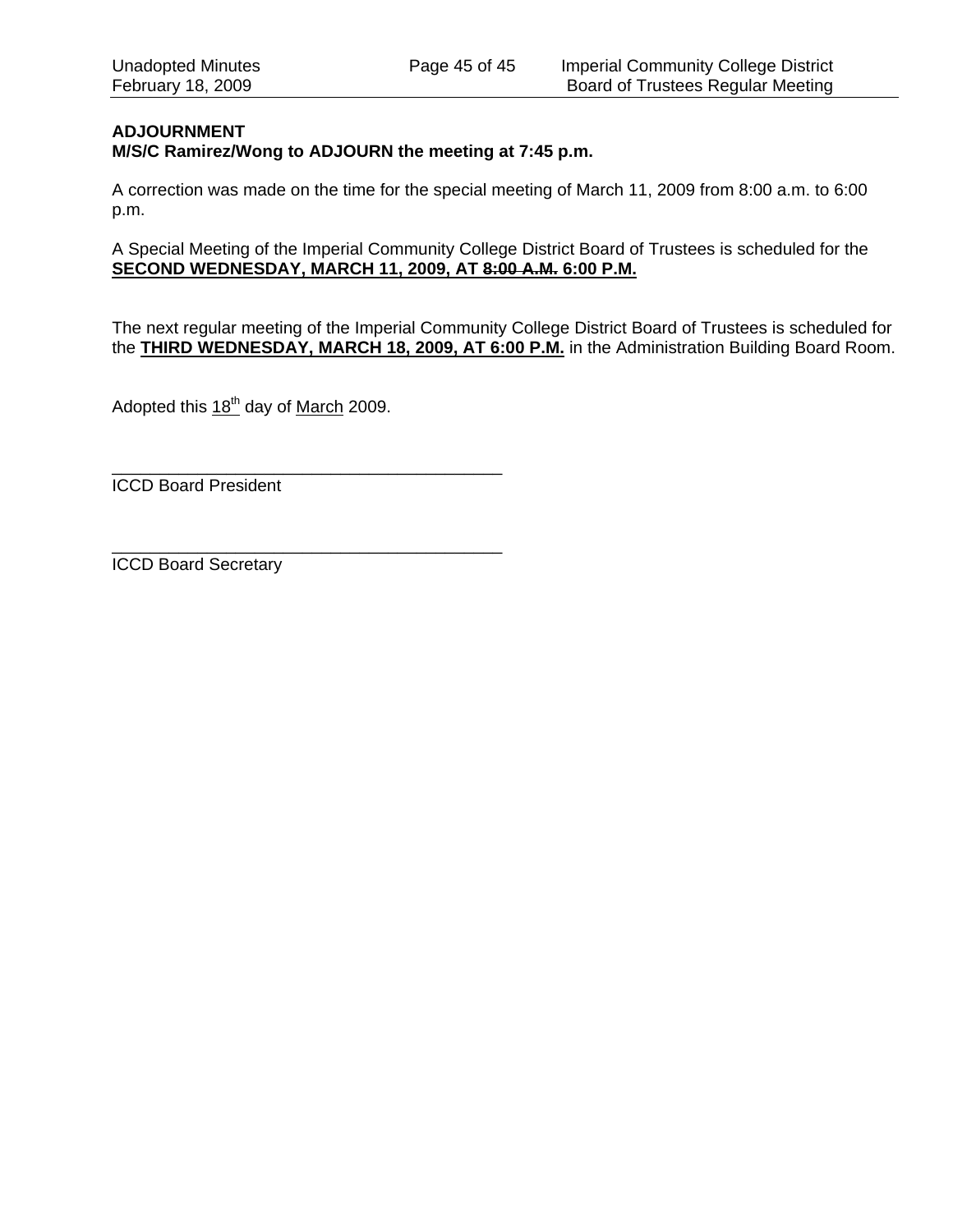**ADJOURNMENT**
**M/S/C Ramirez/Wong to ADJOURN the meeting at 7:45 p.m.**

A correction was made on the time for the special meeting of March 11, 2009 from 8:00 a.m. to 6:00 p.m.

A Special Meeting of the Imperial Community College District Board of Trustees is scheduled for the **SECOND WEDNESDAY, MARCH 11, 2009, AT ~~8:00 A.M.~~ 6:00 P.M.**

The next regular meeting of the Imperial Community College District Board of Trustees is scheduled for the **THIRD WEDNESDAY, MARCH 18, 2009, AT 6:00 P.M.** in the Administration Building Board Room.

Adopted this 18th day of March 2009.

\_\_\_\_\_\_\_\_\_\_\_\_\_\_\_\_\_\_\_\_\_\_\_\_\_\_\_\_\_\_\_\_\_\_\_\_\_\_\_\_\_\_
ICCD Board President

\_\_\_\_\_\_\_\_\_\_\_\_\_\_\_\_\_\_\_\_\_\_\_\_\_\_\_\_\_\_\_\_\_\_\_\_\_\_\_\_\_\_
ICCD Board Secretary